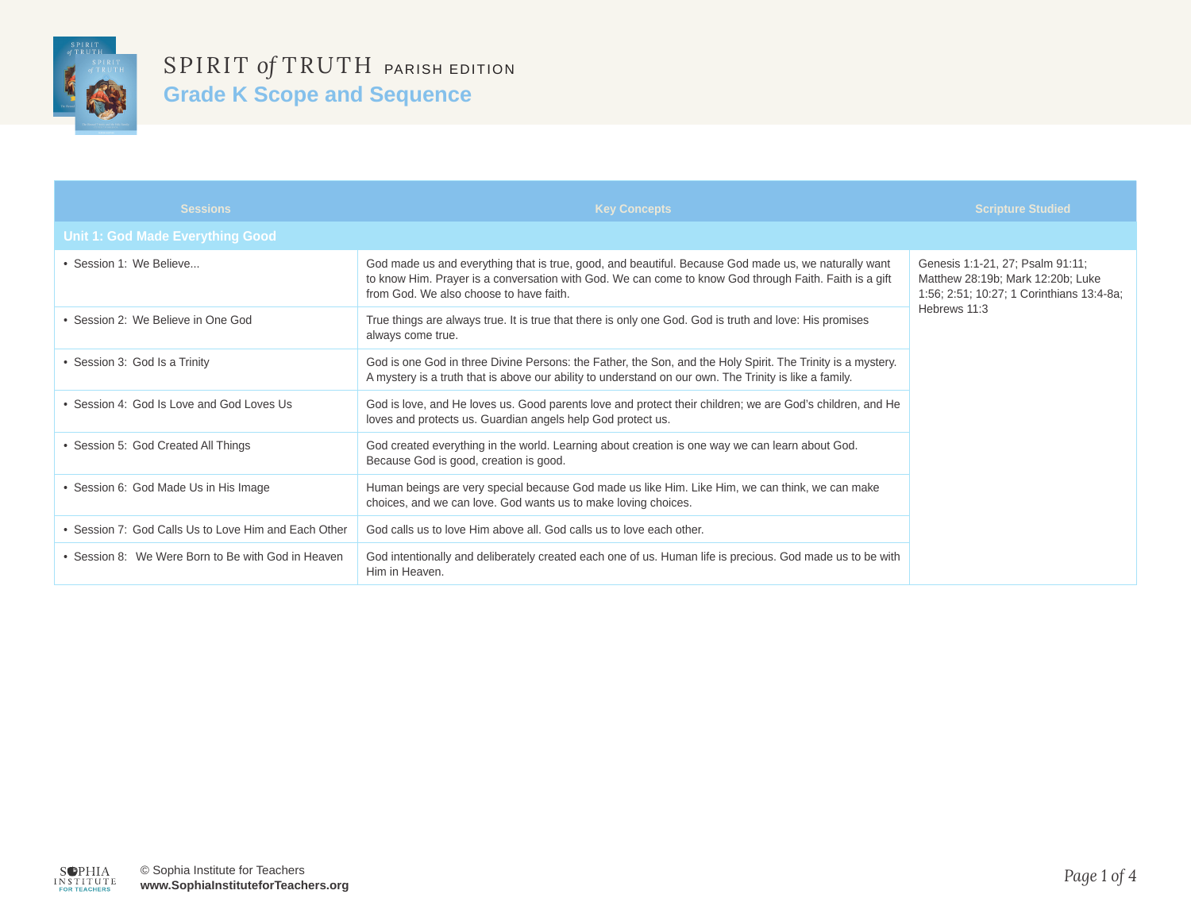# SPIRIT *of* TRUTH PARISH EDITION

## Grade K Scope and Sequence

| Sessions | Key Concepts | Scripture Studied |
|---|---|---|
| **Unit 1: God Made Everything Good** | | |
| • Session 1: We Believe... | God made us and everything that is true, good, and beautiful. Because God made us, we naturally want to know Him. Prayer is a conversation with God. We can come to know God through Faith. Faith is a gift from God. We also choose to have faith. | Genesis 1:1-21, 27; Psalm 91:11; Matthew 28:19b; Mark 12:20b; Luke 1:56; 2:51; 10:27; 1 Corinthians 13:4-8a; Hebrews 11:3 |
| • Session 2: We Believe in One God | True things are always true. It is true that there is only one God. God is truth and love: His promises always come true. | |
| • Session 3: God Is a Trinity | God is one God in three Divine Persons: the Father, the Son, and the Holy Spirit. The Trinity is a mystery. A mystery is a truth that is above our ability to understand on our own. The Trinity is like a family. | |
| • Session 4: God Is Love and God Loves Us | God is love, and He loves us. Good parents love and protect their children; we are God's children, and He loves and protects us. Guardian angels help God protect us. | |
| • Session 5: God Created All Things | God created everything in the world. Learning about creation is one way we can learn about God. Because God is good, creation is good. | |
| • Session 6: God Made Us in His Image | Human beings are very special because God made us like Him. Like Him, we can think, we can make choices, and we can love. God wants us to make loving choices. | |
| • Session 7: God Calls Us to Love Him and Each Other | God calls us to love Him above all. God calls us to love each other. | |
| • Session 8: We Were Born to Be with God in Heaven | God intentionally and deliberately created each one of us. Human life is precious. God made us to be with Him in Heaven. | |

© Sophia Institute for Teachers
**www.SophiaInstituteforTeachers.org**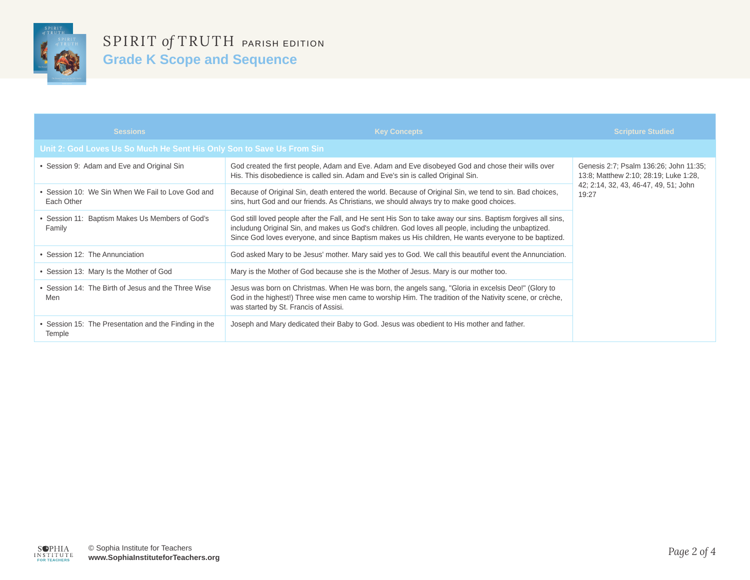# SPIRIT *of* TRUTH PARISH EDITION

## Grade K Scope and Sequence

| Sessions | Key Concepts | Scripture Studied |
|---|---|---|
| **Unit 2: God Loves Us So Much He Sent His Only Son to Save Us From Sin** | | |
| • Session 9: Adam and Eve and Original Sin | God created the first people, Adam and Eve. Adam and Eve disobeyed God and chose their wills over His. This disobedience is called sin. Adam and Eve's sin is called Original Sin. | Genesis 2:7; Psalm 136:26; John 11:35; 13:8; Matthew 2:10; 28:19; Luke 1:28, 42; 2:14, 32, 43, 46-47, 49, 51; John 19:27 |
| • Session 10: We Sin When We Fail to Love God and Each Other | Because of Original Sin, death entered the world. Because of Original Sin, we tend to sin. Bad choices, sins, hurt God and our friends. As Christians, we should always try to make good choices. | |
| • Session 11: Baptism Makes Us Members of God's Family | God still loved people after the Fall, and He sent His Son to take away our sins. Baptism forgives all sins, includung Original Sin, and makes us God's children. God loves all people, including the unbaptized. Since God loves everyone, and since Baptism makes us His children, He wants everyone to be baptized. | |
| • Session 12: The Annunciation | God asked Mary to be Jesus' mother. Mary said yes to God. We call this beautiful event the Annunciation. | |
| • Session 13: Mary Is the Mother of God | Mary is the Mother of God because she is the Mother of Jesus. Mary is our mother too. | |
| • Session 14: The Birth of Jesus and the Three Wise Men | Jesus was born on Christmas. When He was born, the angels sang, "Gloria in excelsis Deo!" (Glory to God in the highest!) Three wise men came to worship Him. The tradition of the Nativity scene, or crèche, was started by St. Francis of Assisi. | |
| • Session 15: The Presentation and the Finding in the Temple | Joseph and Mary dedicated their Baby to God. Jesus was obedient to His mother and father. | |

© Sophia Institute for Teachers
**www.SophiaInstituteforTeachers.org**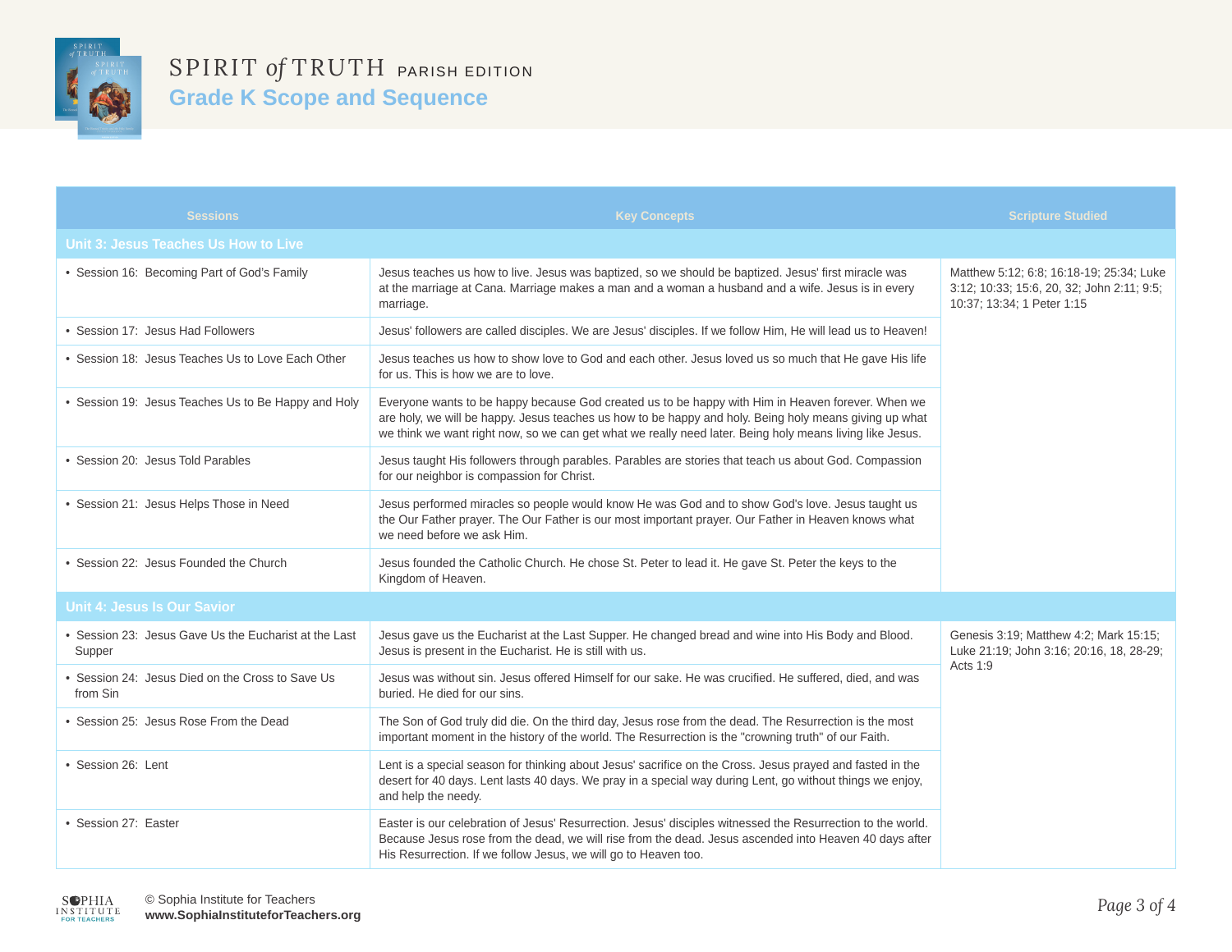# SPIRIT of TRUTH PARISH EDITION

## Grade K Scope and Sequence

| Sessions | Key Concepts | Scripture Studied |
|---|---|---|
| **Unit 3: Jesus Teaches Us How to Live** | | |
| • Session 16: Becoming Part of God's Family | Jesus teaches us how to live. Jesus was baptized, so we should be baptized. Jesus' first miracle was at the marriage at Cana. Marriage makes a man and a woman a husband and a wife. Jesus is in every marriage. | Matthew 5:12; 6:8; 16:18-19; 25:34; Luke 3:12; 10:33; 15:6, 20, 32; John 2:11; 9:5; 10:37; 13:34; 1 Peter 1:15 |
| • Session 17: Jesus Had Followers | Jesus' followers are called disciples. We are Jesus' disciples. If we follow Him, He will lead us to Heaven! | |
| • Session 18: Jesus Teaches Us to Love Each Other | Jesus teaches us how to show love to God and each other. Jesus loved us so much that He gave His life for us. This is how we are to love. | |
| • Session 19: Jesus Teaches Us to Be Happy and Holy | Everyone wants to be happy because God created us to be happy with Him in Heaven forever. When we are holy, we will be happy. Jesus teaches us how to be happy and holy. Being holy means giving up what we think we want right now, so we can get what we really need later. Being holy means living like Jesus. | |
| • Session 20: Jesus Told Parables | Jesus taught His followers through parables. Parables are stories that teach us about God. Compassion for our neighbor is compassion for Christ. | |
| • Session 21: Jesus Helps Those in Need | Jesus performed miracles so people would know He was God and to show God's love. Jesus taught us the Our Father prayer. The Our Father is our most important prayer. Our Father in Heaven knows what we need before we ask Him. | |
| • Session 22: Jesus Founded the Church | Jesus founded the Catholic Church. He chose St. Peter to lead it. He gave St. Peter the keys to the Kingdom of Heaven. | |
| **Unit 4: Jesus Is Our Savior** | | |
| • Session 23: Jesus Gave Us the Eucharist at the Last Supper | Jesus gave us the Eucharist at the Last Supper. He changed bread and wine into His Body and Blood. Jesus is present in the Eucharist. He is still with us. | Genesis 3:19; Matthew 4:2; Mark 15:15; Luke 21:19; John 3:16; 20:16, 18, 28-29; Acts 1:9 |
| • Session 24: Jesus Died on the Cross to Save Us from Sin | Jesus was without sin. Jesus offered Himself for our sake. He was crucified. He suffered, died, and was buried. He died for our sins. | |
| • Session 25: Jesus Rose From the Dead | The Son of God truly did die. On the third day, Jesus rose from the dead. The Resurrection is the most important moment in the history of the world. The Resurrection is the "crowning truth" of our Faith. | |
| • Session 26: Lent | Lent is a special season for thinking about Jesus' sacrifice on the Cross. Jesus prayed and fasted in the desert for 40 days. Lent lasts 40 days. We pray in a special way during Lent, go without things we enjoy, and help the needy. | |
| • Session 27: Easter | Easter is our celebration of Jesus' Resurrection. Jesus' disciples witnessed the Resurrection to the world. Because Jesus rose from the dead, we will rise from the dead. Jesus ascended into Heaven 40 days after His Resurrection. If we follow Jesus, we will go to Heaven too. | |

© Sophia Institute for Teachers
**www.SophiaInstituteforTeachers.org**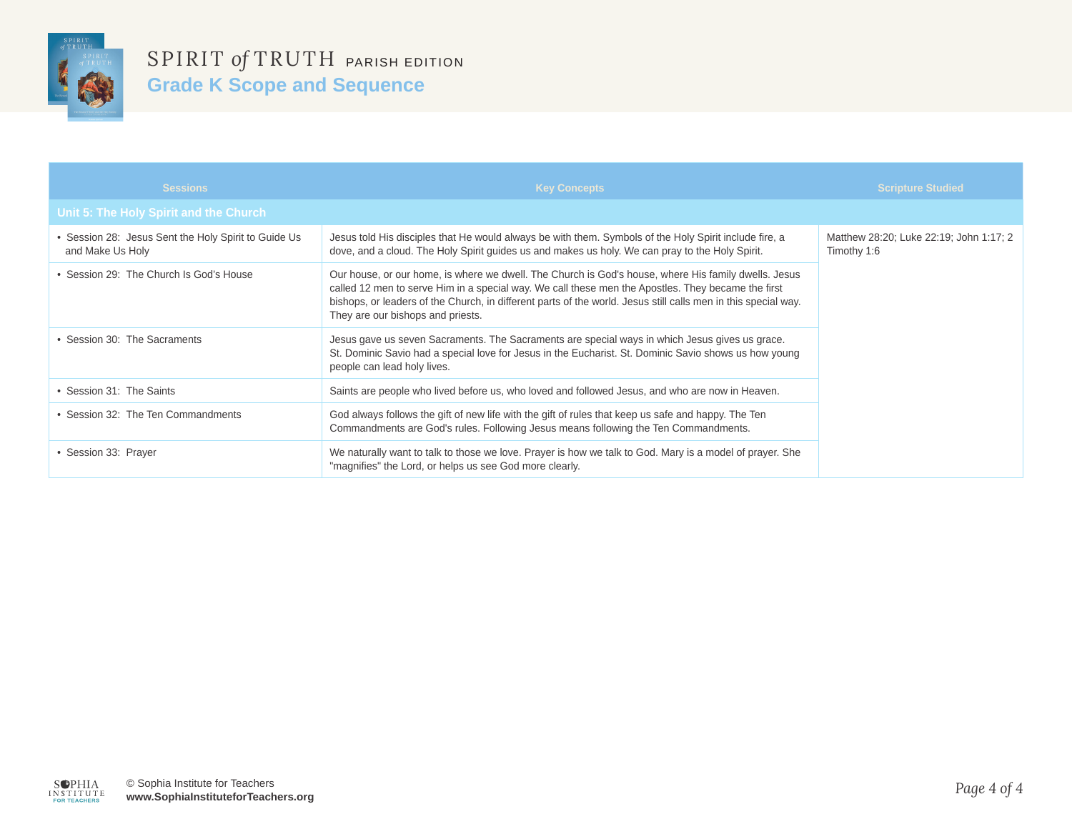# SPIRIT *of* TRUTH PARISH EDITION

## Grade K Scope and Sequence

| Sessions | Key Concepts | Scripture Studied |
|---|---|---|
| **Unit 5: The Holy Spirit and the Church** | | |
| • Session 28: Jesus Sent the Holy Spirit to Guide Us and Make Us Holy | Jesus told His disciples that He would always be with them. Symbols of the Holy Spirit include fire, a dove, and a cloud. The Holy Spirit guides us and makes us holy. We can pray to the Holy Spirit. | Matthew 28:20; Luke 22:19; John 1:17; 2 Timothy 1:6 |
| • Session 29: The Church Is God's House | Our house, or our home, is where we dwell. The Church is God's house, where His family dwells. Jesus called 12 men to serve Him in a special way. We call these men the Apostles. They became the first bishops, or leaders of the Church, in different parts of the world. Jesus still calls men in this special way. They are our bishops and priests. | |
| • Session 30: The Sacraments | Jesus gave us seven Sacraments. The Sacraments are special ways in which Jesus gives us grace. St. Dominic Savio had a special love for Jesus in the Eucharist. St. Dominic Savio shows us how young people can lead holy lives. | |
| • Session 31: The Saints | Saints are people who lived before us, who loved and followed Jesus, and who are now in Heaven. | |
| • Session 32: The Ten Commandments | God always follows the gift of new life with the gift of rules that keep us safe and happy. The Ten Commandments are God's rules. Following Jesus means following the Ten Commandments. | |
| • Session 33: Prayer | We naturally want to talk to those we love. Prayer is how we talk to God. Mary is a model of prayer. She "magnifies" the Lord, or helps us see God more clearly. | |

© Sophia Institute for Teachers
**www.SophiaInstituteforTeachers.org**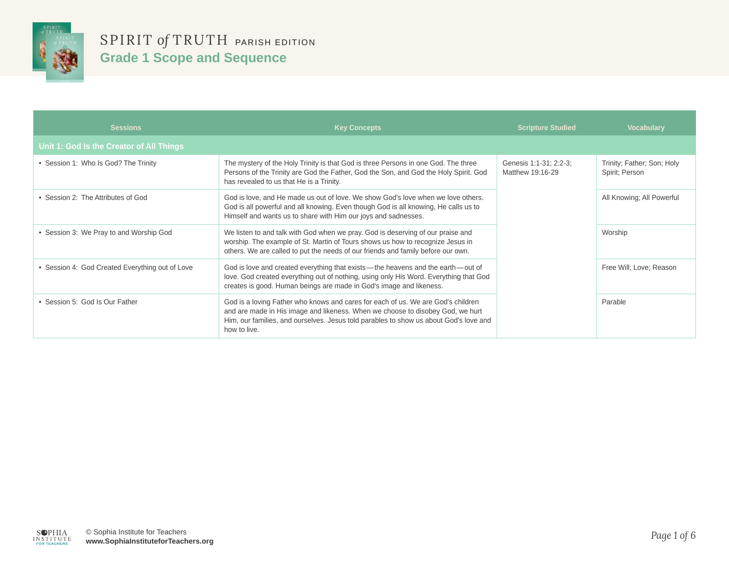# SPIRIT *of* TRUTH PARISH EDITION

## Grade 1 Scope and Sequence

| Sessions | Key Concepts | Scripture Studied | Vocabulary |
|---|---|---|---|
| **Unit 1: God Is the Creator of All Things** | | | |
| • Session 1: Who Is God? The Trinity | The mystery of the Holy Trinity is that God is three Persons in one God. The three Persons of the Trinity are God the Father, God the Son, and God the Holy Spirit. God has revealed to us that He is a Trinity. | Genesis 1:1-31; 2:2-3; Matthew 19:16-29 | Trinity; Father; Son; Holy Spirit; Person |
| • Session 2: The Attributes of God | God is love, and He made us out of love. We show God's love when we love others. God is all powerful and all knowing. Even though God is all knowing, He calls us to Himself and wants us to share with Him our joys and sadnesses. | | All Knowing; All Powerful |
| • Session 3: We Pray to and Worship God | We listen to and talk with God when we pray. God is deserving of our praise and worship. The example of St. Martin of Tours shows us how to recognize Jesus in others. We are called to put the needs of our friends and family before our own. | | Worship |
| • Session 4: God Created Everything out of Love | God is love and created everything that exists—the heavens and the earth—out of love. God created everything out of nothing, using only His Word. Everything that God creates is good. Human beings are made in God's image and likeness. | | Free Will; Love; Reason |
| • Session 5: God Is Our Father | God is a loving Father who knows and cares for each of us. We are God's children and are made in His image and likeness. When we choose to disobey God, we hurt Him, our families, and ourselves. Jesus told parables to show us about God's love and how to live. | | Parable |

© Sophia Institute for Teachers
**www.SophiaInstituteforTeachers.org**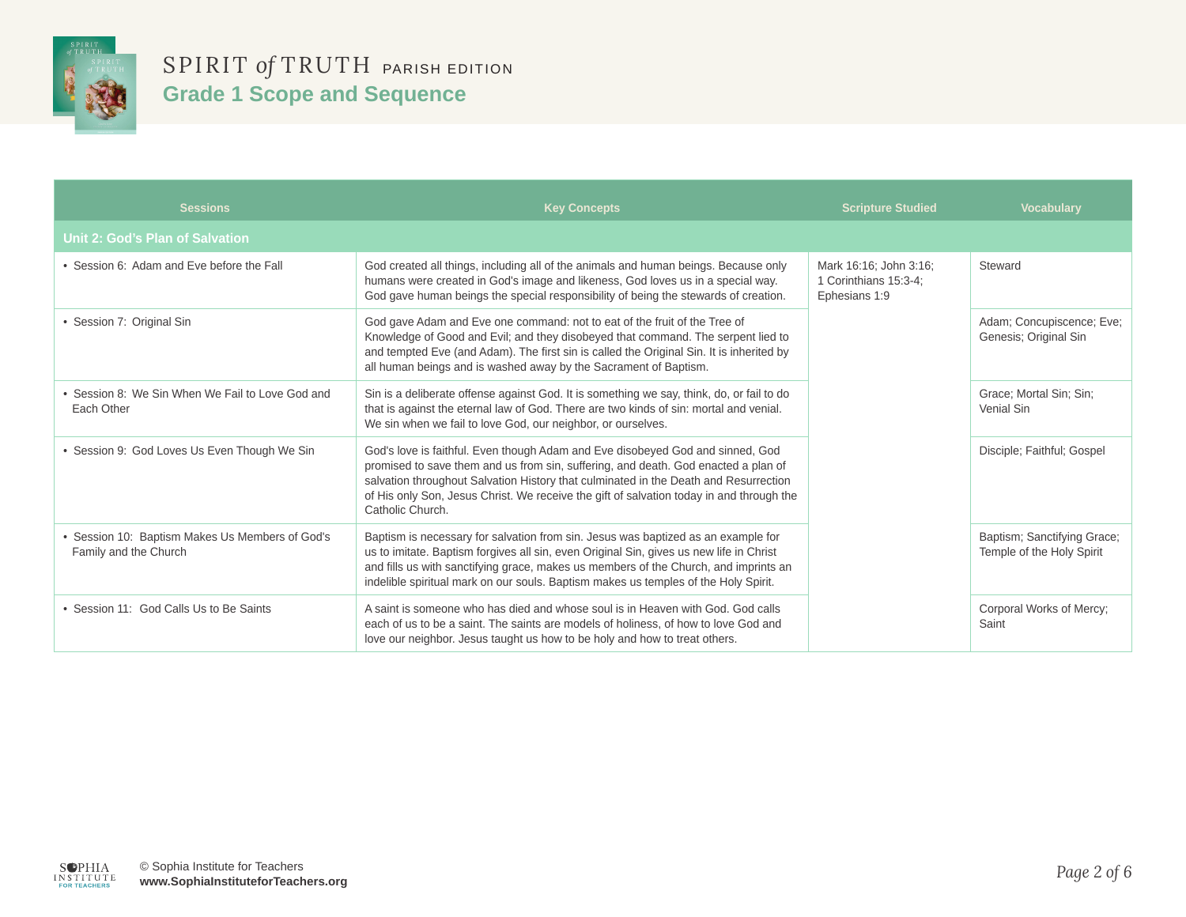# SPIRIT *of* TRUTH PARISH EDITION

## Grade 1 Scope and Sequence

| Sessions | Key Concepts | Scripture Studied | Vocabulary |
|---|---|---|---|
| **Unit 2: God's Plan of Salvation** | | | |
| • Session 6: Adam and Eve before the Fall | God created all things, including all of the animals and human beings. Because only humans were created in God's image and likeness, God loves us in a special way. God gave human beings the special responsibility of being the stewards of creation. | Mark 16:16; John 3:16; 1 Corinthians 15:3-4; Ephesians 1:9 | Steward |
| • Session 7: Original Sin | God gave Adam and Eve one command: not to eat of the fruit of the Tree of Knowledge of Good and Evil; and they disobeyed that command. The serpent lied to and tempted Eve (and Adam). The first sin is called the Original Sin. It is inherited by all human beings and is washed away by the Sacrament of Baptism. | | Adam; Concupiscence; Eve; Genesis; Original Sin |
| • Session 8: We Sin When We Fail to Love God and Each Other | Sin is a deliberate offense against God. It is something we say, think, do, or fail to do that is against the eternal law of God. There are two kinds of sin: mortal and venial. We sin when we fail to love God, our neighbor, or ourselves. | | Grace; Mortal Sin; Sin; Venial Sin |
| • Session 9: God Loves Us Even Though We Sin | God's love is faithful. Even though Adam and Eve disobeyed God and sinned, God promised to save them and us from sin, suffering, and death. God enacted a plan of salvation throughout Salvation History that culminated in the Death and Resurrection of His only Son, Jesus Christ. We receive the gift of salvation today in and through the Catholic Church. | | Disciple; Faithful; Gospel |
| • Session 10: Baptism Makes Us Members of God's Family and the Church | Baptism is necessary for salvation from sin. Jesus was baptized as an example for us to imitate. Baptism forgives all sin, even Original Sin, gives us new life in Christ and fills us with sanctifying grace, makes us members of the Church, and imprints an indelible spiritual mark on our souls. Baptism makes us temples of the Holy Spirit. | | Baptism; Sanctifying Grace; Temple of the Holy Spirit |
| • Session 11: God Calls Us to Be Saints | A saint is someone who has died and whose soul is in Heaven with God. God calls each of us to be a saint. The saints are models of holiness, of how to love God and love our neighbor. Jesus taught us how to be holy and how to treat others. | | Corporal Works of Mercy; Saint |

© Sophia Institute for Teachers
**www.SophiaInstituteforTeachers.org**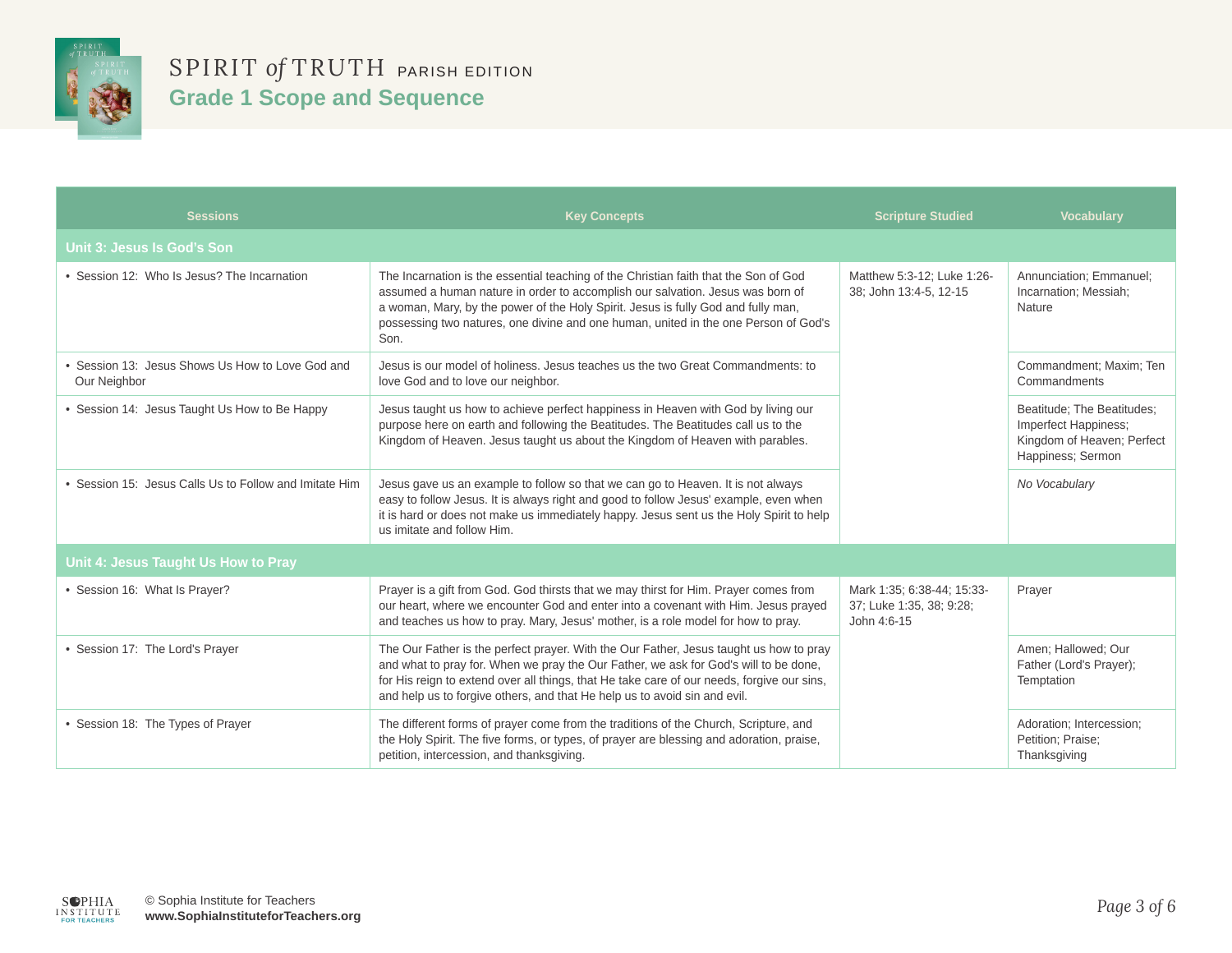# SPIRIT *of* TRUTH PARISH EDITION

## Grade 1 Scope and Sequence

| Sessions | Key Concepts | Scripture Studied | Vocabulary |
|---|---|---|---|
| **Unit 3: Jesus Is God's Son** | | | |
| • Session 12: Who Is Jesus? The Incarnation | The Incarnation is the essential teaching of the Christian faith that the Son of God assumed a human nature in order to accomplish our salvation. Jesus was born of a woman, Mary, by the power of the Holy Spirit. Jesus is fully God and fully man, possessing two natures, one divine and one human, united in the one Person of God's Son. | Matthew 5:3-12; Luke 1:26-38; John 13:4-5, 12-15 | Annunciation; Emmanuel; Incarnation; Messiah; Nature |
| • Session 13: Jesus Shows Us How to Love God and Our Neighbor | Jesus is our model of holiness. Jesus teaches us the two Great Commandments: to love God and to love our neighbor. | | Commandment; Maxim; Ten Commandments |
| • Session 14: Jesus Taught Us How to Be Happy | Jesus taught us how to achieve perfect happiness in Heaven with God by living our purpose here on earth and following the Beatitudes. The Beatitudes call us to the Kingdom of Heaven. Jesus taught us about the Kingdom of Heaven with parables. | | Beatitude; The Beatitudes; Imperfect Happiness; Kingdom of Heaven; Perfect Happiness; Sermon |
| • Session 15: Jesus Calls Us to Follow and Imitate Him | Jesus gave us an example to follow so that we can go to Heaven. It is not always easy to follow Jesus. It is always right and good to follow Jesus' example, even when it is hard or does not make us immediately happy. Jesus sent us the Holy Spirit to help us imitate and follow Him. | | *No Vocabulary* |
| **Unit 4: Jesus Taught Us How to Pray** | | | |
| • Session 16: What Is Prayer? | Prayer is a gift from God. God thirsts that we may thirst for Him. Prayer comes from our heart, where we encounter God and enter into a covenant with Him. Jesus prayed and teaches us how to pray. Mary, Jesus' mother, is a role model for how to pray. | Mark 1:35; 6:38-44; 15:33-37; Luke 1:35, 38; 9:28; John 4:6-15 | Prayer |
| • Session 17: The Lord's Prayer | The Our Father is the perfect prayer. With the Our Father, Jesus taught us how to pray and what to pray for. When we pray the Our Father, we ask for God's will to be done, for His reign to extend over all things, that He take care of our needs, forgive our sins, and help us to forgive others, and that He help us to avoid sin and evil. | | Amen; Hallowed; Our Father (Lord's Prayer); Temptation |
| • Session 18: The Types of Prayer | The different forms of prayer come from the traditions of the Church, Scripture, and the Holy Spirit. The five forms, or types, of prayer are blessing and adoration, praise, petition, intercession, and thanksgiving. | | Adoration; Intercession; Petition; Praise; Thanksgiving |

© Sophia Institute for Teachers
**www.SophiaInstituteforTeachers.org**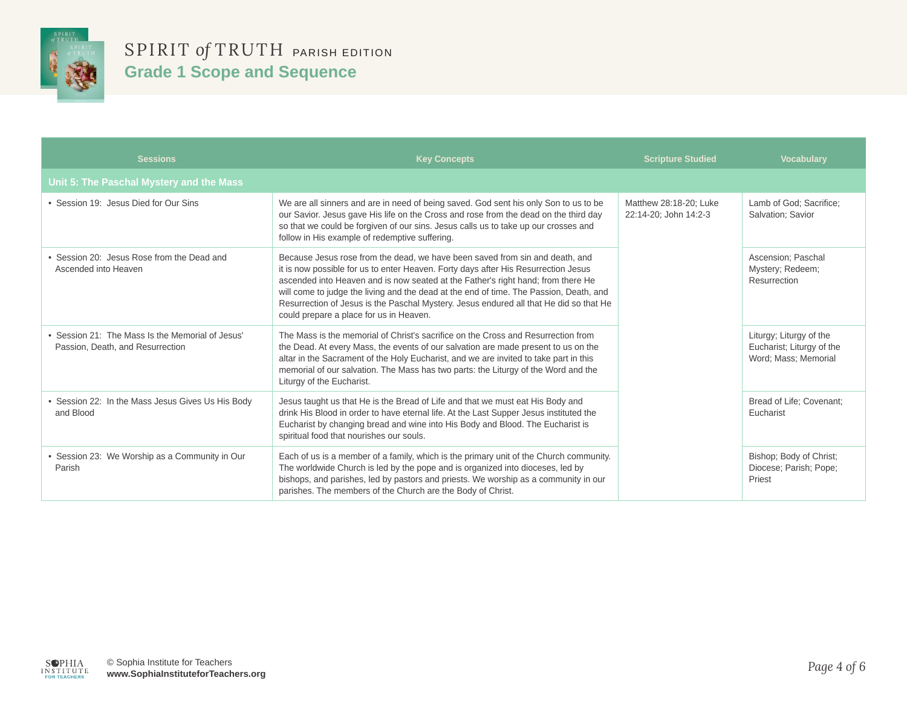# SPIRIT *of* TRUTH PARISH EDITION

## Grade 1 Scope and Sequence

| Sessions | Key Concepts | Scripture Studied | Vocabulary |
|---|---|---|---|
| **Unit 5: The Paschal Mystery and the Mass** | | | |
| • Session 19: Jesus Died for Our Sins | We are all sinners and are in need of being saved. God sent his only Son to us to be our Savior. Jesus gave His life on the Cross and rose from the dead on the third day so that we could be forgiven of our sins. Jesus calls us to take up our crosses and follow in His example of redemptive suffering. | Matthew 28:18-20; Luke 22:14-20; John 14:2-3 | Lamb of God; Sacrifice; Salvation; Savior |
| • Session 20: Jesus Rose from the Dead and Ascended into Heaven | Because Jesus rose from the dead, we have been saved from sin and death, and it is now possible for us to enter Heaven. Forty days after His Resurrection Jesus ascended into Heaven and is now seated at the Father's right hand; from there He will come to judge the living and the dead at the end of time. The Passion, Death, and Resurrection of Jesus is the Paschal Mystery. Jesus endured all that He did so that He could prepare a place for us in Heaven. | | Ascension; Paschal Mystery; Redeem; Resurrection |
| • Session 21: The Mass Is the Memorial of Jesus' Passion, Death, and Resurrection | The Mass is the memorial of Christ's sacrifice on the Cross and Resurrection from the Dead. At every Mass, the events of our salvation are made present to us on the altar in the Sacrament of the Holy Eucharist, and we are invited to take part in this memorial of our salvation. The Mass has two parts: the Liturgy of the Word and the Liturgy of the Eucharist. | | Liturgy; Liturgy of the Eucharist; Liturgy of the Word; Mass; Memorial |
| • Session 22: In the Mass Jesus Gives Us His Body and Blood | Jesus taught us that He is the Bread of Life and that we must eat His Body and drink His Blood in order to have eternal life. At the Last Supper Jesus instituted the Eucharist by changing bread and wine into His Body and Blood. The Eucharist is spiritual food that nourishes our souls. | | Bread of Life; Covenant; Eucharist |
| • Session 23: We Worship as a Community in Our Parish | Each of us is a member of a family, which is the primary unit of the Church community. The worldwide Church is led by the pope and is organized into dioceses, led by bishops, and parishes, led by pastors and priests. We worship as a community in our parishes. The members of the Church are the Body of Christ. | | Bishop; Body of Christ; Diocese; Parish; Pope; Priest |

© Sophia Institute for Teachers
**www.SophiaInstituteforTeachers.org**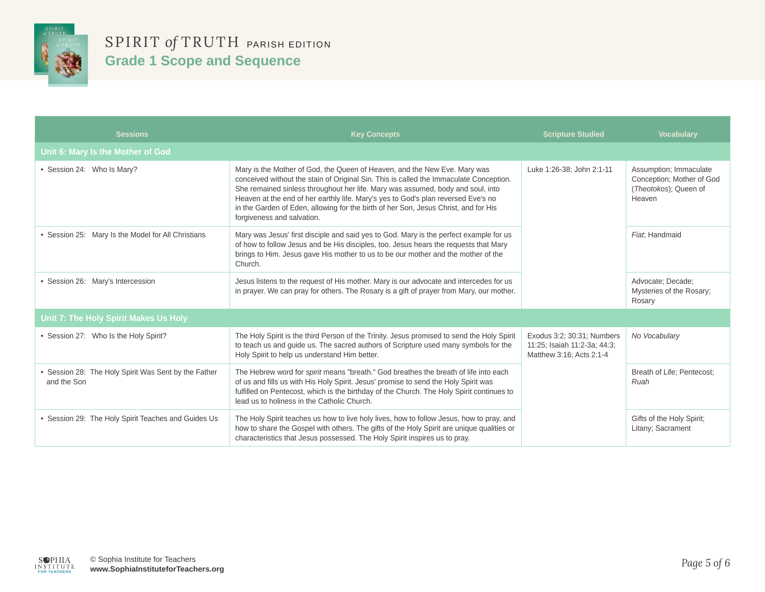# SPIRIT *of* TRUTH PARISH EDITION

## Grade 1 Scope and Sequence

| Sessions | Key Concepts | Scripture Studied | Vocabulary |
|---|---|---|---|
| **Unit 6: Mary Is the Mother of God** | | | |
| • Session 24: Who Is Mary? | Mary is the Mother of God, the Queen of Heaven, and the New Eve. Mary was conceived without the stain of Original Sin. This is called the Immaculate Conception. She remained sinless throughout her life. Mary was assumed, body and soul, into Heaven at the end of her earthly life. Mary's yes to God's plan reversed Eve's no in the Garden of Eden, allowing for the birth of her Son, Jesus Christ, and for His forgiveness and salvation. | Luke 1:26-38; John 2:1-11 | Assumption; Immaculate Conception; Mother of God (*Theotokos*); Queen of Heaven |
| • Session 25: Mary Is the Model for All Christians | Mary was Jesus' first disciple and said yes to God. Mary is the perfect example for us of how to follow Jesus and be His disciples, too. Jesus hears the requests that Mary brings to Him. Jesus gave His mother to us to be our mother and the mother of the Church. | | *Fiat*; Handmaid |
| • Session 26: Mary's Intercession | Jesus listens to the request of His mother. Mary is our advocate and intercedes for us in prayer. We can pray for others. The Rosary is a gift of prayer from Mary, our mother. | | Advocate; Decade; Mysteries of the Rosary; Rosary |
| **Unit 7: The Holy Spirit Makes Us Holy** | | | |
| • Session 27: Who Is the Holy Spirit? | The Holy Spirit is the third Person of the Trinity. Jesus promised to send the Holy Spirit to teach us and guide us. The sacred authors of Scripture used many symbols for the Holy Spirit to help us understand Him better. | Exodus 3:2; 30:31; Numbers 11:25; Isaiah 11:2-3a; 44:3; Matthew 3:16; Acts 2:1-4 | *No Vocabulary* |
| • Session 28: The Holy Spirit Was Sent by the Father and the Son | The Hebrew word for *spirit* means "breath." God breathes the breath of life into each of us and fills us with His Holy Spirit. Jesus' promise to send the Holy Spirit was fulfilled on Pentecost, which is the birthday of the Church. The Holy Spirit continues to lead us to holiness in the Catholic Church. | | Breath of Life; Pentecost; *Ruah* |
| • Session 29: The Holy Spirit Teaches and Guides Us | The Holy Spirit teaches us how to live holy lives, how to follow Jesus, how to pray, and how to share the Gospel with others. The gifts of the Holy Spirit are unique qualities or characteristics that Jesus possessed. The Holy Spirit inspires us to pray. | | Gifts of the Holy Spirit; Litany; Sacrament |

© Sophia Institute for Teachers
**www.SophiaInstituteforTeachers.org**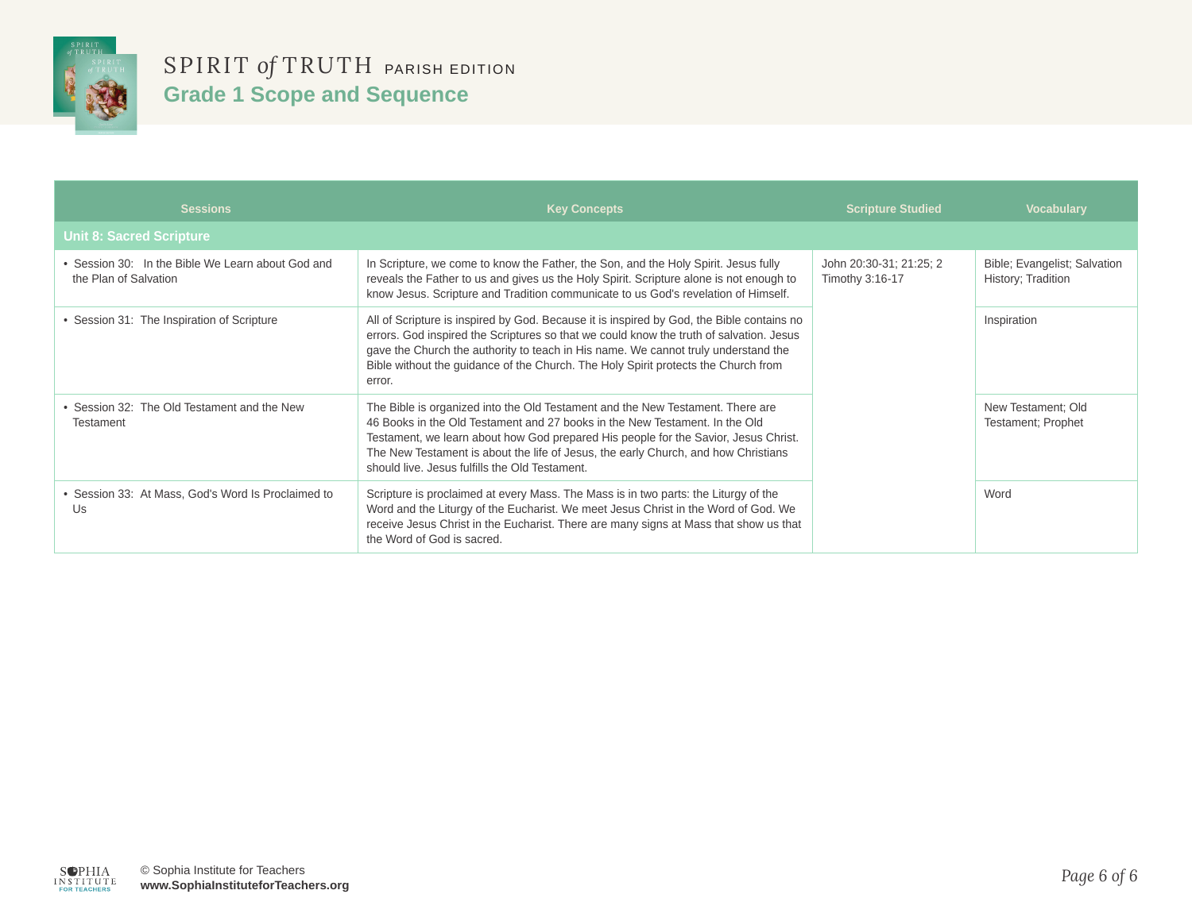# SPIRIT *of* TRUTH PARISH EDITION

## Grade 1 Scope and Sequence

| Sessions | Key Concepts | Scripture Studied | Vocabulary |
|---|---|---|---|
| **Unit 8: Sacred Scripture** | | | |
| • Session 30: In the Bible We Learn about God and the Plan of Salvation | In Scripture, we come to know the Father, the Son, and the Holy Spirit. Jesus fully reveals the Father to us and gives us the Holy Spirit. Scripture alone is not enough to know Jesus. Scripture and Tradition communicate to us God's revelation of Himself. | John 20:30-31; 21:25; 2 Timothy 3:16-17 | Bible; Evangelist; Salvation History; Tradition |
| • Session 31: The Inspiration of Scripture | All of Scripture is inspired by God. Because it is inspired by God, the Bible contains no errors. God inspired the Scriptures so that we could know the truth of salvation. Jesus gave the Church the authority to teach in His name. We cannot truly understand the Bible without the guidance of the Church. The Holy Spirit protects the Church from error. | | Inspiration |
| • Session 32: The Old Testament and the New Testament | The Bible is organized into the Old Testament and the New Testament. There are 46 Books in the Old Testament and 27 books in the New Testament. In the Old Testament, we learn about how God prepared His people for the Savior, Jesus Christ. The New Testament is about the life of Jesus, the early Church, and how Christians should live. Jesus fulfills the Old Testament. | | New Testament; Old Testament; Prophet |
| • Session 33: At Mass, God's Word Is Proclaimed to Us | Scripture is proclaimed at every Mass. The Mass is in two parts: the Liturgy of the Word and the Liturgy of the Eucharist. We meet Jesus Christ in the Word of God. We receive Jesus Christ in the Eucharist. There are many signs at Mass that show us that the Word of God is sacred. | | Word |

© Sophia Institute for Teachers
**www.SophiaInstituteforTeachers.org**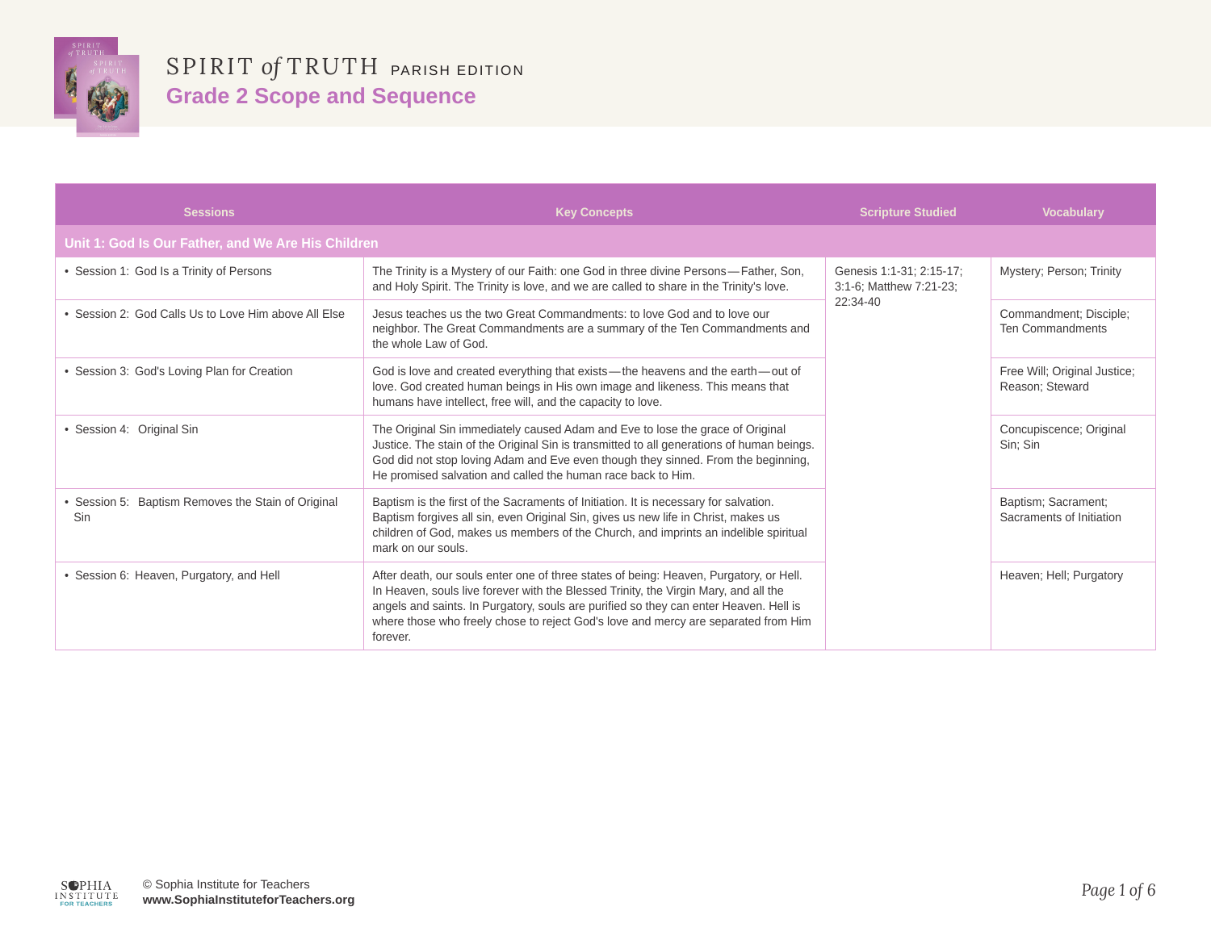# SPIRIT *of* TRUTH PARISH EDITION

## Grade 2 Scope and Sequence

| Sessions | Key Concepts | Scripture Studied | Vocabulary |
|---|---|---|---|
| **Unit 1: God Is Our Father, and We Are His Children** | | | |
| • Session 1: God Is a Trinity of Persons | The Trinity is a Mystery of our Faith: one God in three divine Persons—Father, Son, and Holy Spirit. The Trinity is love, and we are called to share in the Trinity's love. | Genesis 1:1-31; 2:15-17; 3:1-6; Matthew 7:21-23; 22:34-40 | Mystery; Person; Trinity |
| • Session 2: God Calls Us to Love Him above All Else | Jesus teaches us the two Great Commandments: to love God and to love our neighbor. The Great Commandments are a summary of the Ten Commandments and the whole Law of God. | | Commandment; Disciple; Ten Commandments |
| • Session 3: God's Loving Plan for Creation | God is love and created everything that exists—the heavens and the earth—out of love. God created human beings in His own image and likeness. This means that humans have intellect, free will, and the capacity to love. | | Free Will; Original Justice; Reason; Steward |
| • Session 4: Original Sin | The Original Sin immediately caused Adam and Eve to lose the grace of Original Justice. The stain of the Original Sin is transmitted to all generations of human beings. God did not stop loving Adam and Eve even though they sinned. From the beginning, He promised salvation and called the human race back to Him. | | Concupiscence; Original Sin; Sin |
| • Session 5: Baptism Removes the Stain of Original Sin | Baptism is the first of the Sacraments of Initiation. It is necessary for salvation. Baptism forgives all sin, even Original Sin, gives us new life in Christ, makes us children of God, makes us members of the Church, and imprints an indelible spiritual mark on our souls. | | Baptism; Sacrament; Sacraments of Initiation |
| • Session 6: Heaven, Purgatory, and Hell | After death, our souls enter one of three states of being: Heaven, Purgatory, or Hell. In Heaven, souls live forever with the Blessed Trinity, the Virgin Mary, and all the angels and saints. In Purgatory, souls are purified so they can enter Heaven. Hell is where those who freely chose to reject God's love and mercy are separated from Him forever. | | Heaven; Hell; Purgatory |

© Sophia Institute for Teachers
**www.SophiaInstituteforTeachers.org**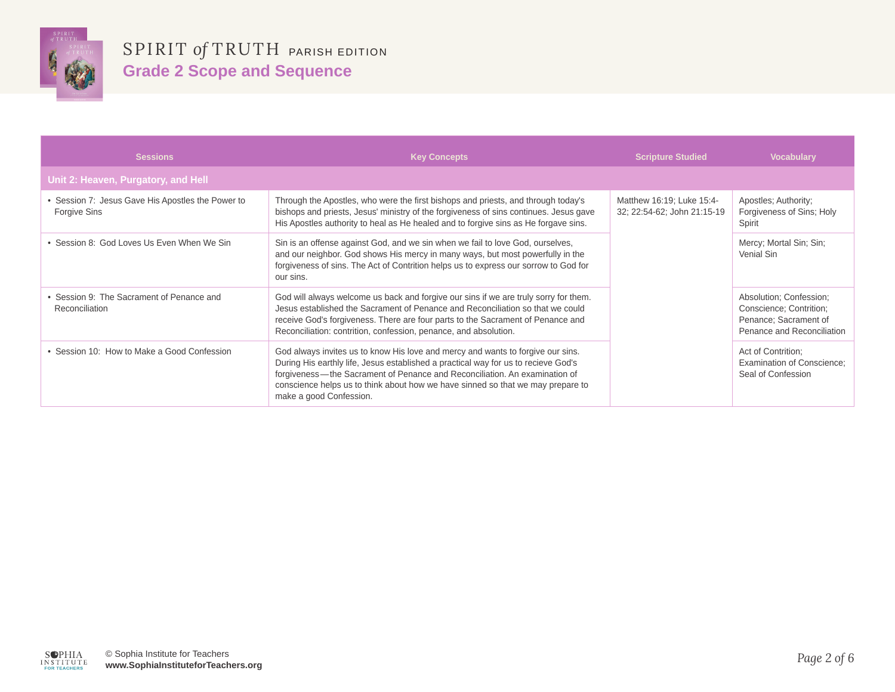# SPIRIT *of* TRUTH PARISH EDITION

## Grade 2 Scope and Sequence

| Sessions | Key Concepts | Scripture Studied | Vocabulary |
|---|---|---|---|
| **Unit 2: Heaven, Purgatory, and Hell** | | | |
| • Session 7: Jesus Gave His Apostles the Power to Forgive Sins | Through the Apostles, who were the first bishops and priests, and through today's bishops and priests, Jesus' ministry of the forgiveness of sins continues. Jesus gave His Apostles authority to heal as He healed and to forgive sins as He forgave sins. | Matthew 16:19; Luke 15:4-32; 22:54-62; John 21:15-19 | Apostles; Authority; Forgiveness of Sins; Holy Spirit |
| • Session 8: God Loves Us Even When We Sin | Sin is an offense against God, and we sin when we fail to love God, ourselves, and our neighbor. God shows His mercy in many ways, but most powerfully in the forgiveness of sins. The Act of Contrition helps us to express our sorrow to God for our sins. | | Mercy; Mortal Sin; Sin; Venial Sin |
| • Session 9: The Sacrament of Penance and Reconciliation | God will always welcome us back and forgive our sins if we are truly sorry for them. Jesus established the Sacrament of Penance and Reconciliation so that we could receive God's forgiveness. There are four parts to the Sacrament of Penance and Reconciliation: contrition, confession, penance, and absolution. | | Absolution; Confession; Conscience; Contrition; Penance; Sacrament of Penance and Reconciliation |
| • Session 10: How to Make a Good Confession | God always invites us to know His love and mercy and wants to forgive our sins. During His earthly life, Jesus established a practical way for us to recieve God's forgiveness—the Sacrament of Penance and Reconciliation. An examination of conscience helps us to think about how we have sinned so that we may prepare to make a good Confession. | | Act of Contrition; Examination of Conscience; Seal of Confession |

© Sophia Institute for Teachers
**www.SophiaInstituteforTeachers.org**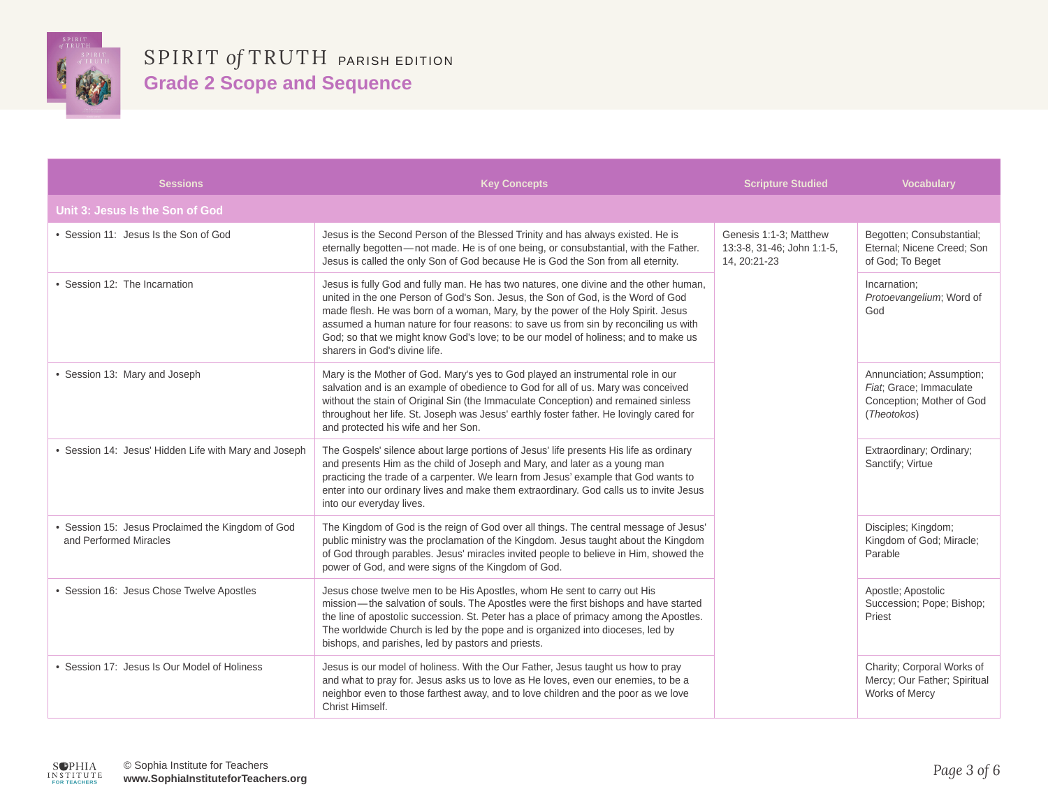# SPIRIT *of* TRUTH PARISH EDITION

## Grade 2 Scope and Sequence

| Sessions | Key Concepts | Scripture Studied | Vocabulary |
|---|---|---|---|
| **Unit 3: Jesus Is the Son of God** | | | |
| • Session 11: Jesus Is the Son of God | Jesus is the Second Person of the Blessed Trinity and has always existed. He is eternally begotten—not made. He is of one being, or consubstantial, with the Father. Jesus is called the only Son of God because He is God the Son from all eternity. | Genesis 1:1-3; Matthew 13:3-8, 31-46; John 1:1-5, 14, 20:21-23 | Begotten; Consubstantial; Eternal; Nicene Creed; Son of God; To Beget |
| • Session 12: The Incarnation | Jesus is fully God and fully man. He has two natures, one divine and the other human, united in the one Person of God's Son. Jesus, the Son of God, is the Word of God made flesh. He was born of a woman, Mary, by the power of the Holy Spirit. Jesus assumed a human nature for four reasons: to save us from sin by reconciling us with God; so that we might know God's love; to be our model of holiness; and to make us sharers in God's divine life. | | Incarnation; *Protoevangelium*; Word of God |
| • Session 13: Mary and Joseph | Mary is the Mother of God. Mary's yes to God played an instrumental role in our salvation and is an example of obedience to God for all of us. Mary was conceived without the stain of Original Sin (the Immaculate Conception) and remained sinless throughout her life. St. Joseph was Jesus' earthly foster father. He lovingly cared for and protected his wife and her Son. | | Annunciation; Assumption; *Fiat*; Grace; Immaculate Conception; Mother of God (*Theotokos*) |
| • Session 14: Jesus' Hidden Life with Mary and Joseph | The Gospels' silence about large portions of Jesus' life presents His life as ordinary and presents Him as the child of Joseph and Mary, and later as a young man practicing the trade of a carpenter. We learn from Jesus' example that God wants to enter into our ordinary lives and make them extraordinary. God calls us to invite Jesus into our everyday lives. | | Extraordinary; Ordinary; Sanctify; Virtue |
| • Session 15: Jesus Proclaimed the Kingdom of God and Performed Miracles | The Kingdom of God is the reign of God over all things. The central message of Jesus' public ministry was the proclamation of the Kingdom. Jesus taught about the Kingdom of God through parables. Jesus' miracles invited people to believe in Him, showed the power of God, and were signs of the Kingdom of God. | | Disciples; Kingdom; Kingdom of God; Miracle; Parable |
| • Session 16: Jesus Chose Twelve Apostles | Jesus chose twelve men to be His Apostles, whom He sent to carry out His mission—the salvation of souls. The Apostles were the first bishops and have started the line of apostolic succession. St. Peter has a place of primacy among the Apostles. The worldwide Church is led by the pope and is organized into dioceses, led by bishops, and parishes, led by pastors and priests. | | Apostle; Apostolic Succession; Pope; Bishop; Priest |
| • Session 17: Jesus Is Our Model of Holiness | Jesus is our model of holiness. With the Our Father, Jesus taught us how to pray and what to pray for. Jesus asks us to love as He loves, even our enemies, to be a neighbor even to those farthest away, and to love children and the poor as we love Christ Himself. | | Charity; Corporal Works of Mercy; Our Father; Spiritual Works of Mercy |

© Sophia Institute for Teachers
**www.SophiaInstituteforTeachers.org**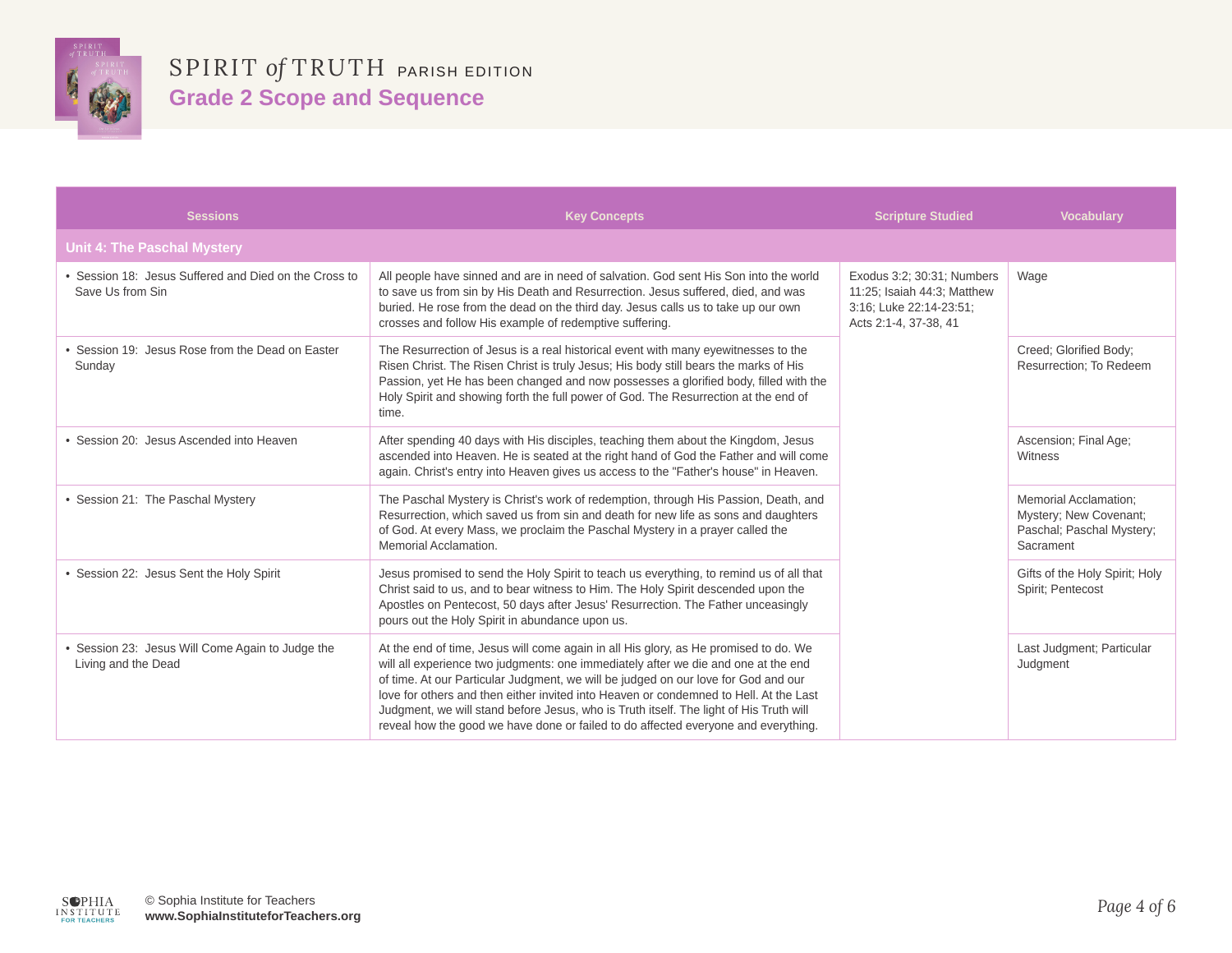# SPIRIT *of* TRUTH PARISH EDITION

## Grade 2 Scope and Sequence

| Sessions | Key Concepts | Scripture Studied | Vocabulary |
|---|---|---|---|
| **Unit 4: The Paschal Mystery** | | | |
| • Session 18: Jesus Suffered and Died on the Cross to Save Us from Sin | All people have sinned and are in need of salvation. God sent His Son into the world to save us from sin by His Death and Resurrection. Jesus suffered, died, and was buried. He rose from the dead on the third day. Jesus calls us to take up our own crosses and follow His example of redemptive suffering. | Exodus 3:2; 30:31; Numbers 11:25; Isaiah 44:3; Matthew 3:16; Luke 22:14-23:51; Acts 2:1-4, 37-38, 41 | Wage |
| • Session 19: Jesus Rose from the Dead on Easter Sunday | The Resurrection of Jesus is a real historical event with many eyewitnesses to the Risen Christ. The Risen Christ is truly Jesus; His body still bears the marks of His Passion, yet He has been changed and now possesses a glorified body, filled with the Holy Spirit and showing forth the full power of God. The Resurrection at the end of time. | | Creed; Glorified Body; Resurrection; To Redeem |
| • Session 20: Jesus Ascended into Heaven | After spending 40 days with His disciples, teaching them about the Kingdom, Jesus ascended into Heaven. He is seated at the right hand of God the Father and will come again. Christ's entry into Heaven gives us access to the "Father's house" in Heaven. | | Ascension; Final Age; Witness |
| • Session 21: The Paschal Mystery | The Paschal Mystery is Christ's work of redemption, through His Passion, Death, and Resurrection, which saved us from sin and death for new life as sons and daughters of God. At every Mass, we proclaim the Paschal Mystery in a prayer called the Memorial Acclamation. | | Memorial Acclamation; Mystery; New Covenant; Paschal; Paschal Mystery; Sacrament |
| • Session 22: Jesus Sent the Holy Spirit | Jesus promised to send the Holy Spirit to teach us everything, to remind us of all that Christ said to us, and to bear witness to Him. The Holy Spirit descended upon the Apostles on Pentecost, 50 days after Jesus' Resurrection. The Father unceasingly pours out the Holy Spirit in abundance upon us. | | Gifts of the Holy Spirit; Holy Spirit; Pentecost |
| • Session 23: Jesus Will Come Again to Judge the Living and the Dead | At the end of time, Jesus will come again in all His glory, as He promised to do. We will all experience two judgments: one immediately after we die and one at the end of time. At our Particular Judgment, we will be judged on our love for God and our love for others and then either invited into Heaven or condemned to Hell. At the Last Judgment, we will stand before Jesus, who is Truth itself. The light of His Truth will reveal how the good we have done or failed to do affected everyone and everything. | | Last Judgment; Particular Judgment |

© Sophia Institute for Teachers
**www.SophiaInstituteforTeachers.org**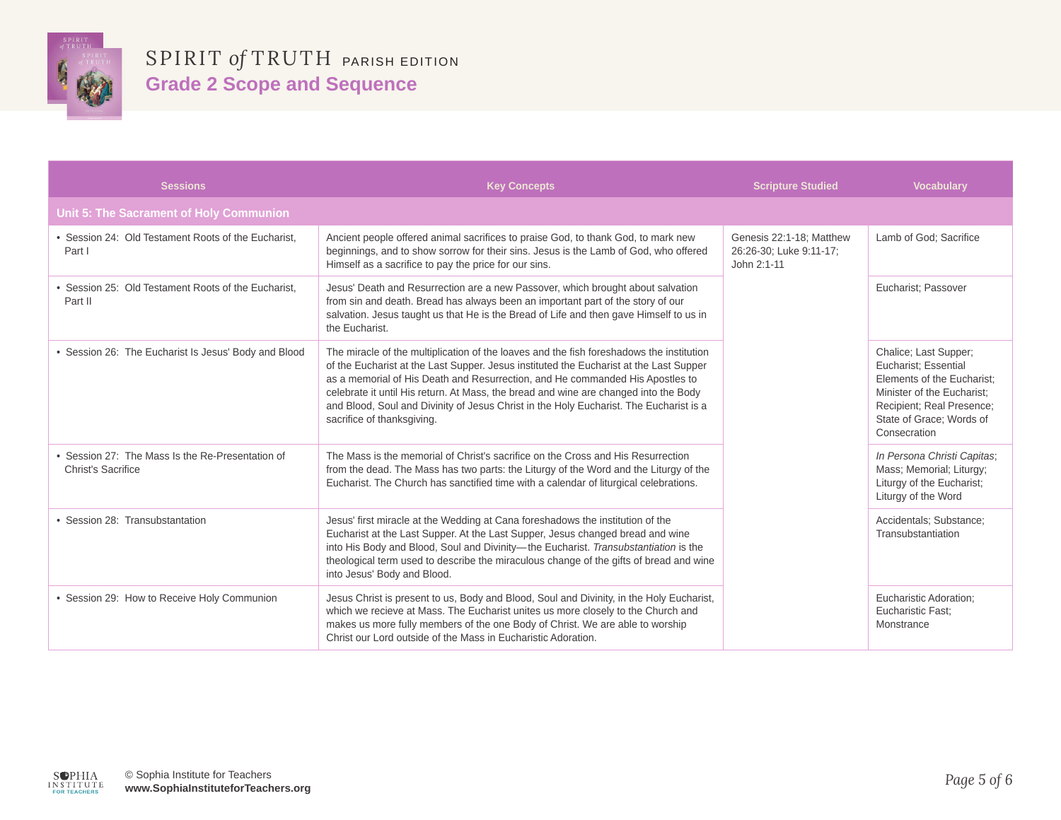# SPIRIT *of* TRUTH PARISH EDITION

## Grade 2 Scope and Sequence

| Sessions | Key Concepts | Scripture Studied | Vocabulary |
|---|---|---|---|
| **Unit 5: The Sacrament of Holy Communion** | | | |
| • Session 24: Old Testament Roots of the Eucharist, Part I | Ancient people offered animal sacrifices to praise God, to thank God, to mark new beginnings, and to show sorrow for their sins. Jesus is the Lamb of God, who offered Himself as a sacrifice to pay the price for our sins. | Genesis 22:1-18; Matthew 26:26-30; Luke 9:11-17; John 2:1-11 | Lamb of God; Sacrifice |
| • Session 25: Old Testament Roots of the Eucharist, Part II | Jesus' Death and Resurrection are a new Passover, which brought about salvation from sin and death. Bread has always been an important part of the story of our salvation. Jesus taught us that He is the Bread of Life and then gave Himself to us in the Eucharist. | | Eucharist; Passover |
| • Session 26: The Eucharist Is Jesus' Body and Blood | The miracle of the multiplication of the loaves and the fish foreshadows the institution of the Eucharist at the Last Supper. Jesus instituted the Eucharist at the Last Supper as a memorial of His Death and Resurrection, and He commanded His Apostles to celebrate it until His return. At Mass, the bread and wine are changed into the Body and Blood, Soul and Divinity of Jesus Christ in the Holy Eucharist. The Eucharist is a sacrifice of thanksgiving. | | Chalice; Last Supper; Eucharist; Essential Elements of the Eucharist; Minister of the Eucharist; Recipient; Real Presence; State of Grace; Words of Consecration |
| • Session 27: The Mass Is the Re-Presentation of Christ's Sacrifice | The Mass is the memorial of Christ's sacrifice on the Cross and His Resurrection from the dead. The Mass has two parts: the Liturgy of the Word and the Liturgy of the Eucharist. The Church has sanctified time with a calendar of liturgical celebrations. | | *In Persona Christi Capitas*; Mass; Memorial; Liturgy; Liturgy of the Eucharist; Liturgy of the Word |
| • Session 28: Transubstantation | Jesus' first miracle at the Wedding at Cana foreshadows the institution of the Eucharist at the Last Supper. At the Last Supper, Jesus changed bread and wine into His Body and Blood, Soul and Divinity—the Eucharist. *Transubstantiation* is the theological term used to describe the miraculous change of the gifts of bread and wine into Jesus' Body and Blood. | | Accidentals; Substance; Transubstantiation |
| • Session 29: How to Receive Holy Communion | Jesus Christ is present to us, Body and Blood, Soul and Divinity, in the Holy Eucharist, which we recieve at Mass. The Eucharist unites us more closely to the Church and makes us more fully members of the one Body of Christ. We are able to worship Christ our Lord outside of the Mass in Eucharistic Adoration. | | Eucharistic Adoration; Eucharistic Fast; Monstrance |

© Sophia Institute for Teachers
**www.SophiaInstituteforTeachers.org**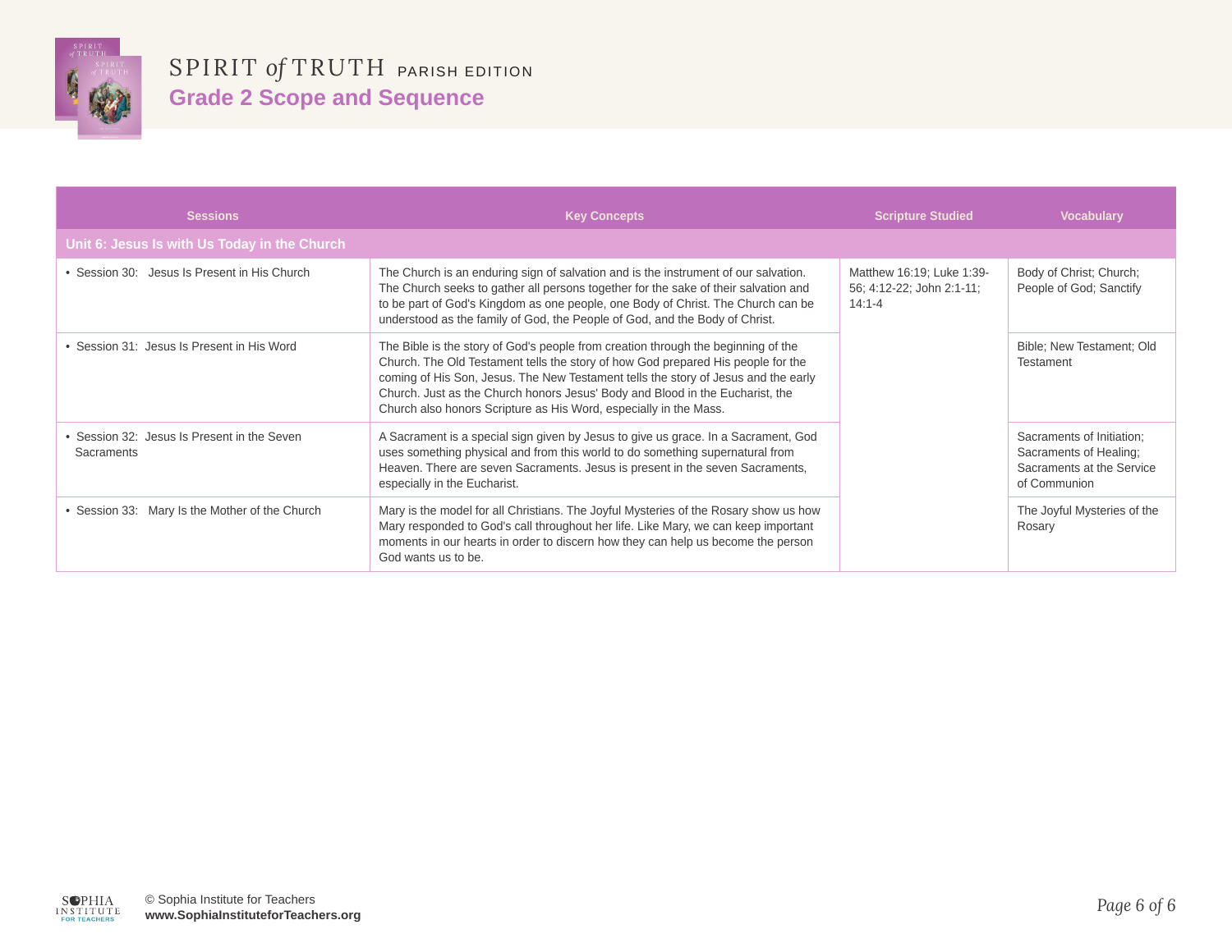# SPIRIT *of* TRUTH PARISH EDITION

## Grade 2 Scope and Sequence

| Sessions | Key Concepts | Scripture Studied | Vocabulary |
| --- | --- | --- | --- |
| **Unit 6: Jesus Is with Us Today in the Church** | | | |
| • Session 30: Jesus Is Present in His Church | The Church is an enduring sign of salvation and is the instrument of our salvation. The Church seeks to gather all persons together for the sake of their salvation and to be part of God's Kingdom as one people, one Body of Christ. The Church can be understood as the family of God, the People of God, and the Body of Christ. | Matthew 16:19; Luke 1:39-56; 4:12-22; John 2:1-11; 14:1-4 | Body of Christ; Church; People of God; Sanctify |
| • Session 31: Jesus Is Present in His Word | The Bible is the story of God's people from creation through the beginning of the Church. The Old Testament tells the story of how God prepared His people for the coming of His Son, Jesus. The New Testament tells the story of Jesus and the early Church. Just as the Church honors Jesus' Body and Blood in the Eucharist, the Church also honors Scripture as His Word, especially in the Mass. | | Bible; New Testament; Old Testament |
| • Session 32: Jesus Is Present in the Seven Sacraments | A Sacrament is a special sign given by Jesus to give us grace. In a Sacrament, God uses something physical and from this world to do something supernatural from Heaven. There are seven Sacraments. Jesus is present in the seven Sacraments, especially in the Eucharist. | | Sacraments of Initiation; Sacraments of Healing; Sacraments at the Service of Communion |
| • Session 33: Mary Is the Mother of the Church | Mary is the model for all Christians. The Joyful Mysteries of the Rosary show us how Mary responded to God's call throughout her life. Like Mary, we can keep important moments in our hearts in order to discern how they can help us become the person God wants us to be. | | The Joyful Mysteries of the Rosary |

© Sophia Institute for Teachers
**www.SophiaInstituteforTeachers.org**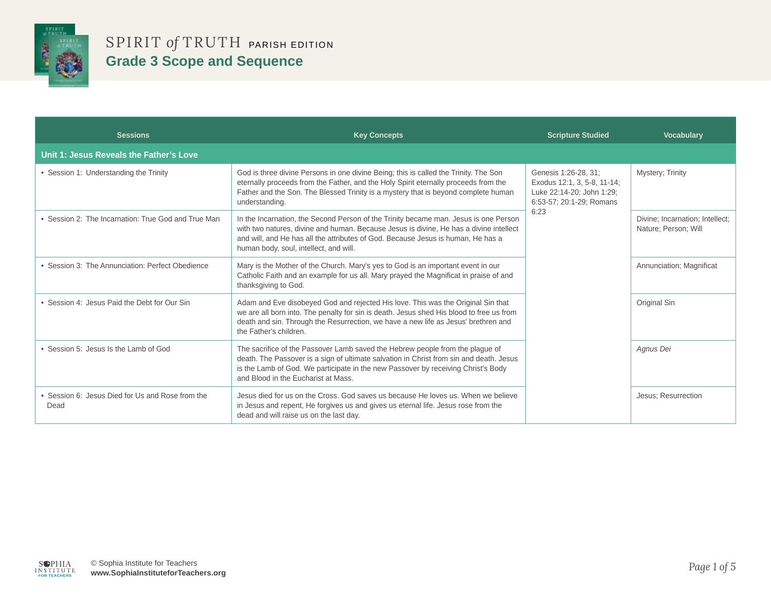# SPIRIT *of* TRUTH PARISH EDITION

## Grade 3 Scope and Sequence

| Sessions | Key Concepts | Scripture Studied | Vocabulary |
|---|---|---|---|
| **Unit 1: Jesus Reveals the Father's Love** | | | |
| • Session 1: Understanding the Trinity | God is three divine Persons in one divine Being; this is called the Trinity. The Son eternally proceeds from the Father, and the Holy Spirit eternally proceeds from the Father and the Son. The Blessed Trinity is a mystery that is beyond complete human understanding. | Genesis 1:26-28, 31; Exodus 12:1, 3, 5-8, 11-14; Luke 22:14-20; John 1:29; 6:53-57; 20:1-29; Romans 6:23 | Mystery; Trinity |
| • Session 2: The Incarnation: True God and True Man | In the Incarnation, the Second Person of the Trinity became man. Jesus is one Person with two natures, divine and human. Because Jesus is divine, He has a divine intellect and will, and He has all the attributes of God. Because Jesus is human, He has a human body, soul, intellect, and will. | | Divine; Incarnation; Intellect; Nature; Person; Will |
| • Session 3: The Annunciation: Perfect Obedience | Mary is the Mother of the Church. Mary's yes to God is an important event in our Catholic Faith and an example for us all. Mary prayed the Magnificat in praise of and thanksgiving to God. | | Annunciation; Magnificat |
| • Session 4: Jesus Paid the Debt for Our Sin | Adam and Eve disobeyed God and rejected His love. This was the Original Sin that we are all born into. The penalty for sin is death. Jesus shed His blood to free us from death and sin. Through the Resurrection, we have a new life as Jesus' brethren and the Father's children. | | Original Sin |
| • Session 5: Jesus Is the Lamb of God | The sacrifice of the Passover Lamb saved the Hebrew people from the plague of death. The Passover is a sign of ultimate salvation in Christ from sin and death. Jesus is the Lamb of God. We participate in the new Passover by receiving Christ's Body and Blood in the Eucharist at Mass. | | *Agnus Dei* |
| • Session 6: Jesus Died for Us and Rose from the Dead | Jesus died for us on the Cross. God saves us because He loves us. When we believe in Jesus and repent, He forgives us and gives us eternal life. Jesus rose from the dead and will raise us on the last day. | | Jesus; Resurrection |

© Sophia Institute for Teachers
**www.SophiaInstituteforTeachers.org**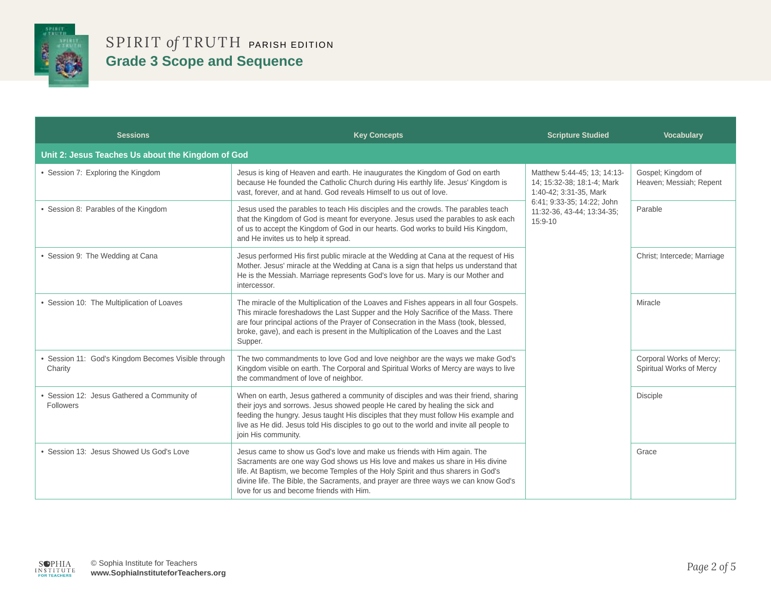# SPIRIT *of* TRUTH PARISH EDITION

## Grade 3 Scope and Sequence

| Sessions | Key Concepts | Scripture Studied | Vocabulary |
|---|---|---|---|
| **Unit 2: Jesus Teaches Us about the Kingdom of God** | | | |
| • Session 7: Exploring the Kingdom | Jesus is king of Heaven and earth. He inaugurates the Kingdom of God on earth because He founded the Catholic Church during His earthly life. Jesus' Kingdom is vast, forever, and at hand. God reveals Himself to us out of love. | Matthew 5:44-45; 13; 14:13-14; 15:32-38; 18:1-4; Mark 1:40-42; 3:31-35, Mark 6:41; 9:33-35; 14:22; John 11:32-36, 43-44; 13:34-35; 15:9-10 | Gospel; Kingdom of Heaven; Messiah; Repent |
| • Session 8: Parables of the Kingdom | Jesus used the parables to teach His disciples and the crowds. The parables teach that the Kingdom of God is meant for everyone. Jesus used the parables to ask each of us to accept the Kingdom of God in our hearts. God works to build His Kingdom, and He invites us to help it spread. | | Parable |
| • Session 9: The Wedding at Cana | Jesus performed His first public miracle at the Wedding at Cana at the request of His Mother. Jesus' miracle at the Wedding at Cana is a sign that helps us understand that He is the Messiah. Marriage represents God's love for us. Mary is our Mother and intercessor. | | Christ; Intercede; Marriage |
| • Session 10: The Multiplication of Loaves | The miracle of the Multiplication of the Loaves and Fishes appears in all four Gospels. This miracle foreshadows the Last Supper and the Holy Sacrifice of the Mass. There are four principal actions of the Prayer of Consecration in the Mass (took, blessed, broke, gave), and each is present in the Multiplication of the Loaves and the Last Supper. | | Miracle |
| • Session 11: God's Kingdom Becomes Visible through Charity | The two commandments to love God and love neighbor are the ways we make God's Kingdom visible on earth. The Corporal and Spiritual Works of Mercy are ways to live the commandment of love of neighbor. | | Corporal Works of Mercy; Spiritual Works of Mercy |
| • Session 12: Jesus Gathered a Community of Followers | When on earth, Jesus gathered a community of disciples and was their friend, sharing their joys and sorrows. Jesus showed people He cared by healing the sick and feeding the hungry. Jesus taught His disciples that they must follow His example and live as He did. Jesus told His disciples to go out to the world and invite all people to join His community. | | Disciple |
| • Session 13: Jesus Showed Us God's Love | Jesus came to show us God's love and make us friends with Him again. The Sacraments are one way God shows us His love and makes us share in His divine life. At Baptism, we become Temples of the Holy Spirit and thus sharers in God's divine life. The Bible, the Sacraments, and prayer are three ways we can know God's love for us and become friends with Him. | | Grace |

© Sophia Institute for Teachers
**www.SophiaInstituteforTeachers.org**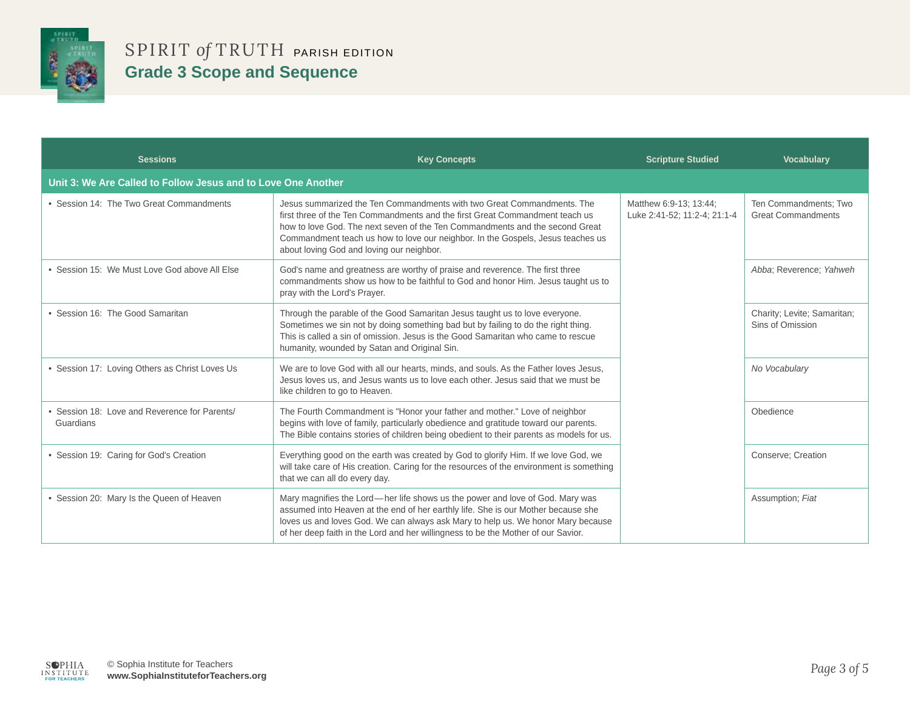# SPIRIT *of* TRUTH PARISH EDITION

## Grade 3 Scope and Sequence

| Sessions | Key Concepts | Scripture Studied | Vocabulary |
|---|---|---|---|
| **Unit 3: We Are Called to Follow Jesus and to Love One Another** | | | |
| • Session 14: The Two Great Commandments | Jesus summarized the Ten Commandments with two Great Commandments. The first three of the Ten Commandments and the first Great Commandment teach us how to love God. The next seven of the Ten Commandments and the second Great Commandment teach us how to love our neighbor. In the Gospels, Jesus teaches us about loving God and loving our neighbor. | Matthew 6:9-13; 13:44; Luke 2:41-52; 11:2-4; 21:1-4 | Ten Commandments; Two Great Commandments |
| • Session 15: We Must Love God above All Else | God's name and greatness are worthy of praise and reverence. The first three commandments show us how to be faithful to God and honor Him. Jesus taught us to pray with the Lord's Prayer. | | *Abba*; Reverence; *Yahweh* |
| • Session 16: The Good Samaritan | Through the parable of the Good Samaritan Jesus taught us to love everyone. Sometimes we sin not by doing something bad but by failing to do the right thing. This is called a sin of omission. Jesus is the Good Samaritan who came to rescue humanity, wounded by Satan and Original Sin. | | Charity; Levite; Samaritan; Sins of Omission |
| • Session 17: Loving Others as Christ Loves Us | We are to love God with all our hearts, minds, and souls. As the Father loves Jesus, Jesus loves us, and Jesus wants us to love each other. Jesus said that we must be like children to go to Heaven. | | *No Vocabulary* |
| • Session 18: Love and Reverence for Parents/Guardians | The Fourth Commandment is "Honor your father and mother." Love of neighbor begins with love of family, particularly obedience and gratitude toward our parents. The Bible contains stories of children being obedient to their parents as models for us. | | Obedience |
| • Session 19: Caring for God's Creation | Everything good on the earth was created by God to glorify Him. If we love God, we will take care of His creation. Caring for the resources of the environment is something that we can all do every day. | | Conserve; Creation |
| • Session 20: Mary Is the Queen of Heaven | Mary magnifies the Lord—her life shows us the power and love of God. Mary was assumed into Heaven at the end of her earthly life. She is our Mother because she loves us and loves God. We can always ask Mary to help us. We honor Mary because of her deep faith in the Lord and her willingness to be the Mother of our Savior. | | Assumption; *Fiat* |

© Sophia Institute for Teachers
**www.SophiaInstituteforTeachers.org**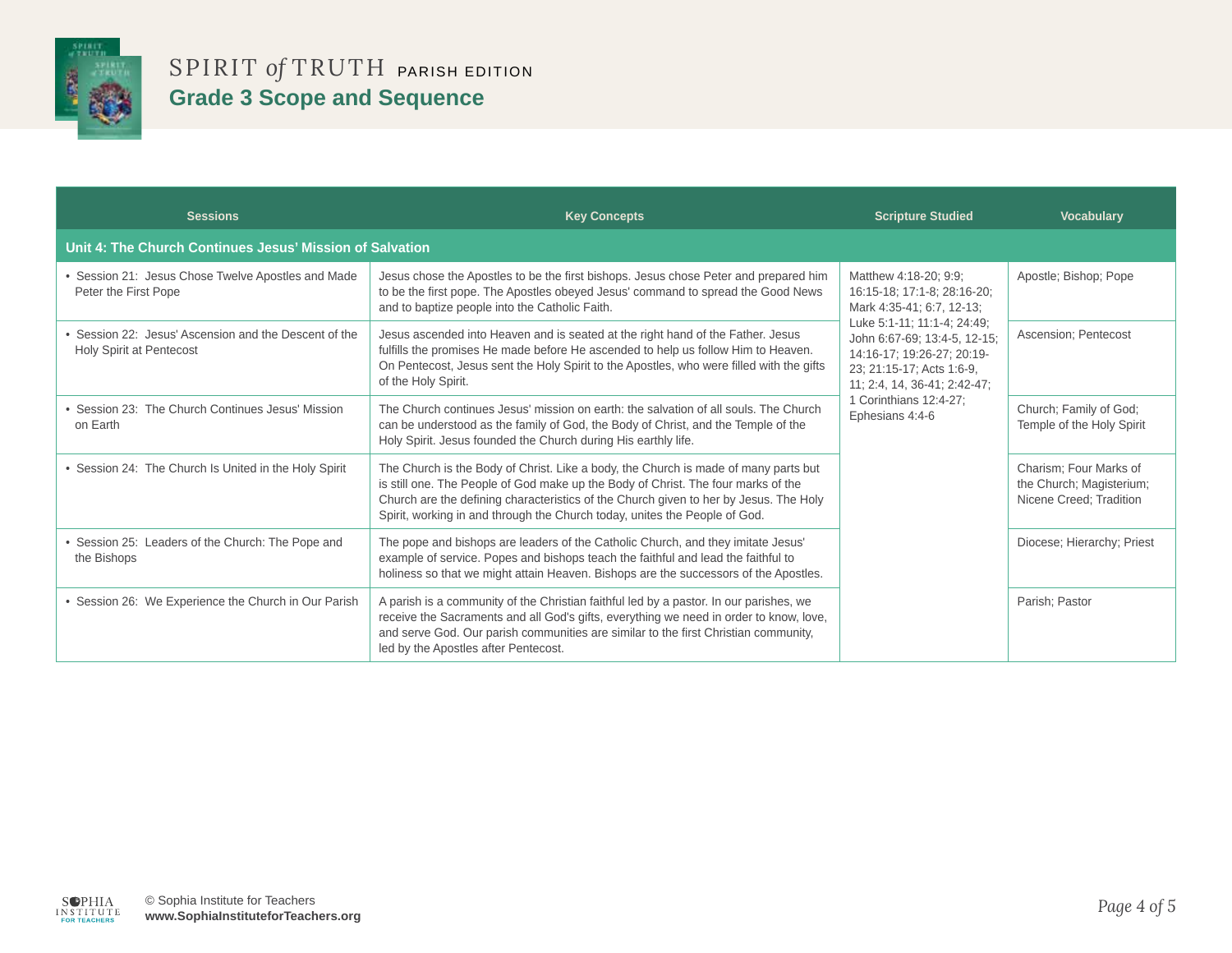# SPIRIT *of* TRUTH PARISH EDITION

## Grade 3 Scope and Sequence

| Sessions | Key Concepts | Scripture Studied | Vocabulary |
|---|---|---|---|
| **Unit 4: The Church Continues Jesus' Mission of Salvation** | | | |
| • Session 21: Jesus Chose Twelve Apostles and Made Peter the First Pope | Jesus chose the Apostles to be the first bishops. Jesus chose Peter and prepared him to be the first pope. The Apostles obeyed Jesus' command to spread the Good News and to baptize people into the Catholic Faith. | Matthew 4:18-20; 9:9; 16:15-18; 17:1-8; 28:16-20; Mark 4:35-41; 6:7, 12-13; Luke 5:1-11; 11:1-4; 24:49; John 6:67-69; 13:4-5, 12-15; 14:16-17; 19:26-27; 20:19-23; 21:15-17; Acts 1:6-9, 11; 2:4, 14, 36-41; 2:42-47; 1 Corinthians 12:4-27; Ephesians 4:4-6 | Apostle; Bishop; Pope |
| • Session 22: Jesus' Ascension and the Descent of the Holy Spirit at Pentecost | Jesus ascended into Heaven and is seated at the right hand of the Father. Jesus fulfills the promises He made before He ascended to help us follow Him to Heaven. On Pentecost, Jesus sent the Holy Spirit to the Apostles, who were filled with the gifts of the Holy Spirit. | | Ascension; Pentecost |
| • Session 23: The Church Continues Jesus' Mission on Earth | The Church continues Jesus' mission on earth: the salvation of all souls. The Church can be understood as the family of God, the Body of Christ, and the Temple of the Holy Spirit. Jesus founded the Church during His earthly life. | | Church; Family of God; Temple of the Holy Spirit |
| • Session 24: The Church Is United in the Holy Spirit | The Church is the Body of Christ. Like a body, the Church is made of many parts but is still one. The People of God make up the Body of Christ. The four marks of the Church are the defining characteristics of the Church given to her by Jesus. The Holy Spirit, working in and through the Church today, unites the People of God. | | Charism; Four Marks of the Church; Magisterium; Nicene Creed; Tradition |
| • Session 25: Leaders of the Church: The Pope and the Bishops | The pope and bishops are leaders of the Catholic Church, and they imitate Jesus' example of service. Popes and bishops teach the faithful and lead the faithful to holiness so that we might attain Heaven. Bishops are the successors of the Apostles. | | Diocese; Hierarchy; Priest |
| • Session 26: We Experience the Church in Our Parish | A parish is a community of the Christian faithful led by a pastor. In our parishes, we receive the Sacraments and all God's gifts, everything we need in order to know, love, and serve God. Our parish communities are similar to the first Christian community, led by the Apostles after Pentecost. | | Parish; Pastor |

© Sophia Institute for Teachers
**www.SophiaInstituteforTeachers.org**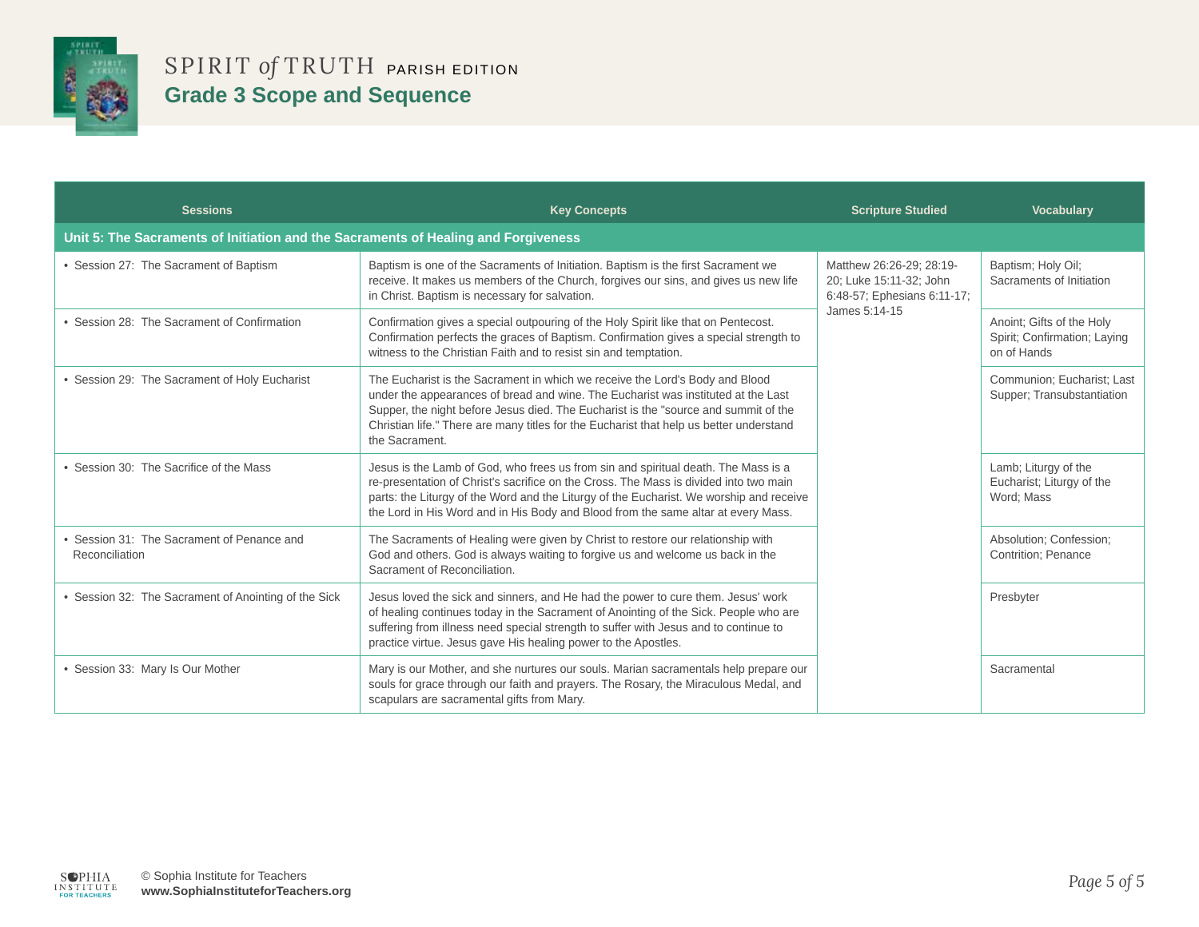# SPIRIT *of* TRUTH PARISH EDITION

## Grade 3 Scope and Sequence

| Sessions | Key Concepts | Scripture Studied | Vocabulary |
|---|---|---|---|
| **Unit 5: The Sacraments of Initiation and the Sacraments of Healing and Forgiveness** | | | |
| • Session 27: The Sacrament of Baptism | Baptism is one of the Sacraments of Initiation. Baptism is the first Sacrament we receive. It makes us members of the Church, forgives our sins, and gives us new life in Christ. Baptism is necessary for salvation. | Matthew 26:26-29; 28:19-20; Luke 15:11-32; John 6:48-57; Ephesians 6:11-17; James 5:14-15 | Baptism; Holy Oil; Sacraments of Initiation |
| • Session 28: The Sacrament of Confirmation | Confirmation gives a special outpouring of the Holy Spirit like that on Pentecost. Confirmation perfects the graces of Baptism. Confirmation gives a special strength to witness to the Christian Faith and to resist sin and temptation. | | Anoint; Gifts of the Holy Spirit; Confirmation; Laying on of Hands |
| • Session 29: The Sacrament of Holy Eucharist | The Eucharist is the Sacrament in which we receive the Lord's Body and Blood under the appearances of bread and wine. The Eucharist was instituted at the Last Supper, the night before Jesus died. The Eucharist is the "source and summit of the Christian life." There are many titles for the Eucharist that help us better understand the Sacrament. | | Communion; Eucharist; Last Supper; Transubstantiation |
| • Session 30: The Sacrifice of the Mass | Jesus is the Lamb of God, who frees us from sin and spiritual death. The Mass is a re-presentation of Christ's sacrifice on the Cross. The Mass is divided into two main parts: the Liturgy of the Word and the Liturgy of the Eucharist. We worship and receive the Lord in His Word and in His Body and Blood from the same altar at every Mass. | | Lamb; Liturgy of the Eucharist; Liturgy of the Word; Mass |
| • Session 31: The Sacrament of Penance and Reconciliation | The Sacraments of Healing were given by Christ to restore our relationship with God and others. God is always waiting to forgive us and welcome us back in the Sacrament of Reconciliation. | | Absolution; Confession; Contrition; Penance |
| • Session 32: The Sacrament of Anointing of the Sick | Jesus loved the sick and sinners, and He had the power to cure them. Jesus' work of healing continues today in the Sacrament of Anointing of the Sick. People who are suffering from illness need special strength to suffer with Jesus and to continue to practice virtue. Jesus gave His healing power to the Apostles. | | Presbyter |
| • Session 33: Mary Is Our Mother | Mary is our Mother, and she nurtures our souls. Marian sacramentals help prepare our souls for grace through our faith and prayers. The Rosary, the Miraculous Medal, and scapulars are sacramental gifts from Mary. | | Sacramental |

© Sophia Institute for Teachers
**www.SophiaInstituteforTeachers.org**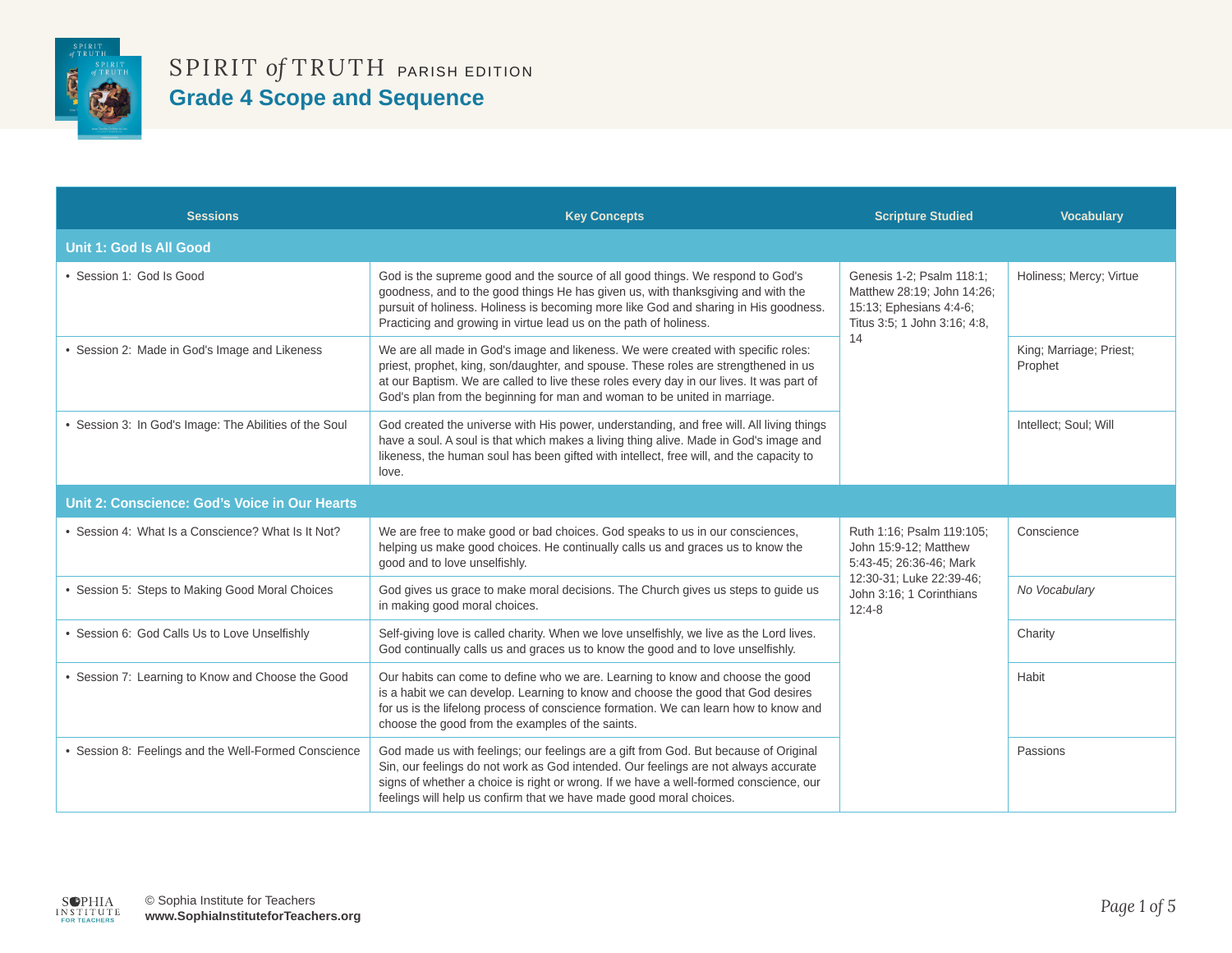# SPIRIT *of* TRUTH PARISH EDITION

## Grade 4 Scope and Sequence

| Sessions | Key Concepts | Scripture Studied | Vocabulary |
|---|---|---|---|
| **Unit 1: God Is All Good** | | | |
| • Session 1: God Is Good | God is the supreme good and the source of all good things. We respond to God's goodness, and to the good things He has given us, with thanksgiving and with the pursuit of holiness. Holiness is becoming more like God and sharing in His goodness. Practicing and growing in virtue lead us on the path of holiness. | Genesis 1-2; Psalm 118:1; Matthew 28:19; John 14:26; 15:13; Ephesians 4:4-6; Titus 3:5; 1 John 3:16; 4:8, 14 | Holiness; Mercy; Virtue |
| • Session 2: Made in God's Image and Likeness | We are all made in God's image and likeness. We were created with specific roles: priest, prophet, king, son/daughter, and spouse. These roles are strengthened in us at our Baptism. We are called to live these roles every day in our lives. It was part of God's plan from the beginning for man and woman to be united in marriage. | | King; Marriage; Priest; Prophet |
| • Session 3: In God's Image: The Abilities of the Soul | God created the universe with His power, understanding, and free will. All living things have a soul. A soul is that which makes a living thing alive. Made in God's image and likeness, the human soul has been gifted with intellect, free will, and the capacity to love. | | Intellect; Soul; Will |
| **Unit 2: Conscience: God's Voice in Our Hearts** | | | |
| • Session 4: What Is a Conscience? What Is It Not? | We are free to make good or bad choices. God speaks to us in our consciences, helping us make good choices. He continually calls us and graces us to know the good and to love unselfishly. | Ruth 1:16; Psalm 119:105; John 15:9-12; Matthew 5:43-45; 26:36-46; Mark 12:30-31; Luke 22:39-46; John 3:16; 1 Corinthians 12:4-8 | Conscience |
| • Session 5: Steps to Making Good Moral Choices | God gives us grace to make moral decisions. The Church gives us steps to guide us in making good moral choices. | | *No Vocabulary* |
| • Session 6: God Calls Us to Love Unselfishly | Self-giving love is called charity. When we love unselfishly, we live as the Lord lives. God continually calls us and graces us to know the good and to love unselfishly. | | Charity |
| • Session 7: Learning to Know and Choose the Good | Our habits can come to define who we are. Learning to know and choose the good is a habit we can develop. Learning to know and choose the good that God desires for us is the lifelong process of conscience formation. We can learn how to know and choose the good from the examples of the saints. | | Habit |
| • Session 8: Feelings and the Well-Formed Conscience | God made us with feelings; our feelings are a gift from God. But because of Original Sin, our feelings do not work as God intended. Our feelings are not always accurate signs of whether a choice is right or wrong. If we have a well-formed conscience, our feelings will help us confirm that we have made good moral choices. | | Passions |

© Sophia Institute for Teachers
**www.SophiaInstituteforTeachers.org**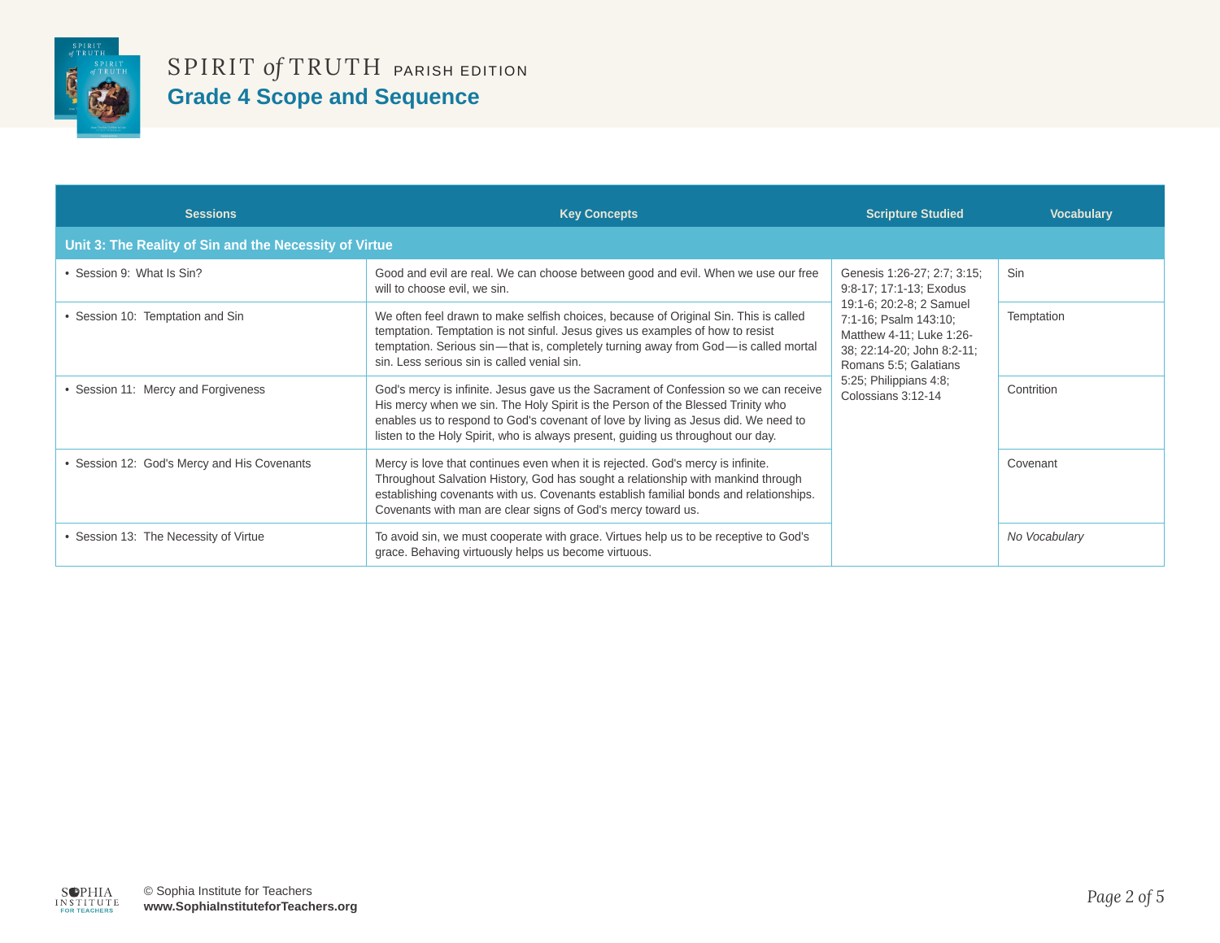# SPIRIT *of* TRUTH PARISH EDITION

## Grade 4 Scope and Sequence

| Sessions | Key Concepts | Scripture Studied | Vocabulary |
|---|---|---|---|
| **Unit 3: The Reality of Sin and the Necessity of Virtue** | | | |
| • Session 9: What Is Sin? | Good and evil are real. We can choose between good and evil. When we use our free will to choose evil, we sin. | Genesis 1:26-27; 2:7; 3:15; 9:8-17; 17:1-13; Exodus 19:1-6; 20:2-8; 2 Samuel 7:1-16; Psalm 143:10; Matthew 4-11; Luke 1:26-38; 22:14-20; John 8:2-11; Romans 5:5; Galatians 5:25; Philippians 4:8; Colossians 3:12-14 | Sin |
| • Session 10: Temptation and Sin | We often feel drawn to make selfish choices, because of Original Sin. This is called temptation. Temptation is not sinful. Jesus gives us examples of how to resist temptation. Serious sin—that is, completely turning away from God—is called mortal sin. Less serious sin is called venial sin. | | Temptation |
| • Session 11: Mercy and Forgiveness | God's mercy is infinite. Jesus gave us the Sacrament of Confession so we can receive His mercy when we sin. The Holy Spirit is the Person of the Blessed Trinity who enables us to respond to God's covenant of love by living as Jesus did. We need to listen to the Holy Spirit, who is always present, guiding us throughout our day. | | Contrition |
| • Session 12: God's Mercy and His Covenants | Mercy is love that continues even when it is rejected. God's mercy is infinite. Throughout Salvation History, God has sought a relationship with mankind through establishing covenants with us. Covenants establish familial bonds and relationships. Covenants with man are clear signs of God's mercy toward us. | | Covenant |
| • Session 13: The Necessity of Virtue | To avoid sin, we must cooperate with grace. Virtues help us to be receptive to God's grace. Behaving virtuously helps us become virtuous. | | *No Vocabulary* |

© Sophia Institute for Teachers
**www.SophiaInstituteforTeachers.org**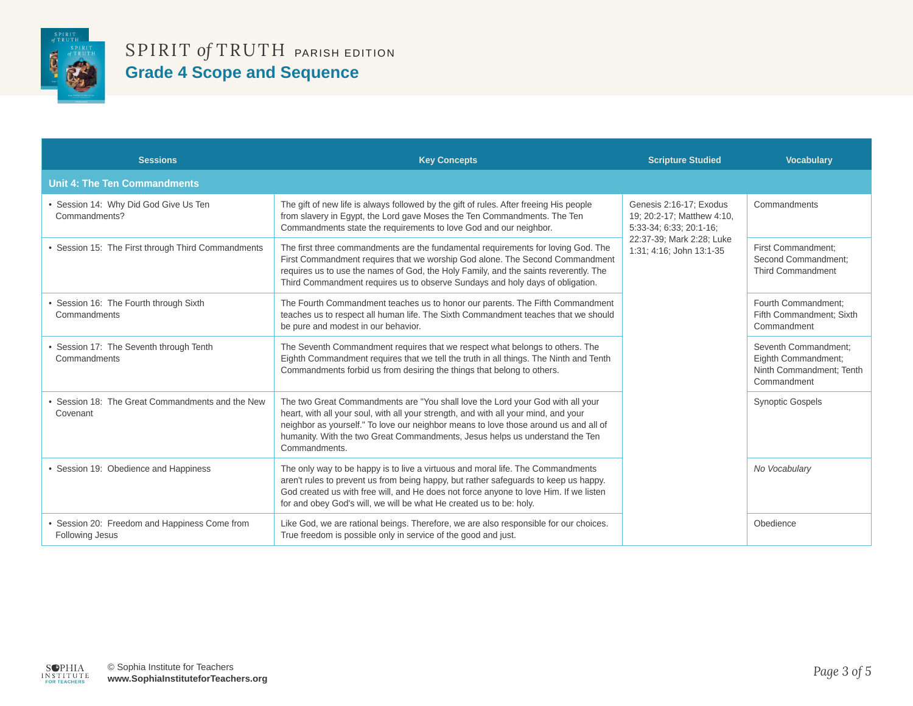# SPIRIT *of* TRUTH PARISH EDITION

## Grade 4 Scope and Sequence

| Sessions | Key Concepts | Scripture Studied | Vocabulary |
|---|---|---|---|
| **Unit 4: The Ten Commandments** | | | |
| • Session 14: Why Did God Give Us Ten Commandments? | The gift of new life is always followed by the gift of rules. After freeing His people from slavery in Egypt, the Lord gave Moses the Ten Commandments. The Ten Commandments state the requirements to love God and our neighbor. | Genesis 2:16-17; Exodus 19; 20:2-17; Matthew 4:10, 5:33-34; 6:33; 20:1-16; 22:37-39; Mark 2:28; Luke 1:31; 4:16; John 13:1-35 | Commandments |
| • Session 15: The First through Third Commandments | The first three commandments are the fundamental requirements for loving God. The First Commandment requires that we worship God alone. The Second Commandment requires us to use the names of God, the Holy Family, and the saints reverently. The Third Commandment requires us to observe Sundays and holy days of obligation. | | First Commandment; Second Commandment; Third Commandment |
| • Session 16: The Fourth through Sixth Commandments | The Fourth Commandment teaches us to honor our parents. The Fifth Commandment teaches us to respect all human life. The Sixth Commandment teaches that we should be pure and modest in our behavior. | | Fourth Commandment; Fifth Commandment; Sixth Commandment |
| • Session 17: The Seventh through Tenth Commandments | The Seventh Commandment requires that we respect what belongs to others. The Eighth Commandment requires that we tell the truth in all things. The Ninth and Tenth Commandments forbid us from desiring the things that belong to others. | | Seventh Commandment; Eighth Commandment; Ninth Commandment; Tenth Commandment |
| • Session 18: The Great Commandments and the New Covenant | The two Great Commandments are "You shall love the Lord your God with all your heart, with all your soul, with all your strength, and with all your mind, and your neighbor as yourself." To love our neighbor means to love those around us and all of humanity. With the two Great Commandments, Jesus helps us understand the Ten Commandments. | | Synoptic Gospels |
| • Session 19: Obedience and Happiness | The only way to be happy is to live a virtuous and moral life. The Commandments aren't rules to prevent us from being happy, but rather safeguards to keep us happy. God created us with free will, and He does not force anyone to love Him. If we listen for and obey God's will, we will be what He created us to be: holy. | | *No Vocabulary* |
| • Session 20: Freedom and Happiness Come from Following Jesus | Like God, we are rational beings. Therefore, we are also responsible for our choices. True freedom is possible only in service of the good and just. | | Obedience |

© Sophia Institute for Teachers
**www.SophiaInstituteforTeachers.org**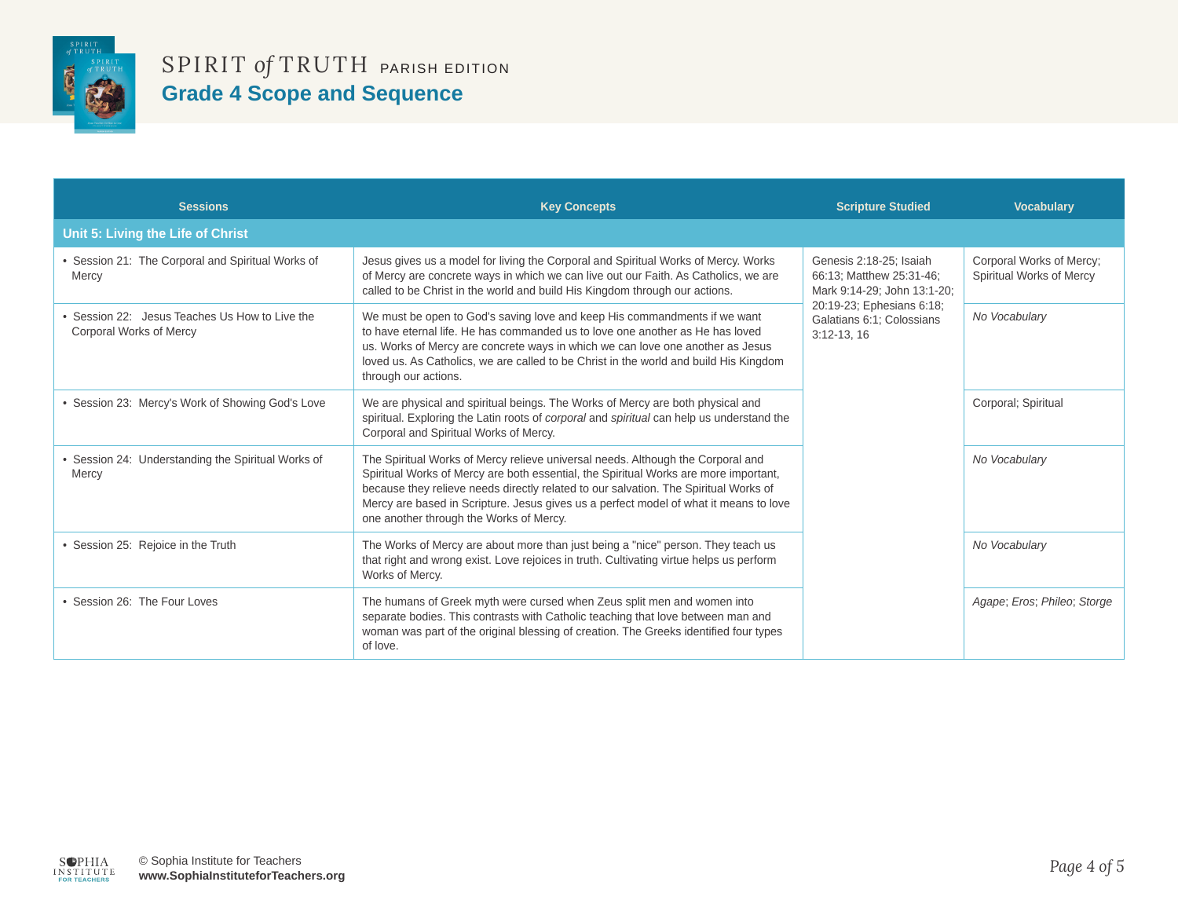# SPIRIT *of* TRUTH PARISH EDITION

## Grade 4 Scope and Sequence

| Sessions | Key Concepts | Scripture Studied | Vocabulary |
|---|---|---|---|
| **Unit 5: Living the Life of Christ** | | | |
| • Session 21: The Corporal and Spiritual Works of Mercy | Jesus gives us a model for living the Corporal and Spiritual Works of Mercy. Works of Mercy are concrete ways in which we can live out our Faith. As Catholics, we are called to be Christ in the world and build His Kingdom through our actions. | Genesis 2:18-25; Isaiah 66:13; Matthew 25:31-46; Mark 9:14-29; John 13:1-20; 20:19-23; Ephesians 6:18; Galatians 6:1; Colossians 3:12-13, 16 | Corporal Works of Mercy; Spiritual Works of Mercy |
| • Session 22: Jesus Teaches Us How to Live the Corporal Works of Mercy | We must be open to God's saving love and keep His commandments if we want to have eternal life. He has commanded us to love one another as He has loved us. Works of Mercy are concrete ways in which we can love one another as Jesus loved us. As Catholics, we are called to be Christ in the world and build His Kingdom through our actions. | | *No Vocabulary* |
| • Session 23: Mercy's Work of Showing God's Love | We are physical and spiritual beings. The Works of Mercy are both physical and spiritual. Exploring the Latin roots of *corporal* and *spiritual* can help us understand the Corporal and Spiritual Works of Mercy. | | Corporal; Spiritual |
| • Session 24: Understanding the Spiritual Works of Mercy | The Spiritual Works of Mercy relieve universal needs. Although the Corporal and Spiritual Works of Mercy are both essential, the Spiritual Works are more important, because they relieve needs directly related to our salvation. The Spiritual Works of Mercy are based in Scripture. Jesus gives us a perfect model of what it means to love one another through the Works of Mercy. | | *No Vocabulary* |
| • Session 25: Rejoice in the Truth | The Works of Mercy are about more than just being a "nice" person. They teach us that right and wrong exist. Love rejoices in truth. Cultivating virtue helps us perform Works of Mercy. | | *No Vocabulary* |
| • Session 26: The Four Loves | The humans of Greek myth were cursed when Zeus split men and women into separate bodies. This contrasts with Catholic teaching that love between man and woman was part of the original blessing of creation. The Greeks identified four types of love. | | *Agape*; *Eros*; *Phileo*; *Storge* |

© Sophia Institute for Teachers
**www.SophiaInstituteforTeachers.org**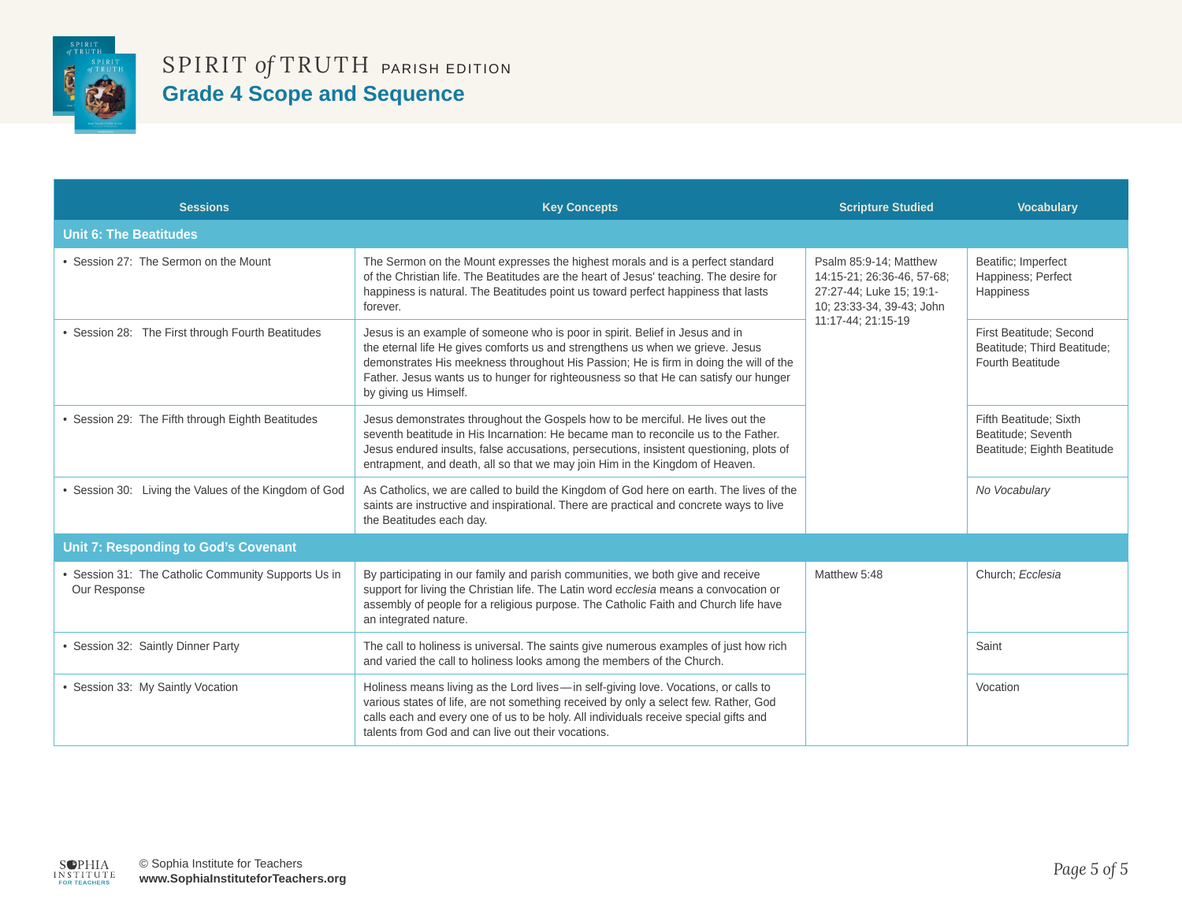# SPIRIT *of* TRUTH PARISH EDITION

## Grade 4 Scope and Sequence

| Sessions | Key Concepts | Scripture Studied | Vocabulary |
|---|---|---|---|
| **Unit 6: The Beatitudes** | | | |
| • Session 27: The Sermon on the Mount | The Sermon on the Mount expresses the highest morals and is a perfect standard of the Christian life. The Beatitudes are the heart of Jesus' teaching. The desire for happiness is natural. The Beatitudes point us toward perfect happiness that lasts forever. | Psalm 85:9-14; Matthew 14:15-21; 26:36-46, 57-68; 27:27-44; Luke 15; 19:1-10; 23:33-34, 39-43; John 11:17-44; 21:15-19 | Beatific; Imperfect Happiness; Perfect Happiness |
| • Session 28: The First through Fourth Beatitudes | Jesus is an example of someone who is poor in spirit. Belief in Jesus and in the eternal life He gives comforts us and strengthens us when we grieve. Jesus demonstrates His meekness throughout His Passion; He is firm in doing the will of the Father. Jesus wants us to hunger for righteousness so that He can satisfy our hunger by giving us Himself. | | First Beatitude; Second Beatitude; Third Beatitude; Fourth Beatitude |
| • Session 29: The Fifth through Eighth Beatitudes | Jesus demonstrates throughout the Gospels how to be merciful. He lives out the seventh beatitude in His Incarnation: He became man to reconcile us to the Father. Jesus endured insults, false accusations, persecutions, insistent questioning, plots of entrapment, and death, all so that we may join Him in the Kingdom of Heaven. | | Fifth Beatitude; Sixth Beatitude; Seventh Beatitude; Eighth Beatitude |
| • Session 30: Living the Values of the Kingdom of God | As Catholics, we are called to build the Kingdom of God here on earth. The lives of the saints are instructive and inspirational. There are practical and concrete ways to live the Beatitudes each day. | | *No Vocabulary* |
| **Unit 7: Responding to God's Covenant** | | | |
| • Session 31: The Catholic Community Supports Us in Our Response | By participating in our family and parish communities, we both give and receive support for living the Christian life. The Latin word *ecclesia* means a convocation or assembly of people for a religious purpose. The Catholic Faith and Church life have an integrated nature. | Matthew 5:48 | Church; *Ecclesia* |
| • Session 32: Saintly Dinner Party | The call to holiness is universal. The saints give numerous examples of just how rich and varied the call to holiness looks among the members of the Church. | | Saint |
| • Session 33: My Saintly Vocation | Holiness means living as the Lord lives—in self-giving love. Vocations, or calls to various states of life, are not something received by only a select few. Rather, God calls each and every one of us to be holy. All individuals receive special gifts and talents from God and can live out their vocations. | | Vocation |

© Sophia Institute for Teachers
**www.SophiaInstituteforTeachers.org**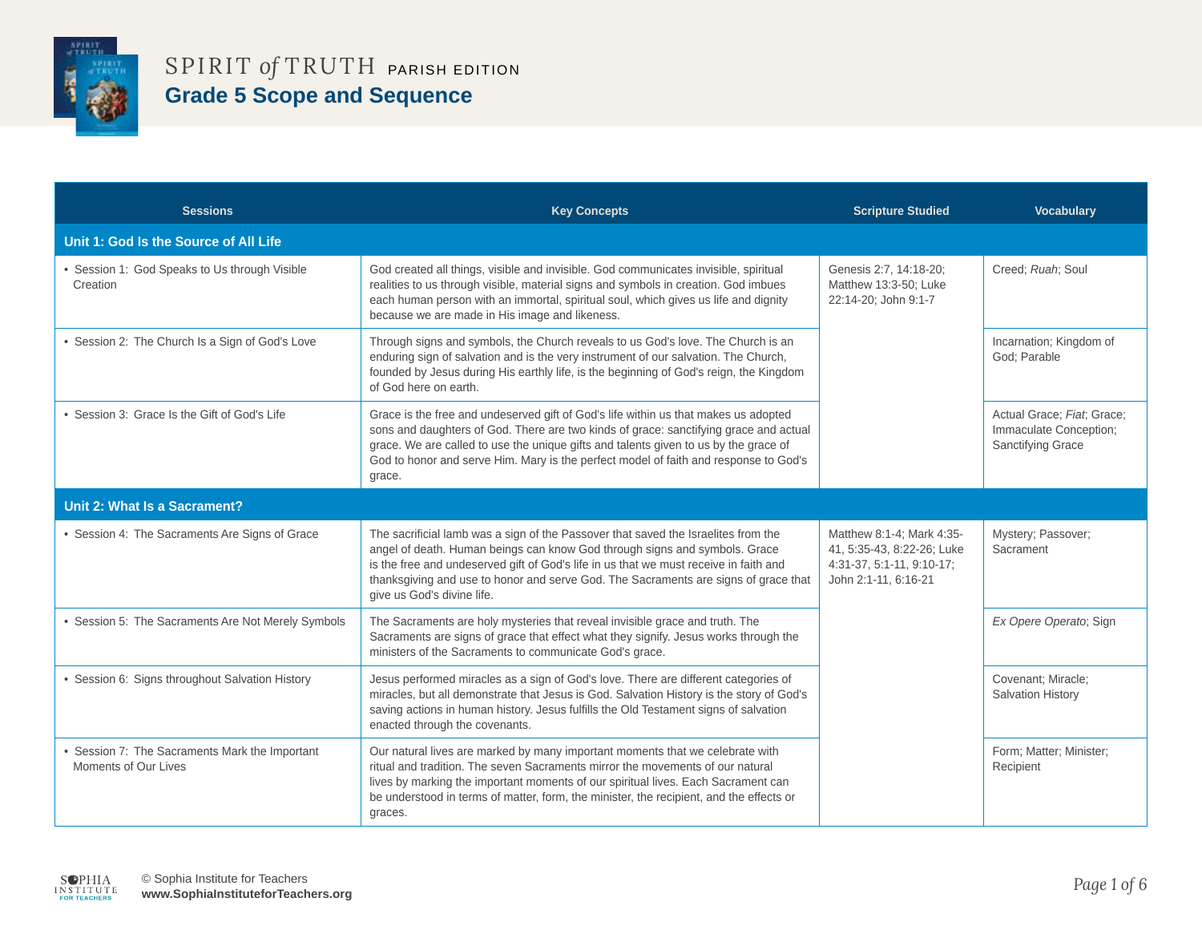# SPIRIT *of* TRUTH PARISH EDITION

## Grade 5 Scope and Sequence

| Sessions | Key Concepts | Scripture Studied | Vocabulary |
|---|---|---|---|
| **Unit 1: God Is the Source of All Life** | | | |
| • Session 1: God Speaks to Us through Visible Creation | God created all things, visible and invisible. God communicates invisible, spiritual realities to us through visible, material signs and symbols in creation. God imbues each human person with an immortal, spiritual soul, which gives us life and dignity because we are made in His image and likeness. | Genesis 2:7, 14:18-20; Matthew 13:3-50; Luke 22:14-20; John 9:1-7 | Creed; *Ruah*; Soul |
| • Session 2: The Church Is a Sign of God's Love | Through signs and symbols, the Church reveals to us God's love. The Church is an enduring sign of salvation and is the very instrument of our salvation. The Church, founded by Jesus during His earthly life, is the beginning of God's reign, the Kingdom of God here on earth. | | Incarnation; Kingdom of God; Parable |
| • Session 3: Grace Is the Gift of God's Life | Grace is the free and undeserved gift of God's life within us that makes us adopted sons and daughters of God. There are two kinds of grace: sanctifying grace and actual grace. We are called to use the unique gifts and talents given to us by the grace of God to honor and serve Him. Mary is the perfect model of faith and response to God's grace. | | Actual Grace; *Fiat*; Grace; Immaculate Conception; Sanctifying Grace |
| **Unit 2: What Is a Sacrament?** | | | |
| • Session 4: The Sacraments Are Signs of Grace | The sacrificial lamb was a sign of the Passover that saved the Israelites from the angel of death. Human beings can know God through signs and symbols. Grace is the free and undeserved gift of God's life in us that we must receive in faith and thanksgiving and use to honor and serve God. The Sacraments are signs of grace that give us God's divine life. | Matthew 8:1-4; Mark 4:35-41, 5:35-43, 8:22-26; Luke 4:31-37, 5:1-11, 9:10-17; John 2:1-11, 6:16-21 | Mystery; Passover; Sacrament |
| • Session 5: The Sacraments Are Not Merely Symbols | The Sacraments are holy mysteries that reveal invisible grace and truth. The Sacraments are signs of grace that effect what they signify. Jesus works through the ministers of the Sacraments to communicate God's grace. | | *Ex Opere Operato*; Sign |
| • Session 6: Signs throughout Salvation History | Jesus performed miracles as a sign of God's love. There are different categories of miracles, but all demonstrate that Jesus is God. Salvation History is the story of God's saving actions in human history. Jesus fulfills the Old Testament signs of salvation enacted through the covenants. | | Covenant; Miracle; Salvation History |
| • Session 7: The Sacraments Mark the Important Moments of Our Lives | Our natural lives are marked by many important moments that we celebrate with ritual and tradition. The seven Sacraments mirror the movements of our natural lives by marking the important moments of our spiritual lives. Each Sacrament can be understood in terms of matter, form, the minister, the recipient, and the effects or graces. | | Form; Matter; Minister; Recipient |

© Sophia Institute for Teachers
**www.SophiaInstituteforTeachers.org**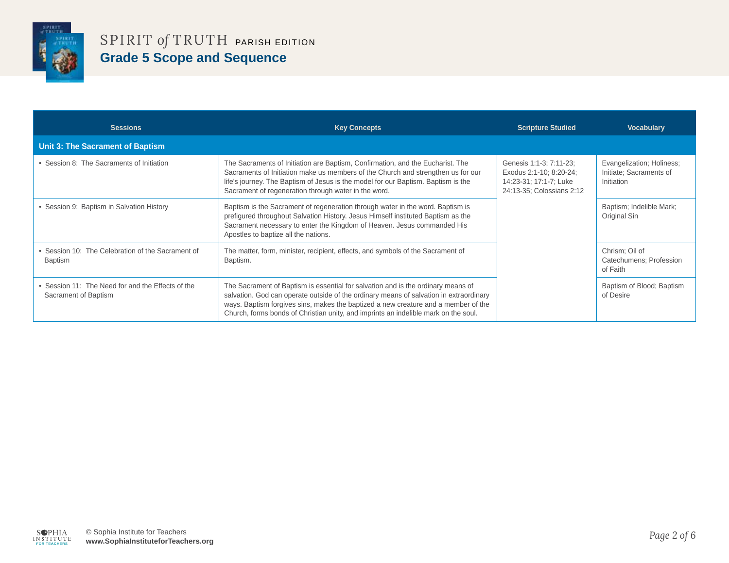SPIRIT *of* TRUTH PARISH EDITION

# Grade 5 Scope and Sequence

| Sessions | Key Concepts | Scripture Studied | Vocabulary |
|---|---|---|---|
| **Unit 3: The Sacrament of Baptism** | | | |
| • Session 8: The Sacraments of Initiation | The Sacraments of Initiation are Baptism, Confirmation, and the Eucharist. The Sacraments of Initiation make us members of the Church and strengthen us for our life's journey. The Baptism of Jesus is the model for our Baptism. Baptism is the Sacrament of regeneration through water in the word. | Genesis 1:1-3; 7:11-23; Exodus 2:1-10; 8:20-24; 14:23-31; 17:1-7; Luke 24:13-35; Colossians 2:12 | Evangelization; Holiness; Initiate; Sacraments of Initiation |
| • Session 9: Baptism in Salvation History | Baptism is the Sacrament of regeneration through water in the word. Baptism is prefigured throughout Salvation History. Jesus Himself instituted Baptism as the Sacrament necessary to enter the Kingdom of Heaven. Jesus commanded His Apostles to baptize all the nations. | | Baptism; Indelible Mark; Original Sin |
| • Session 10: The Celebration of the Sacrament of Baptism | The matter, form, minister, recipient, effects, and symbols of the Sacrament of Baptism. | | Chrism; Oil of Catechumens; Profession of Faith |
| • Session 11: The Need for and the Effects of the Sacrament of Baptism | The Sacrament of Baptism is essential for salvation and is the ordinary means of salvation. God can operate outside of the ordinary means of salvation in extraordinary ways. Baptism forgives sins, makes the baptized a new creature and a member of the Church, forms bonds of Christian unity, and imprints an indelible mark on the soul. | | Baptism of Blood; Baptism of Desire |

© Sophia Institute for Teachers
**www.SophiaInstituteforTeachers.org**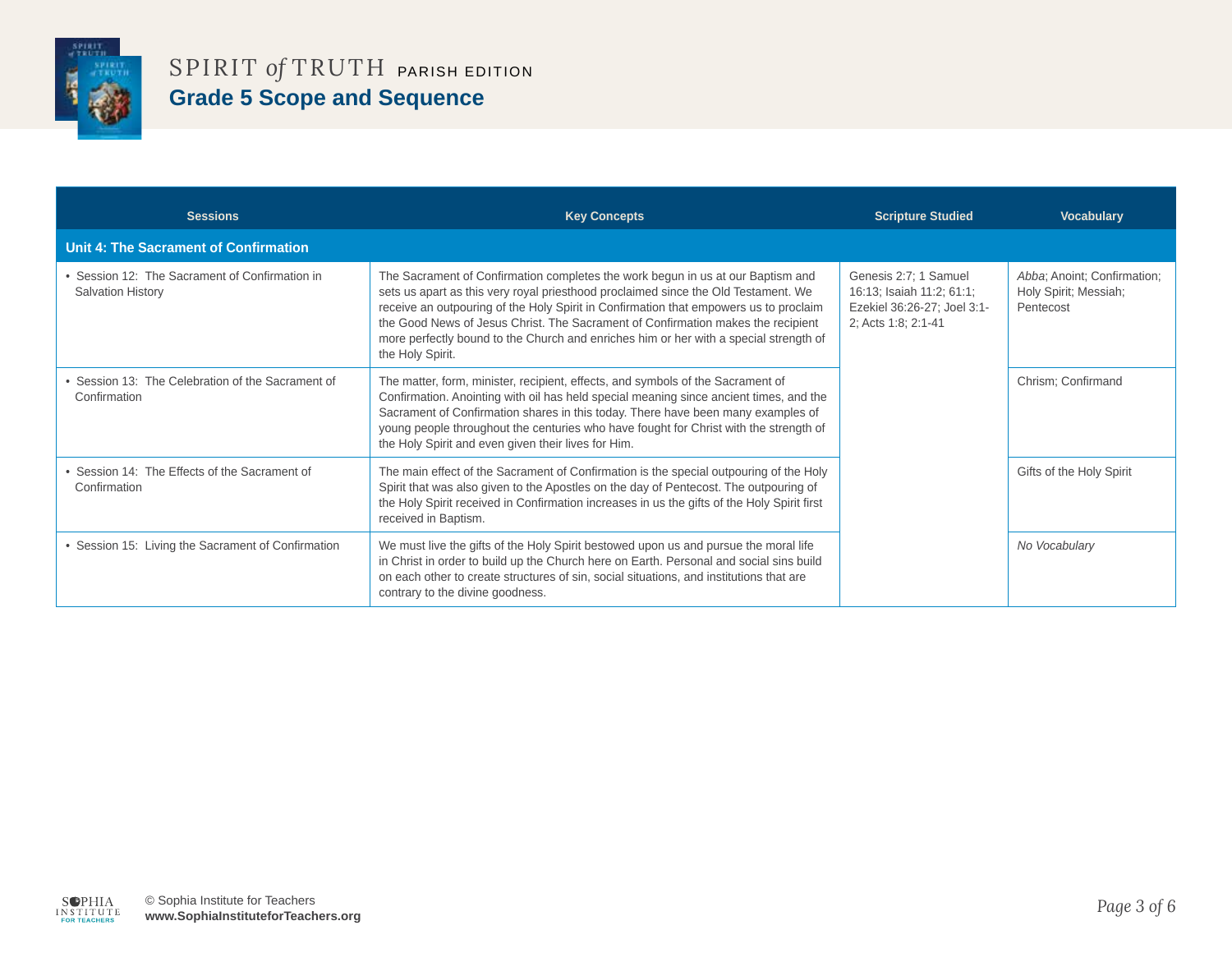# SPIRIT *of* TRUTH PARISH EDITION

## Grade 5 Scope and Sequence

| Sessions | Key Concepts | Scripture Studied | Vocabulary |
|---|---|---|---|
| **Unit 4: The Sacrament of Confirmation** | | | |
| • Session 12: The Sacrament of Confirmation in Salvation History | The Sacrament of Confirmation completes the work begun in us at our Baptism and sets us apart as this very royal priesthood proclaimed since the Old Testament. We receive an outpouring of the Holy Spirit in Confirmation that empowers us to proclaim the Good News of Jesus Christ. The Sacrament of Confirmation makes the recipient more perfectly bound to the Church and enriches him or her with a special strength of the Holy Spirit. | Genesis 2:7; 1 Samuel 16:13; Isaiah 11:2; 61:1; Ezekiel 36:26-27; Joel 3:1-2; Acts 1:8; 2:1-41 | *Abba*; Anoint; Confirmation; Holy Spirit; Messiah; Pentecost |
| • Session 13: The Celebration of the Sacrament of Confirmation | The matter, form, minister, recipient, effects, and symbols of the Sacrament of Confirmation. Anointing with oil has held special meaning since ancient times, and the Sacrament of Confirmation shares in this today. There have been many examples of young people throughout the centuries who have fought for Christ with the strength of the Holy Spirit and even given their lives for Him. | | Chrism; Confirmand |
| • Session 14: The Effects of the Sacrament of Confirmation | The main effect of the Sacrament of Confirmation is the special outpouring of the Holy Spirit that was also given to the Apostles on the day of Pentecost. The outpouring of the Holy Spirit received in Confirmation increases in us the gifts of the Holy Spirit first received in Baptism. | | Gifts of the Holy Spirit |
| • Session 15: Living the Sacrament of Confirmation | We must live the gifts of the Holy Spirit bestowed upon us and pursue the moral life in Christ in order to build up the Church here on Earth. Personal and social sins build on each other to create structures of sin, social situations, and institutions that are contrary to the divine goodness. | | *No Vocabulary* |

© Sophia Institute for Teachers
**www.SophiaInstituteforTeachers.org**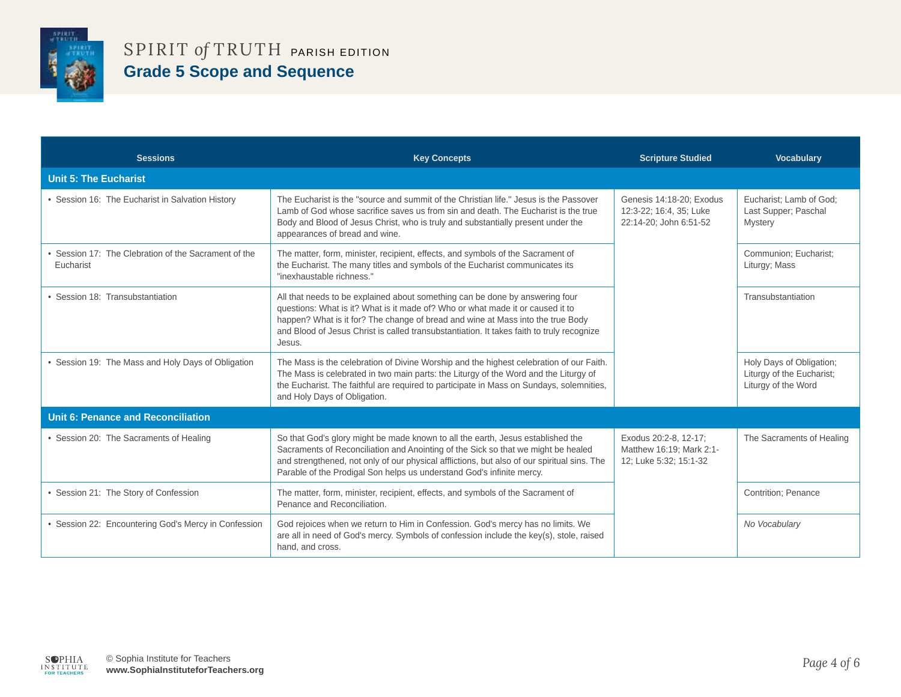# SPIRIT *of* TRUTH PARISH EDITION

## Grade 5 Scope and Sequence

| Sessions | Key Concepts | Scripture Studied | Vocabulary |
|---|---|---|---|
| **Unit 5: The Eucharist** | | | |
| • Session 16: The Eucharist in Salvation History | The Eucharist is the "source and summit of the Christian life." Jesus is the Passover Lamb of God whose sacrifice saves us from sin and death. The Eucharist is the true Body and Blood of Jesus Christ, who is truly and substantially present under the appearances of bread and wine. | Genesis 14:18-20; Exodus 12:3-22; 16:4, 35; Luke 22:14-20; John 6:51-52 | Eucharist; Lamb of God; Last Supper; Paschal Mystery |
| • Session 17: The Clebration of the Sacrament of the Eucharist | The matter, form, minister, recipient, effects, and symbols of the Sacrament of the Eucharist. The many titles and symbols of the Eucharist communicates its "inexhaustable richness." | | Communion; Eucharist; Liturgy; Mass |
| • Session 18: Transubstantiation | All that needs to be explained about something can be done by answering four questions: What is it? What is it made of? Who or what made it or caused it to happen? What is it for? The change of bread and wine at Mass into the true Body and Blood of Jesus Christ is called transubstantiation. It takes faith to truly recognize Jesus. | | Transubstantiation |
| • Session 19: The Mass and Holy Days of Obligation | The Mass is the celebration of Divine Worship and the highest celebration of our Faith. The Mass is celebrated in two main parts: the Liturgy of the Word and the Liturgy of the Eucharist. The faithful are required to participate in Mass on Sundays, solemnities, and Holy Days of Obligation. | | Holy Days of Obligation; Liturgy of the Eucharist; Liturgy of the Word |
| **Unit 6: Penance and Reconciliation** | | | |
| • Session 20: The Sacraments of Healing | So that God's glory might be made known to all the earth, Jesus established the Sacraments of Reconciliation and Anointing of the Sick so that we might be healed and strengthened, not only of our physical afflictions, but also of our spiritual sins. The Parable of the Prodigal Son helps us understand God's infinite mercy. | Exodus 20:2-8, 12-17; Matthew 16:19; Mark 2:1-12; Luke 5:32; 15:1-32 | The Sacraments of Healing |
| • Session 21: The Story of Confession | The matter, form, minister, recipient, effects, and symbols of the Sacrament of Penance and Reconciliation. | | Contrition; Penance |
| • Session 22: Encountering God's Mercy in Confession | God rejoices when we return to Him in Confession. God's mercy has no limits. We are all in need of God's mercy. Symbols of confession include the key(s), stole, raised hand, and cross. | | *No Vocabulary* |

© Sophia Institute for Teachers
**www.SophiaInstituteforTeachers.org**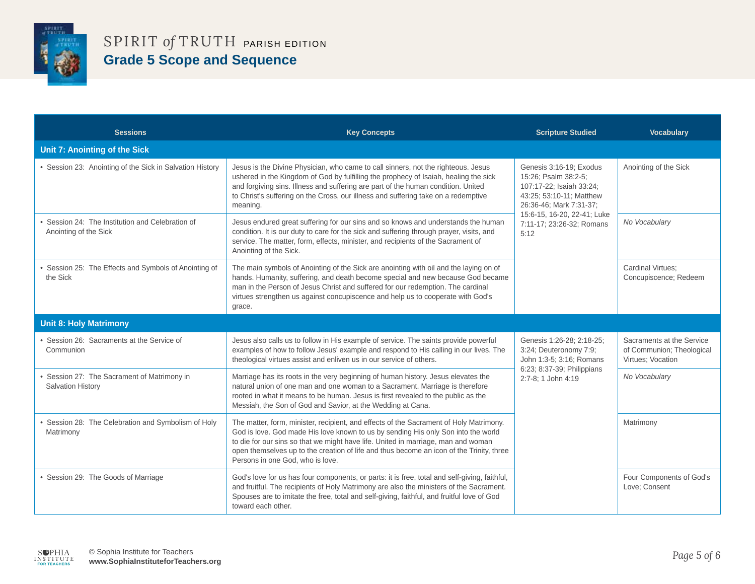# SPIRIT *of* TRUTH PARISH EDITION

## Grade 5 Scope and Sequence

| Sessions | Key Concepts | Scripture Studied | Vocabulary |
|---|---|---|---|
| **Unit 7: Anointing of the Sick** | | | |
| • Session 23: Anointing of the Sick in Salvation History | Jesus is the Divine Physician, who came to call sinners, not the righteous. Jesus ushered in the Kingdom of God by fulfilling the prophecy of Isaiah, healing the sick and forgiving sins. Illness and suffering are part of the human condition. United to Christ's suffering on the Cross, our illness and suffering take on a redemptive meaning. | Genesis 3:16-19; Exodus 15:26; Psalm 38:2-5; 107:17-22; Isaiah 33:24; 43:25; 53:10-11; Matthew 26:36-46; Mark 7:31-37; 15:6-15, 16-20, 22-41; Luke 7:11-17; 23:26-32; Romans 5:12 | Anointing of the Sick |
| • Session 24: The Institution and Celebration of Anointing of the Sick | Jesus endured great suffering for our sins and so knows and understands the human condition. It is our duty to care for the sick and suffering through prayer, visits, and service. The matter, form, effects, minister, and recipients of the Sacrament of Anointing of the Sick. | | *No Vocabulary* |
| • Session 25: The Effects and Symbols of Anointing of the Sick | The main symbols of Anointing of the Sick are anointing with oil and the laying on of hands. Humanity, suffering, and death become special and new because God became man in the Person of Jesus Christ and suffered for our redemption. The cardinal virtues strengthen us against concupiscence and help us to cooperate with God's grace. | | Cardinal Virtues; Concupiscence; Redeem |
| **Unit 8: Holy Matrimony** | | | |
| • Session 26: Sacraments at the Service of Communion | Jesus also calls us to follow in His example of service. The saints provide powerful examples of how to follow Jesus' example and respond to His calling in our lives. The theological virtues assist and enliven us in our service of others. | Genesis 1:26-28; 2:18-25; 3:24; Deuteronomy 7:9; John 1:3-5; 3:16; Romans 6:23; 8:37-39; Philippians 2:7-8; 1 John 4:19 | Sacraments at the Service of Communion; Theological Virtues; Vocation |
| • Session 27: The Sacrament of Matrimony in Salvation History | Marriage has its roots in the very beginning of human history. Jesus elevates the natural union of one man and one woman to a Sacrament. Marriage is therefore rooted in what it means to be human. Jesus is first revealed to the public as the Messiah, the Son of God and Savior, at the Wedding at Cana. | | *No Vocabulary* |
| • Session 28: The Celebration and Symbolism of Holy Matrimony | The matter, form, minister, recipient, and effects of the Sacrament of Holy Matrimony. God is love. God made His love known to us by sending His only Son into the world to die for our sins so that we might have life. United in marriage, man and woman open themselves up to the creation of life and thus become an icon of the Trinity, three Persons in one God, who is love. | | Matrimony |
| • Session 29: The Goods of Marriage | God's love for us has four components, or parts: it is free, total and self-giving, faithful, and fruitful. The recipients of Holy Matrimony are also the ministers of the Sacrament. Spouses are to imitate the free, total and self-giving, faithful, and fruitful love of God toward each other. | | Four Components of God's Love; Consent |

© Sophia Institute for Teachers
**www.SophiaInstituteforTeachers.org**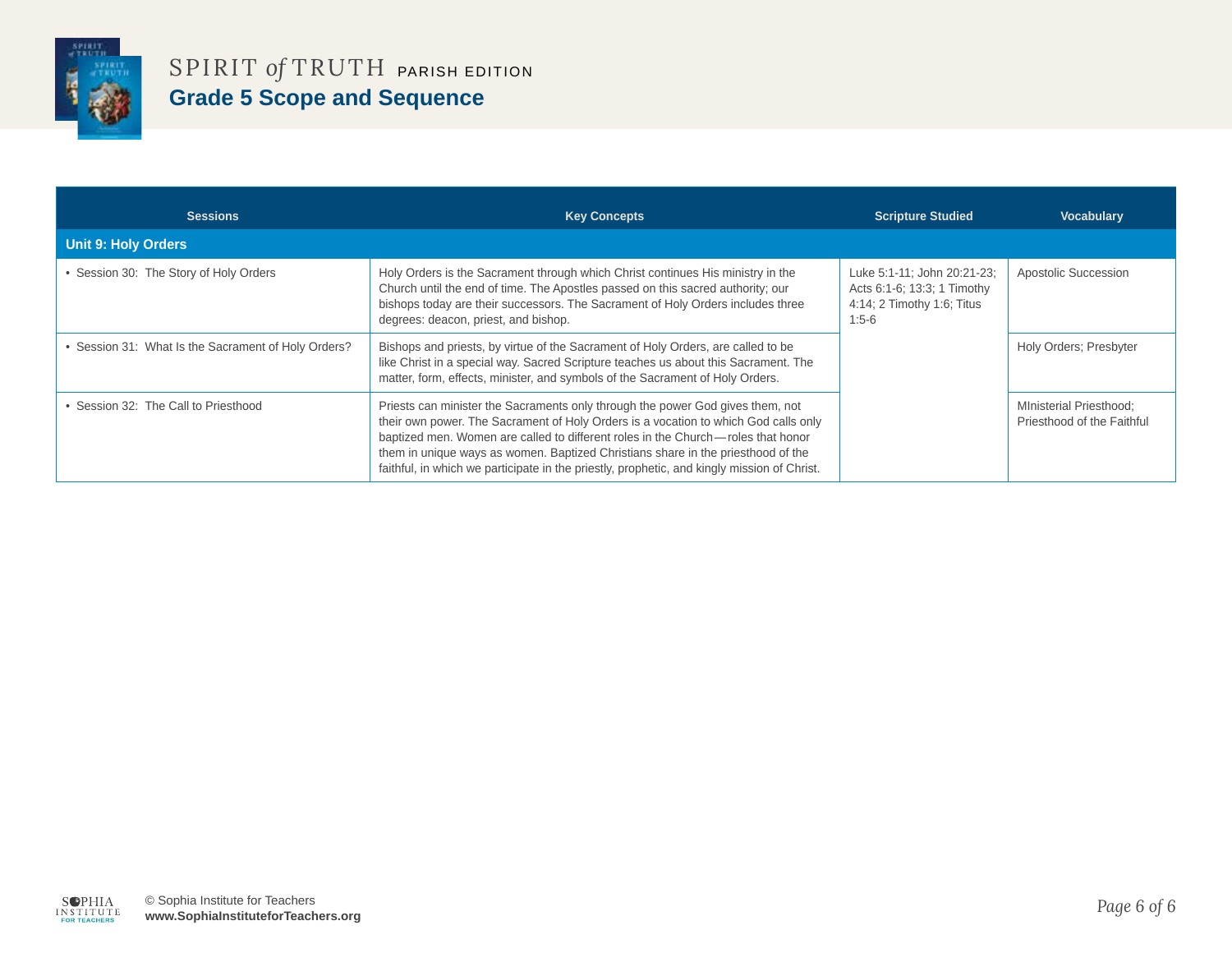# SPIRIT *of* TRUTH PARISH EDITION

## Grade 5 Scope and Sequence

| Sessions | Key Concepts | Scripture Studied | Vocabulary |
|---|---|---|---|
| **Unit 9: Holy Orders** | | | |
| • Session 30: The Story of Holy Orders | Holy Orders is the Sacrament through which Christ continues His ministry in the Church until the end of time. The Apostles passed on this sacred authority; our bishops today are their successors. The Sacrament of Holy Orders includes three degrees: deacon, priest, and bishop. | Luke 5:1-11; John 20:21-23; Acts 6:1-6; 13:3; 1 Timothy 4:14; 2 Timothy 1:6; Titus 1:5-6 | Apostolic Succession |
| • Session 31: What Is the Sacrament of Holy Orders? | Bishops and priests, by virtue of the Sacrament of Holy Orders, are called to be like Christ in a special way. Sacred Scripture teaches us about this Sacrament. The matter, form, effects, minister, and symbols of the Sacrament of Holy Orders. | | Holy Orders; Presbyter |
| • Session 32: The Call to Priesthood | Priests can minister the Sacraments only through the power God gives them, not their own power. The Sacrament of Holy Orders is a vocation to which God calls only baptized men. Women are called to different roles in the Church—roles that honor them in unique ways as women. Baptized Christians share in the priesthood of the faithful, in which we participate in the priestly, prophetic, and kingly mission of Christ. | | MInisterial Priesthood; Priesthood of the Faithful |

© Sophia Institute for Teachers
**www.SophiaInstituteforTeachers.org**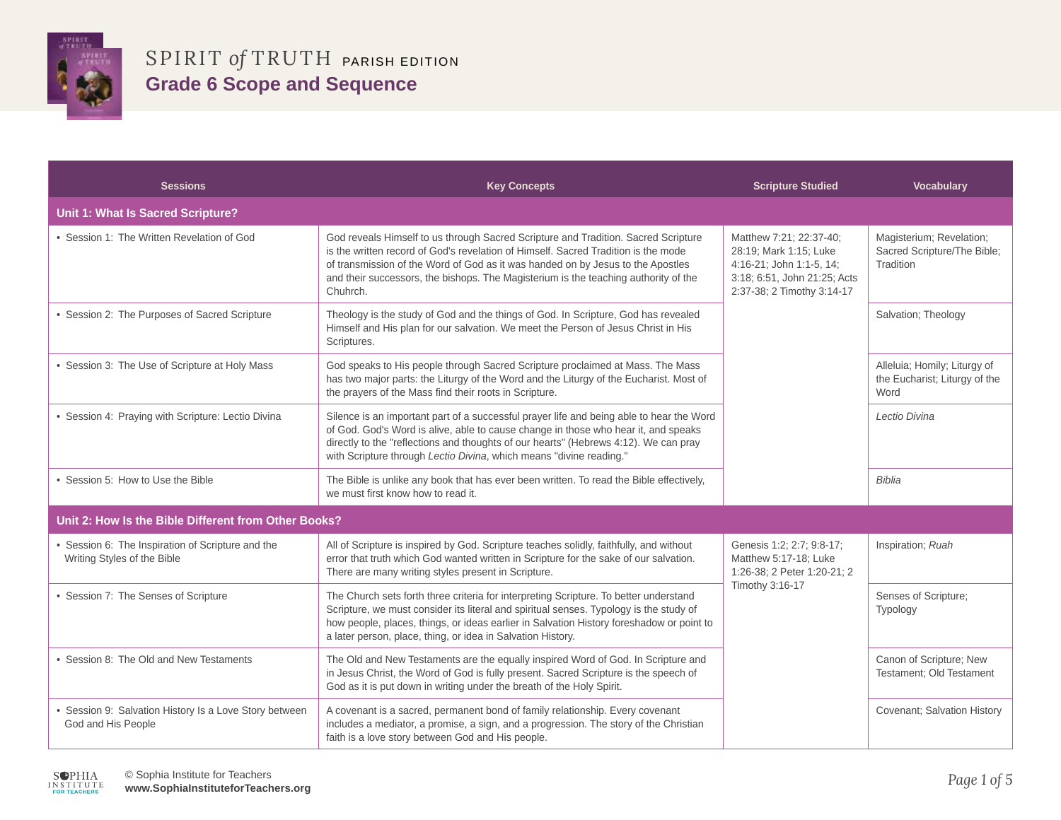# SPIRIT *of* TRUTH PARISH EDITION

## Grade 6 Scope and Sequence

| Sessions | Key Concepts | Scripture Studied | Vocabulary |
|---|---|---|---|
| **Unit 1: What Is Sacred Scripture?** | | | |
| • Session 1: The Written Revelation of God | God reveals Himself to us through Sacred Scripture and Tradition. Sacred Scripture is the written record of God's revelation of Himself. Sacred Tradition is the mode of transmission of the Word of God as it was handed on by Jesus to the Apostles and their successors, the bishops. The Magisterium is the teaching authority of the Chuhrch. | Matthew 7:21; 22:37-40; 28:19; Mark 1:15; Luke 4:16-21; John 1:1-5, 14; 3:18; 6:51, John 21:25; Acts 2:37-38; 2 Timothy 3:14-17 | Magisterium; Revelation; Sacred Scripture/The Bible; Tradition |
| • Session 2: The Purposes of Sacred Scripture | Theology is the study of God and the things of God. In Scripture, God has revealed Himself and His plan for our salvation. We meet the Person of Jesus Christ in His Scriptures. | | Salvation; Theology |
| • Session 3: The Use of Scripture at Holy Mass | God speaks to His people through Sacred Scripture proclaimed at Mass. The Mass has two major parts: the Liturgy of the Word and the Liturgy of the Eucharist. Most of the prayers of the Mass find their roots in Scripture. | | Alleluia; Homily; Liturgy of the Eucharist; Liturgy of the Word |
| • Session 4: Praying with Scripture: Lectio Divina | Silence is an important part of a successful prayer life and being able to hear the Word of God. God's Word is alive, able to cause change in those who hear it, and speaks directly to the "reflections and thoughts of our hearts" (Hebrews 4:12). We can pray with Scripture through *Lectio Divina*, which means "divine reading." | | *Lectio Divina* |
| • Session 5: How to Use the Bible | The Bible is unlike any book that has ever been written. To read the Bible effectively, we must first know how to read it. | | *Biblia* |
| **Unit 2: How Is the Bible Different from Other Books?** | | | |
| • Session 6: The Inspiration of Scripture and the Writing Styles of the Bible | All of Scripture is inspired by God. Scripture teaches solidly, faithfully, and without error that truth which God wanted written in Scripture for the sake of our salvation. There are many writing styles present in Scripture. | Genesis 1:2; 2:7; 9:8-17; Matthew 5:17-18; Luke 1:26-38; 2 Peter 1:20-21; 2 Timothy 3:16-17 | Inspiration; *Ruah* |
| • Session 7: The Senses of Scripture | The Church sets forth three criteria for interpreting Scripture. To better understand Scripture, we must consider its literal and spiritual senses. Typology is the study of how people, places, things, or ideas earlier in Salvation History foreshadow or point to a later person, place, thing, or idea in Salvation History. | | Senses of Scripture; Typology |
| • Session 8: The Old and New Testaments | The Old and New Testaments are the equally inspired Word of God. In Scripture and in Jesus Christ, the Word of God is fully present. Sacred Scripture is the speech of God as it is put down in writing under the breath of the Holy Spirit. | | Canon of Scripture; New Testament; Old Testament |
| • Session 9: Salvation History Is a Love Story between God and His People | A covenant is a sacred, permanent bond of family relationship. Every covenant includes a mediator, a promise, a sign, and a progression. The story of the Christian faith is a love story between God and His people. | | Covenant; Salvation History |

© Sophia Institute for Teachers
**www.SophiaInstituteforTeachers.org**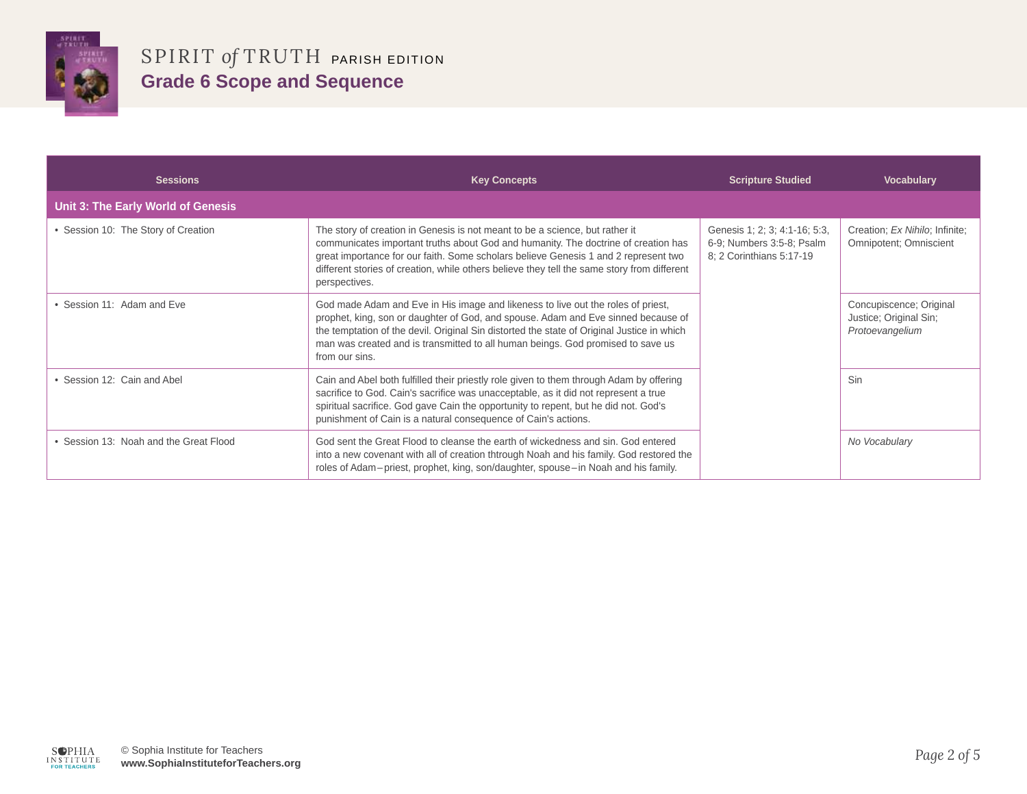# SPIRIT *of* TRUTH PARISH EDITION

## Grade 6 Scope and Sequence

| Sessions | Key Concepts | Scripture Studied | Vocabulary |
|---|---|---|---|
| **Unit 3: The Early World of Genesis** | | | |
| • Session 10: The Story of Creation | The story of creation in Genesis is not meant to be a science, but rather it communicates important truths about God and humanity. The doctrine of creation has great importance for our faith. Some scholars believe Genesis 1 and 2 represent two different stories of creation, while others believe they tell the same story from different perspectives. | Genesis 1; 2; 3; 4:1-16; 5:3, 6-9; Numbers 3:5-8; Psalm 8; 2 Corinthians 5:17-19 | Creation; *Ex Nihilo*; Infinite; Omnipotent; Omniscient |
| • Session 11: Adam and Eve | God made Adam and Eve in His image and likeness to live out the roles of priest, prophet, king, son or daughter of God, and spouse. Adam and Eve sinned because of the temptation of the devil. Original Sin distorted the state of Original Justice in which man was created and is transmitted to all human beings. God promised to save us from our sins. | | Concupiscence; Original Justice; Original Sin; *Protoevangelium* |
| • Session 12: Cain and Abel | Cain and Abel both fulfilled their priestly role given to them through Adam by offering sacrifice to God. Cain's sacrifice was unacceptable, as it did not represent a true spiritual sacrifice. God gave Cain the opportunity to repent, but he did not. God's punishment of Cain is a natural consequence of Cain's actions. | | Sin |
| • Session 13: Noah and the Great Flood | God sent the Great Flood to cleanse the earth of wickedness and sin. God entered into a new covenant with all of creation thtrough Noah and his family. God restored the roles of Adam – priest, prophet, king, son/daughter, spouse – in Noah and his family. | | *No Vocabulary* |

© Sophia Institute for Teachers
**www.SophiaInstituteforTeachers.org**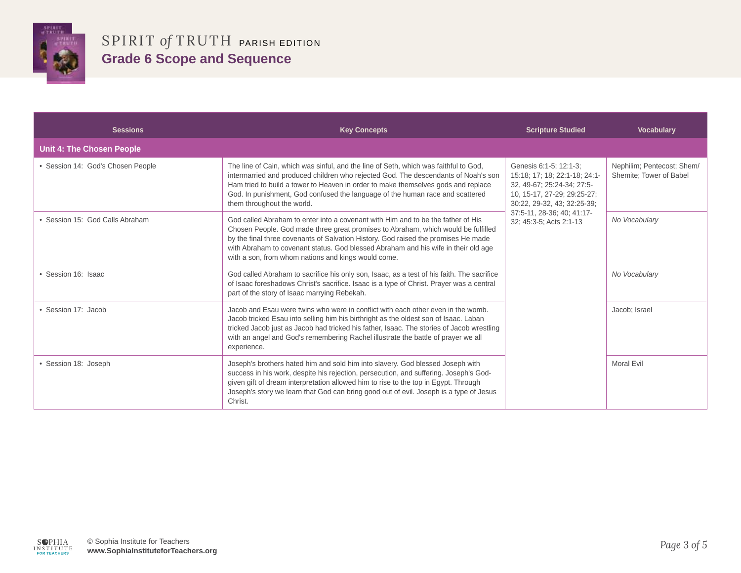# SPIRIT of TRUTH PARISH EDITION

## Grade 6 Scope and Sequence

| Sessions | Key Concepts | Scripture Studied | Vocabulary |
|---|---|---|---|
| **Unit 4: The Chosen People** | | | |
| • Session 14: God's Chosen People | The line of Cain, which was sinful, and the line of Seth, which was faithful to God, intermarried and produced children who rejected God. The descendants of Noah's son Ham tried to build a tower to Heaven in order to make themselves gods and replace God. In punishment, God confused the language of the human race and scattered them throughout the world. | Genesis 6:1-5; 12:1-3; 15:18; 17; 18; 22:1-18; 24:1-32, 49-67; 25:24-34; 27:5-10, 15-17, 27-29; 29:25-27; 30:22, 29-32, 43; 32:25-39; 37:5-11, 28-36; 40; 41:17-32; 45:3-5; Acts 2:1-13 | Nephilim; Pentecost; Shem/ Shemite; Tower of Babel |
| • Session 15: God Calls Abraham | God called Abraham to enter into a covenant with Him and to be the father of His Chosen People. God made three great promises to Abraham, which would be fulfilled by the final three covenants of Salvation History. God raised the promises He made with Abraham to covenant status. God blessed Abraham and his wife in their old age with a son, from whom nations and kings would come. | | *No Vocabulary* |
| • Session 16: Isaac | God called Abraham to sacrifice his only son, Isaac, as a test of his faith. The sacrifice of Isaac foreshadows Christ's sacrifice. Isaac is a type of Christ. Prayer was a central part of the story of Isaac marrying Rebekah. | | *No Vocabulary* |
| • Session 17: Jacob | Jacob and Esau were twins who were in conflict with each other even in the womb. Jacob tricked Esau into selling him his birthright as the oldest son of Isaac. Laban tricked Jacob just as Jacob had tricked his father, Isaac. The stories of Jacob wrestling with an angel and God's remembering Rachel illustrate the battle of prayer we all experience. | | Jacob; Israel |
| • Session 18: Joseph | Joseph's brothers hated him and sold him into slavery. God blessed Joseph with success in his work, despite his rejection, persecution, and suffering. Joseph's God-given gift of dream interpretation allowed him to rise to the top in Egypt. Through Joseph's story we learn that God can bring good out of evil. Joseph is a type of Jesus Christ. | | Moral Evil |

© Sophia Institute for Teachers
**www.SophiaInstituteforTeachers.org**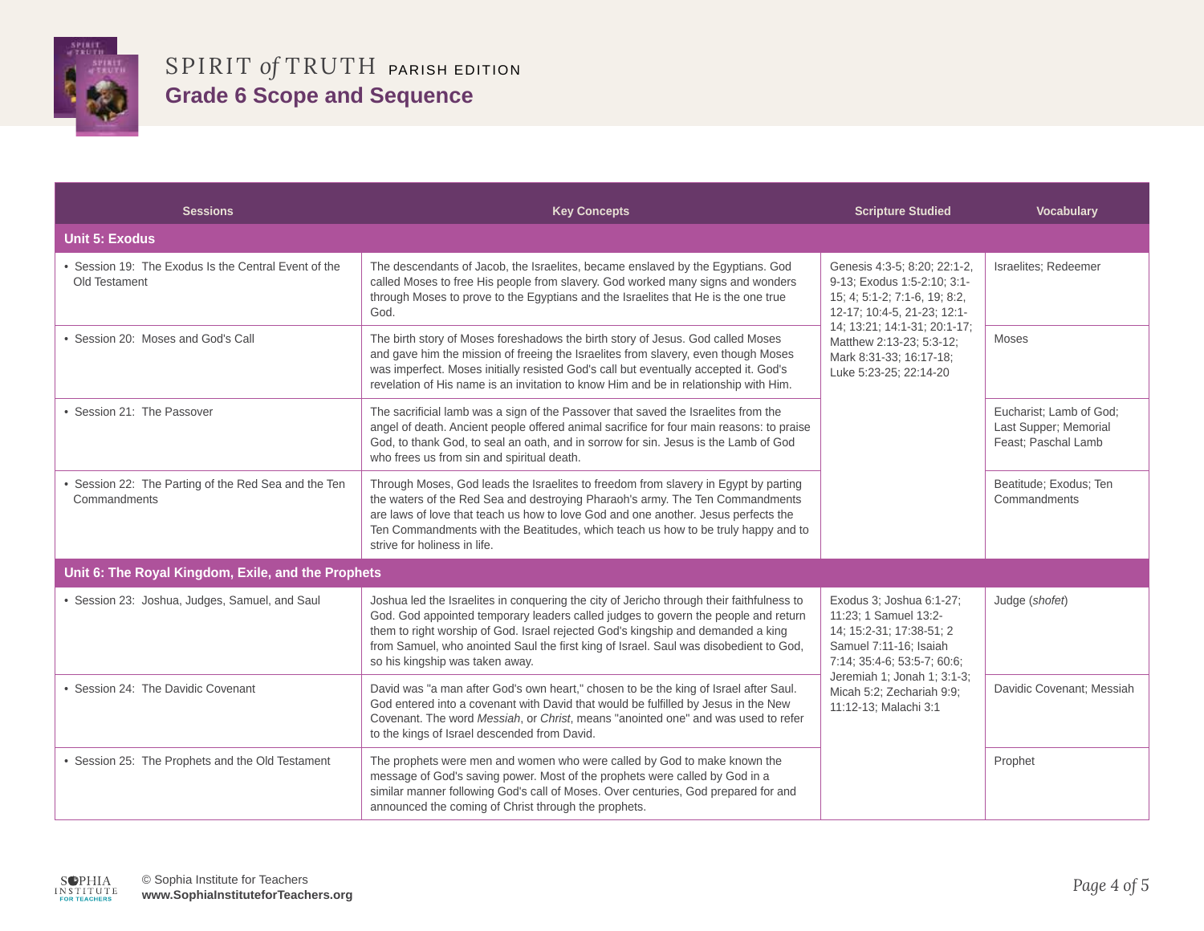# SPIRIT *of* TRUTH PARISH EDITION

## Grade 6 Scope and Sequence

| Sessions | Key Concepts | Scripture Studied | Vocabulary |
|---|---|---|---|
| **Unit 5: Exodus** | | | |
| • Session 19: The Exodus Is the Central Event of the Old Testament | The descendants of Jacob, the Israelites, became enslaved by the Egyptians. God called Moses to free His people from slavery. God worked many signs and wonders through Moses to prove to the Egyptians and the Israelites that He is the one true God. | Genesis 4:3-5; 8:20; 22:1-2, 9-13; Exodus 1:5-2:10; 3:1-15; 4; 5:1-2; 7:1-6, 19; 8:2, 12-17; 10:4-5, 21-23; 12:1-14; 13:21; 14:1-31; 20:1-17; Matthew 2:13-23; 5:3-12; Mark 8:31-33; 16:17-18; Luke 5:23-25; 22:14-20 | Israelites; Redeemer |
| • Session 20: Moses and God's Call | The birth story of Moses foreshadows the birth story of Jesus. God called Moses and gave him the mission of freeing the Israelites from slavery, even though Moses was imperfect. Moses initially resisted God's call but eventually accepted it. God's revelation of His name is an invitation to know Him and be in relationship with Him. | | Moses |
| • Session 21: The Passover | The sacrificial lamb was a sign of the Passover that saved the Israelites from the angel of death. Ancient people offered animal sacrifice for four main reasons: to praise God, to thank God, to seal an oath, and in sorrow for sin. Jesus is the Lamb of God who frees us from sin and spiritual death. | | Eucharist; Lamb of God; Last Supper; Memorial Feast; Paschal Lamb |
| • Session 22: The Parting of the Red Sea and the Ten Commandments | Through Moses, God leads the Israelites to freedom from slavery in Egypt by parting the waters of the Red Sea and destroying Pharaoh's army. The Ten Commandments are laws of love that teach us how to love God and one another. Jesus perfects the Ten Commandments with the Beatitudes, which teach us how to be truly happy and to strive for holiness in life. | | Beatitude; Exodus; Ten Commandments |
| **Unit 6: The Royal Kingdom, Exile, and the Prophets** | | | |
| • Session 23: Joshua, Judges, Samuel, and Saul | Joshua led the Israelites in conquering the city of Jericho through their faithfulness to God. God appointed temporary leaders called judges to govern the people and return them to right worship of God. Israel rejected God's kingship and demanded a king from Samuel, who anointed Saul the first king of Israel. Saul was disobedient to God, so his kingship was taken away. | Exodus 3; Joshua 6:1-27; 11:23; 1 Samuel 13:2-14; 15:2-31; 17:38-51; 2 Samuel 7:11-16; Isaiah 7:14; 35:4-6; 53:5-7; 60:6; Jeremiah 1; Jonah 1; 3:1-3; Micah 5:2; Zechariah 9:9; 11:12-13; Malachi 3:1 | Judge (*shofet*) |
| • Session 24: The Davidic Covenant | David was "a man after God's own heart," chosen to be the king of Israel after Saul. God entered into a covenant with David that would be fulfilled by Jesus in the New Covenant. The word *Messiah*, or *Christ*, means "anointed one" and was used to refer to the kings of Israel descended from David. | | Davidic Covenant; Messiah |
| • Session 25: The Prophets and the Old Testament | The prophets were men and women who were called by God to make known the message of God's saving power. Most of the prophets were called by God in a similar manner following God's call of Moses. Over centuries, God prepared for and announced the coming of Christ through the prophets. | | Prophet |

© Sophia Institute for Teachers
**www.SophiaInstituteforTeachers.org**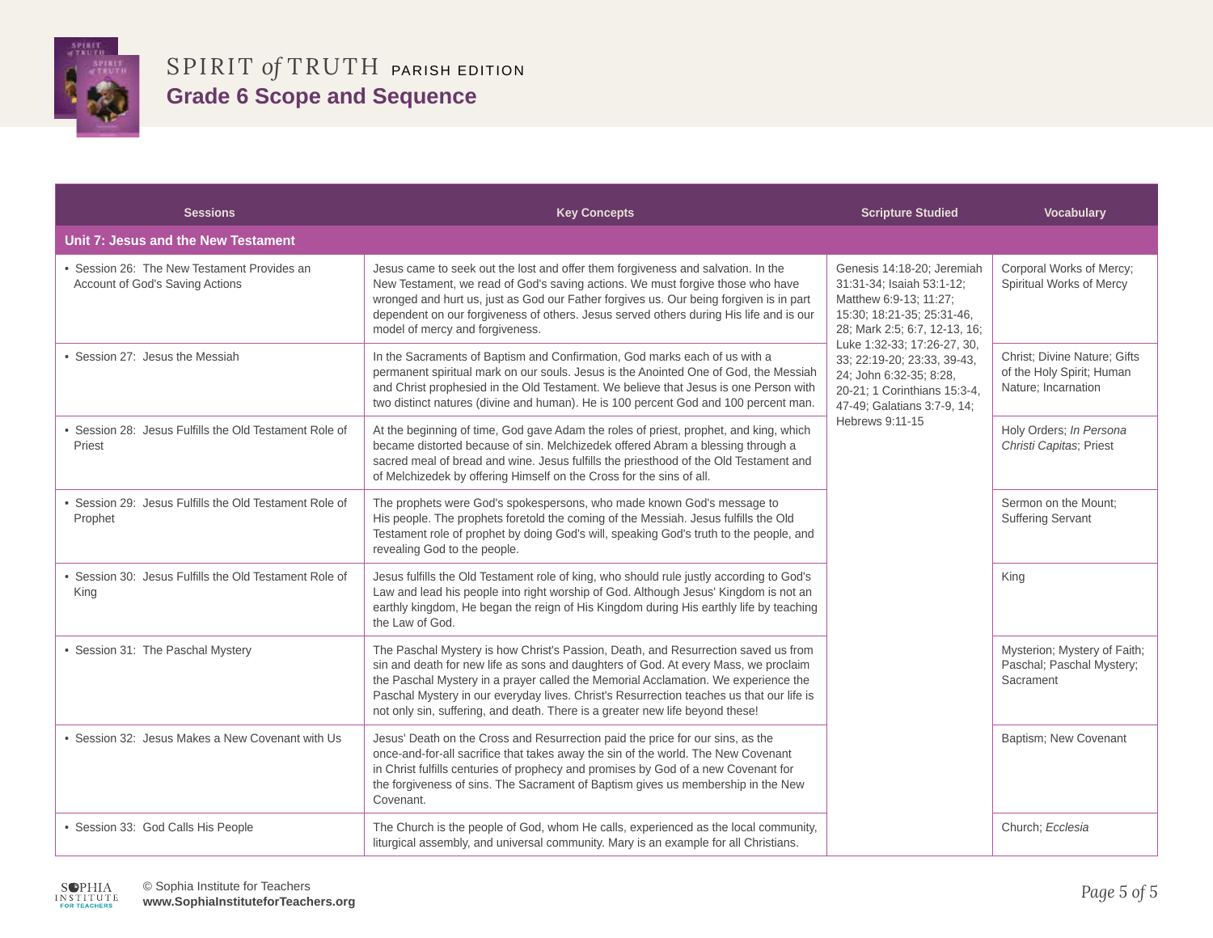# SPIRIT *of* TRUTH PARISH EDITION

## Grade 6 Scope and Sequence

| Sessions | Key Concepts | Scripture Studied | Vocabulary |
|---|---|---|---|
| **Unit 7: Jesus and the New Testament** | | | |
| • Session 26: The New Testament Provides an Account of God's Saving Actions | Jesus came to seek out the lost and offer them forgiveness and salvation. In the New Testament, we read of God's saving actions. We must forgive those who have wronged and hurt us, just as God our Father forgives us. Our being forgiven is in part dependent on our forgiveness of others. Jesus served others during His life and is our model of mercy and forgiveness. | Genesis 14:18-20; Jeremiah 31:31-34; Isaiah 53:1-12; Matthew 6:9-13; 11:27; 15:30; 18:21-35; 25:31-46, 28; Mark 2:5; 6:7, 12-13, 16; Luke 1:32-33; 17:26-27, 30, 33; 22:19-20; 23:33, 39-43, 24; John 6:32-35; 8:28, 20-21; 1 Corinthians 15:3-4, 47-49; Galatians 3:7-9, 14; Hebrews 9:11-15 | Corporal Works of Mercy; Spiritual Works of Mercy |
| • Session 27: Jesus the Messiah | In the Sacraments of Baptism and Confirmation, God marks each of us with a permanent spiritual mark on our souls. Jesus is the Anointed One of God, the Messiah and Christ prophesied in the Old Testament. We believe that Jesus is one Person with two distinct natures (divine and human). He is 100 percent God and 100 percent man. | | Christ; Divine Nature; Gifts of the Holy Spirit; Human Nature; Incarnation |
| • Session 28: Jesus Fulfills the Old Testament Role of Priest | At the beginning of time, God gave Adam the roles of priest, prophet, and king, which became distorted because of sin. Melchizedek offered Abram a blessing through a sacred meal of bread and wine. Jesus fulfills the priesthood of the Old Testament and of Melchizedek by offering Himself on the Cross for the sins of all. | | Holy Orders; *In Persona Christi Capitas*; Priest |
| • Session 29: Jesus Fulfills the Old Testament Role of Prophet | The prophets were God's spokespersons, who made known God's message to His people. The prophets foretold the coming of the Messiah. Jesus fulfills the Old Testament role of prophet by doing God's will, speaking God's truth to the people, and revealing God to the people. | | Sermon on the Mount; Suffering Servant |
| • Session 30: Jesus Fulfills the Old Testament Role of King | Jesus fulfills the Old Testament role of king, who should rule justly according to God's Law and lead his people into right worship of God. Although Jesus' Kingdom is not an earthly kingdom, He began the reign of His Kingdom during His earthly life by teaching the Law of God. | | King |
| • Session 31: The Paschal Mystery | The Paschal Mystery is how Christ's Passion, Death, and Resurrection saved us from sin and death for new life as sons and daughters of God. At every Mass, we proclaim the Paschal Mystery in a prayer called the Memorial Acclamation. We experience the Paschal Mystery in our everyday lives. Christ's Resurrection teaches us that our life is not only sin, suffering, and death. There is a greater new life beyond these! | | Mysterion; Mystery of Faith; Paschal; Paschal Mystery; Sacrament |
| • Session 32: Jesus Makes a New Covenant with Us | Jesus' Death on the Cross and Resurrection paid the price for our sins, as the once-and-for-all sacrifice that takes away the sin of the world. The New Covenant in Christ fulfills centuries of prophecy and promises by God of a new Covenant for the forgiveness of sins. The Sacrament of Baptism gives us membership in the New Covenant. | | Baptism; New Covenant |
| • Session 33: God Calls His People | The Church is the people of God, whom He calls, experienced as the local community, liturgical assembly, and universal community. Mary is an example for all Christians. | | Church; *Ecclesia* |

© Sophia Institute for Teachers
**www.SophiaInstituteforTeachers.org**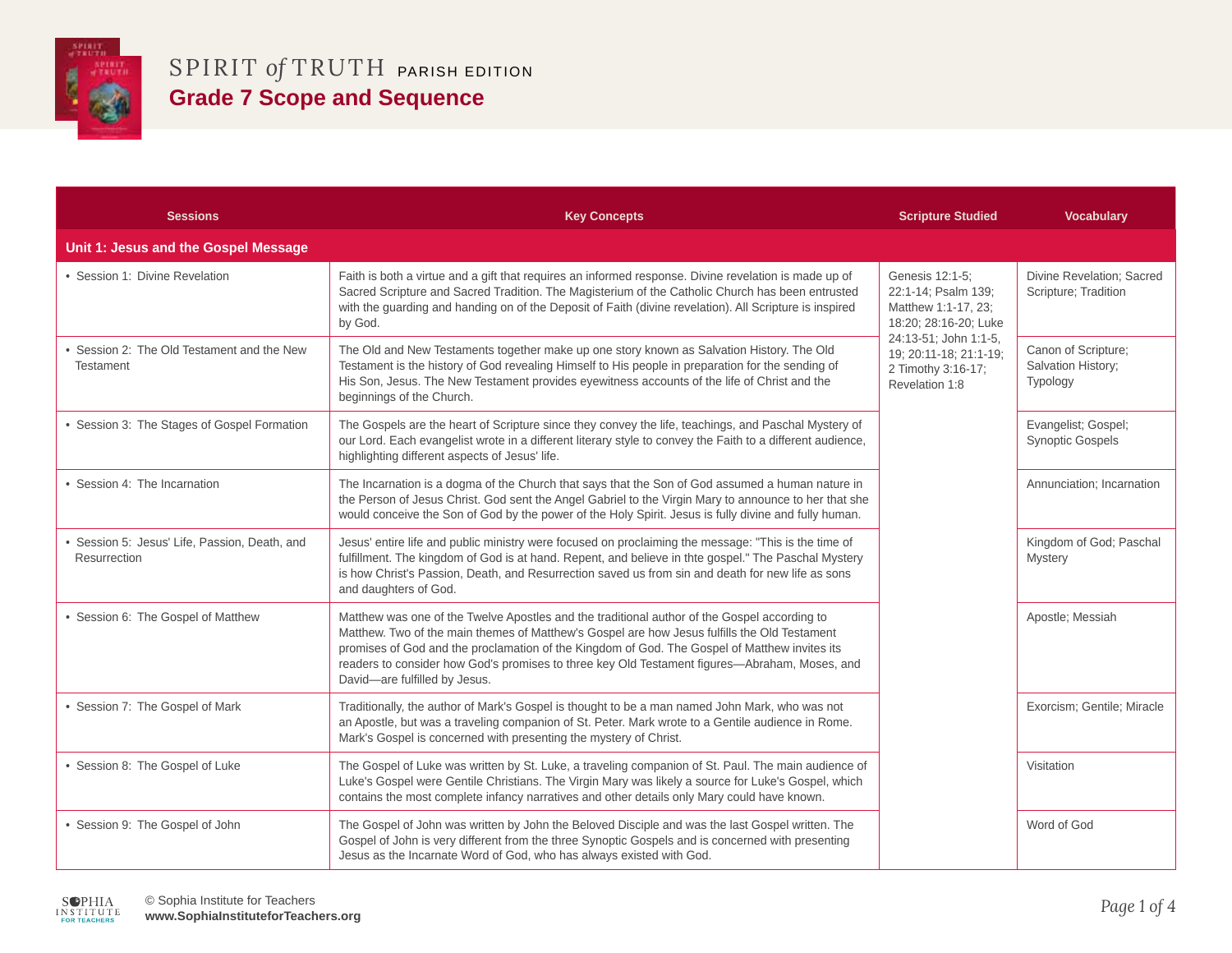# SPIRIT *of* TRUTH PARISH EDITION

## Grade 7 Scope and Sequence

| Sessions | Key Concepts | Scripture Studied | Vocabulary |
|---|---|---|---|
| **Unit 1: Jesus and the Gospel Message** | | | |
| • Session 1: Divine Revelation | Faith is both a virtue and a gift that requires an informed response. Divine revelation is made up of Sacred Scripture and Sacred Tradition. The Magisterium of the Catholic Church has been entrusted with the guarding and handing on of the Deposit of Faith (divine revelation). All Scripture is inspired by God. | Genesis 12:1-5; 22:1-14; Psalm 139; Matthew 1:1-17, 23; 18:20; 28:16-20; Luke 24:13-51; John 1:1-5, 19; 20:11-18; 21:1-19; 2 Timothy 3:16-17; Revelation 1:8 | Divine Revelation; Sacred Scripture; Tradition |
| • Session 2: The Old Testament and the New Testament | The Old and New Testaments together make up one story known as Salvation History. The Old Testament is the history of God revealing Himself to His people in preparation for the sending of His Son, Jesus. The New Testament provides eyewitness accounts of the life of Christ and the beginnings of the Church. | | Canon of Scripture; Salvation History; Typology |
| • Session 3: The Stages of Gospel Formation | The Gospels are the heart of Scripture since they convey the life, teachings, and Paschal Mystery of our Lord. Each evangelist wrote in a different literary style to convey the Faith to a different audience, highlighting different aspects of Jesus' life. | | Evangelist; Gospel; Synoptic Gospels |
| • Session 4: The Incarnation | The Incarnation is a dogma of the Church that says that the Son of God assumed a human nature in the Person of Jesus Christ. God sent the Angel Gabriel to the Virgin Mary to announce to her that she would conceive the Son of God by the power of the Holy Spirit. Jesus is fully divine and fully human. | | Annunciation; Incarnation |
| • Session 5: Jesus' Life, Passion, Death, and Resurrection | Jesus' entire life and public ministry were focused on proclaiming the message: "This is the time of fulfillment. The kingdom of God is at hand. Repent, and believe in thte gospel." The Paschal Mystery is how Christ's Passion, Death, and Resurrection saved us from sin and death for new life as sons and daughters of God. | | Kingdom of God; Paschal Mystery |
| • Session 6: The Gospel of Matthew | Matthew was one of the Twelve Apostles and the traditional author of the Gospel according to Matthew. Two of the main themes of Matthew's Gospel are how Jesus fulfills the Old Testament promises of God and the proclamation of the Kingdom of God. The Gospel of Matthew invites its readers to consider how God's promises to three key Old Testament figures—Abraham, Moses, and David—are fulfilled by Jesus. | | Apostle; Messiah |
| • Session 7: The Gospel of Mark | Traditionally, the author of Mark's Gospel is thought to be a man named John Mark, who was not an Apostle, but was a traveling companion of St. Peter. Mark wrote to a Gentile audience in Rome. Mark's Gospel is concerned with presenting the mystery of Christ. | | Exorcism; Gentile; Miracle |
| • Session 8: The Gospel of Luke | The Gospel of Luke was written by St. Luke, a traveling companion of St. Paul. The main audience of Luke's Gospel were Gentile Christians. The Virgin Mary was likely a source for Luke's Gospel, which contains the most complete infancy narratives and other details only Mary could have known. | | Visitation |
| • Session 9: The Gospel of John | The Gospel of John was written by John the Beloved Disciple and was the last Gospel written. The Gospel of John is very different from the three Synoptic Gospels and is concerned with presenting Jesus as the Incarnate Word of God, who has always existed with God. | | Word of God |

© Sophia Institute for Teachers
**www.SophiaInstituteforTeachers.org**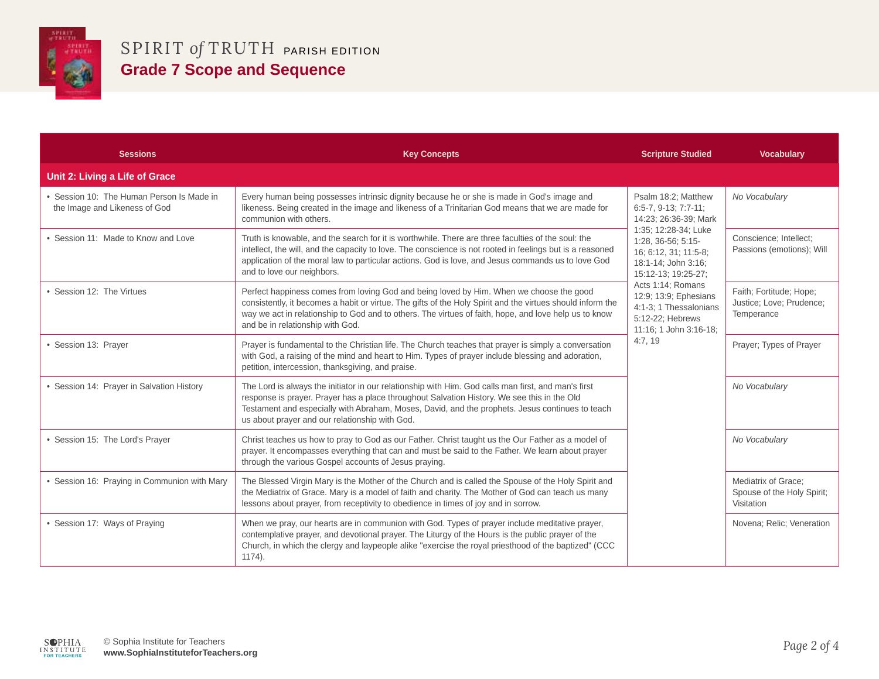# SPIRIT of TRUTH PARISH EDITION

## Grade 7 Scope and Sequence

| Sessions | Key Concepts | Scripture Studied | Vocabulary |
|---|---|---|---|
| **Unit 2: Living a Life of Grace** | | | |
| • Session 10: The Human Person Is Made in the Image and Likeness of God | Every human being possesses intrinsic dignity because he or she is made in God's image and likeness. Being created in the image and likeness of a Trinitarian God means that we are made for communion with others. | Psalm 18:2; Matthew 6:5-7, 9-13; 7:7-11; 14:23; 26:36-39; Mark 1:35; 12:28-34; Luke 1:28, 36-56; 5:15-16; 6:12, 31; 11:5-8; 18:1-14; John 3:16; 15:12-13; 19:25-27; Acts 1:14; Romans 12:9; 13:9; Ephesians 4:1-3; 1 Thessalonians 5:12-22; Hebrews 11:16; 1 John 3:16-18; 4:7, 19 | *No Vocabulary* |
| • Session 11: Made to Know and Love | Truth is knowable, and the search for it is worthwhile. There are three faculties of the soul: the intellect, the will, and the capacity to love. The conscience is not rooted in feelings but is a reasoned application of the moral law to particular actions. God is love, and Jesus commands us to love God and to love our neighbors. | | Conscience; Intellect; Passions (emotions); Will |
| • Session 12: The Virtues | Perfect happiness comes from loving God and being loved by Him. When we choose the good consistently, it becomes a habit or virtue. The gifts of the Holy Spirit and the virtues should inform the way we act in relationship to God and to others. The virtues of faith, hope, and love help us to know and be in relationship with God. | | Faith; Fortitude; Hope; Justice; Love; Prudence; Temperance |
| • Session 13: Prayer | Prayer is fundamental to the Christian life. The Church teaches that prayer is simply a conversation with God, a raising of the mind and heart to Him. Types of prayer include blessing and adoration, petition, intercession, thanksgiving, and praise. | | Prayer; Types of Prayer |
| • Session 14: Prayer in Salvation History | The Lord is always the initiator in our relationship with Him. God calls man first, and man's first response is prayer. Prayer has a place throughout Salvation History. We see this in the Old Testament and especially with Abraham, Moses, David, and the prophets. Jesus continues to teach us about prayer and our relationship with God. | | *No Vocabulary* |
| • Session 15: The Lord's Prayer | Christ teaches us how to pray to God as our Father. Christ taught us the Our Father as a model of prayer. It encompasses everything that can and must be said to the Father. We learn about prayer through the various Gospel accounts of Jesus praying. | | *No Vocabulary* |
| • Session 16: Praying in Communion with Mary | The Blessed Virgin Mary is the Mother of the Church and is called the Spouse of the Holy Spirit and the Mediatrix of Grace. Mary is a model of faith and charity. The Mother of God can teach us many lessons about prayer, from receptivity to obedience in times of joy and in sorrow. | | Mediatrix of Grace; Spouse of the Holy Spirit; Visitation |
| • Session 17: Ways of Praying | When we pray, our hearts are in communion with God. Types of prayer include meditative prayer, contemplative prayer, and devotional prayer. The Liturgy of the Hours is the public prayer of the Church, in which the clergy and laypeople alike "exercise the royal priesthood of the baptized" (CCC 1174). | | Novena; Relic; Veneration |

© Sophia Institute for Teachers
**www.SophiaInstituteforTeachers.org**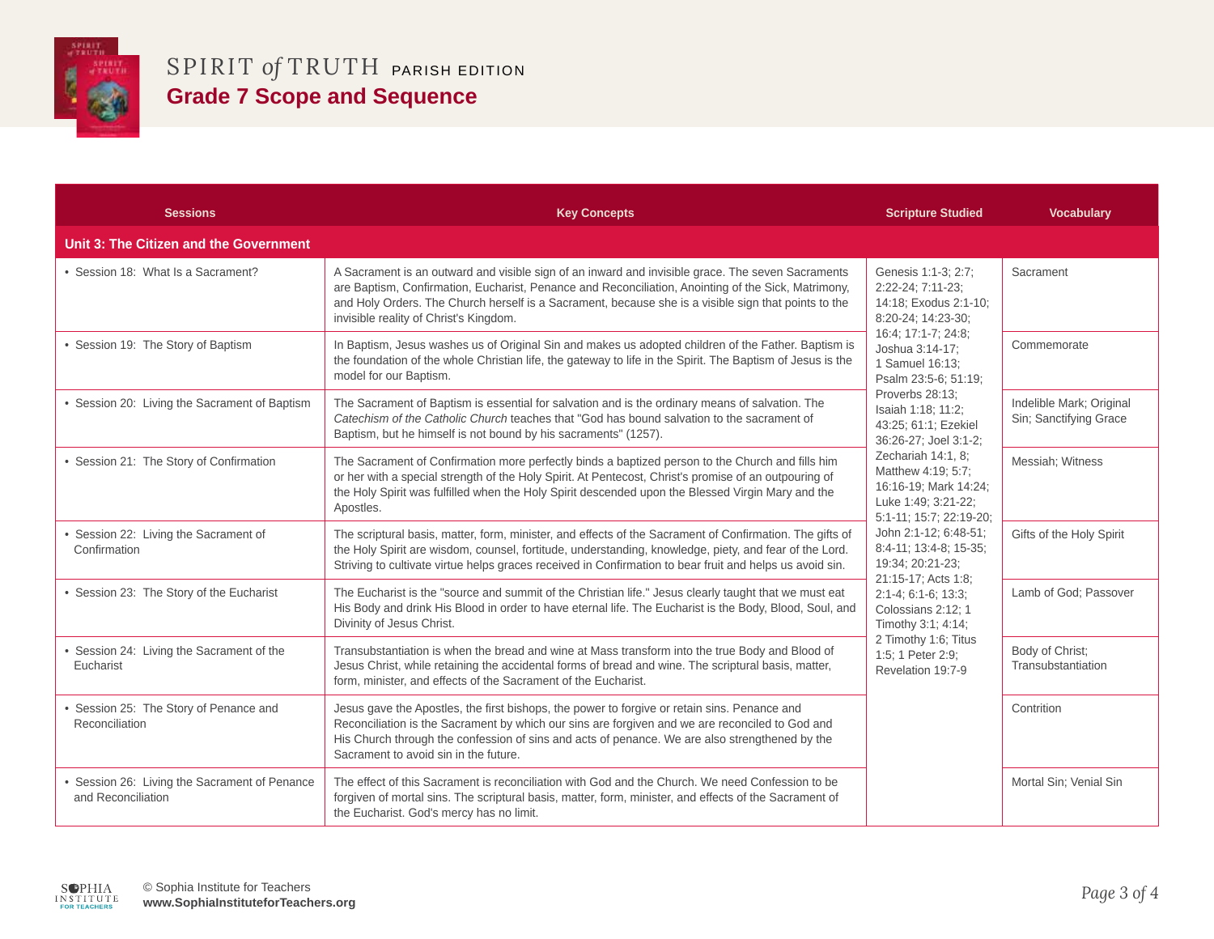# SPIRIT *of* TRUTH PARISH EDITION

## Grade 7 Scope and Sequence

| Sessions | Key Concepts | Scripture Studied | Vocabulary |
|---|---|---|---|
| **Unit 3: The Citizen and the Government** | | | |
| • Session 18: What Is a Sacrament? | A Sacrament is an outward and visible sign of an inward and invisible grace. The seven Sacraments are Baptism, Confirmation, Eucharist, Penance and Reconciliation, Anointing of the Sick, Matrimony, and Holy Orders. The Church herself is a Sacrament, because she is a visible sign that points to the invisible reality of Christ's Kingdom. | Genesis 1:1-3; 2:7; 2:22-24; 7:11-23; 14:18; Exodus 2:1-10; 8:20-24; 14:23-30; 16:4; 17:1-7; 24:8; Joshua 3:14-17; 1 Samuel 16:13; Psalm 23:5-6; 51:19; Proverbs 28:13; Isaiah 1:18; 11:2; 43:25; 61:1; Ezekiel 36:26-27; Joel 3:1-2; Zechariah 14:1, 8; Matthew 4:19; 5:7; 16:16-19; Mark 14:24; Luke 1:49; 3:21-22; 5:1-11; 15:7; 22:19-20; John 2:1-12; 6:48-51; 8:4-11; 13:4-8; 15-35; 19:34; 20:21-23; 21:15-17; Acts 1:8; 2:1-4; 6:1-6; 13:3; Colossians 2:12; 1 Timothy 3:1; 4:14; 2 Timothy 1:6; Titus 1:5; 1 Peter 2:9; Revelation 19:7-9 | Sacrament |
| • Session 19: The Story of Baptism | In Baptism, Jesus washes us of Original Sin and makes us adopted children of the Father. Baptism is the foundation of the whole Christian life, the gateway to life in the Spirit. The Baptism of Jesus is the model for our Baptism. | | Commemorate |
| • Session 20: Living the Sacrament of Baptism | The Sacrament of Baptism is essential for salvation and is the ordinary means of salvation. The *Catechism of the Catholic Church* teaches that "God has bound salvation to the sacrament of Baptism, but he himself is not bound by his sacraments" (1257). | | Indelible Mark; Original Sin; Sanctifying Grace |
| • Session 21: The Story of Confirmation | The Sacrament of Confirmation more perfectly binds a baptized person to the Church and fills him or her with a special strength of the Holy Spirit. At Pentecost, Christ's promise of an outpouring of the Holy Spirit was fulfilled when the Holy Spirit descended upon the Blessed Virgin Mary and the Apostles. | | Messiah; Witness |
| • Session 22: Living the Sacrament of Confirmation | The scriptural basis, matter, form, minister, and effects of the Sacrament of Confirmation. The gifts of the Holy Spirit are wisdom, counsel, fortitude, understanding, knowledge, piety, and fear of the Lord. Striving to cultivate virtue helps graces received in Confirmation to bear fruit and helps us avoid sin. | | Gifts of the Holy Spirit |
| • Session 23: The Story of the Eucharist | The Eucharist is the "source and summit of the Christian life." Jesus clearly taught that we must eat His Body and drink His Blood in order to have eternal life. The Eucharist is the Body, Blood, Soul, and Divinity of Jesus Christ. | | Lamb of God; Passover |
| • Session 24: Living the Sacrament of the Eucharist | Transubstantiation is when the bread and wine at Mass transform into the true Body and Blood of Jesus Christ, while retaining the accidental forms of bread and wine. The scriptural basis, matter, form, minister, and effects of the Sacrament of the Eucharist. | | Body of Christ; Transubstantiation |
| • Session 25: The Story of Penance and Reconciliation | Jesus gave the Apostles, the first bishops, the power to forgive or retain sins. Penance and Reconciliation is the Sacrament by which our sins are forgiven and we are reconciled to God and His Church through the confession of sins and acts of penance. We are also strengthened by the Sacrament to avoid sin in the future. | | Contrition |
| • Session 26: Living the Sacrament of Penance and Reconciliation | The effect of this Sacrament is reconciliation with God and the Church. We need Confession to be forgiven of mortal sins. The scriptural basis, matter, form, minister, and effects of the Sacrament of the Eucharist. God's mercy has no limit. | | Mortal Sin; Venial Sin |

© Sophia Institute for Teachers
**www.SophiaInstituteforTeachers.org**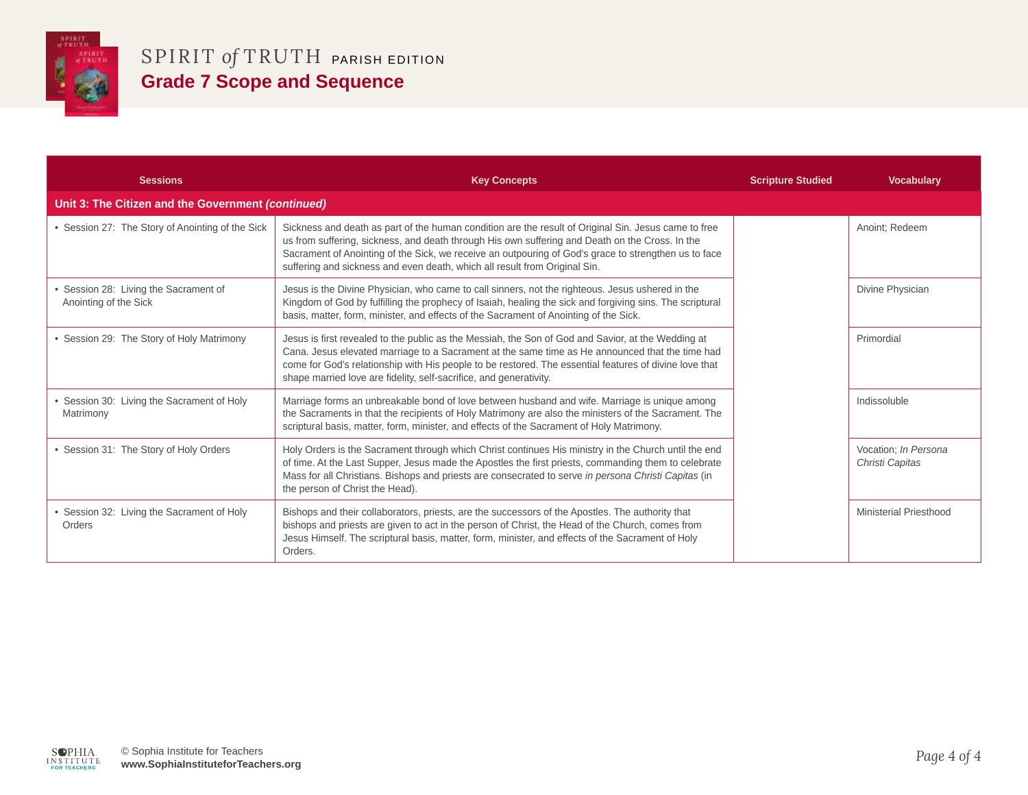# SPIRIT *of* TRUTH PARISH EDITION

## Grade 7 Scope and Sequence

| Sessions | Key Concepts | Scripture Studied | Vocabulary |
|---|---|---|---|
| **Unit 3: The Citizen and the Government *(continued)*** | | | |
| • Session 27: The Story of Anointing of the Sick | Sickness and death as part of the human condition are the result of Original Sin. Jesus came to free us from suffering, sickness, and death through His own suffering and Death on the Cross. In the Sacrament of Anointing of the Sick, we receive an outpouring of God's grace to strengthen us to face suffering and sickness and even death, which all result from Original Sin. | | Anoint; Redeem |
| • Session 28: Living the Sacrament of Anointing of the Sick | Jesus is the Divine Physician, who came to call sinners, not the righteous. Jesus ushered in the Kingdom of God by fulfilling the prophecy of Isaiah, healing the sick and forgiving sins. The scriptural basis, matter, form, minister, and effects of the Sacrament of Anointing of the Sick. | | Divine Physician |
| • Session 29: The Story of Holy Matrimony | Jesus is first revealed to the public as the Messiah, the Son of God and Savior, at the Wedding at Cana. Jesus elevated marriage to a Sacrament at the same time as He announced that the time had come for God's relationship with His people to be restored. The essential features of divine love that shape married love are fidelity, self-sacrifice, and generativity. | | Primordial |
| • Session 30: Living the Sacrament of Holy Matrimony | Marriage forms an unbreakable bond of love between husband and wife. Marriage is unique among the Sacraments in that the recipients of Holy Matrimony are also the ministers of the Sacrament. The scriptural basis, matter, form, minister, and effects of the Sacrament of Holy Matrimony. | | Indissoluble |
| • Session 31: The Story of Holy Orders | Holy Orders is the Sacrament through which Christ continues His ministry in the Church until the end of time. At the Last Supper, Jesus made the Apostles the first priests, commanding them to celebrate Mass for all Christians. Bishops and priests are consecrated to serve *in persona Christi Capitas* (in the person of Christ the Head). | | Vocation; *In Persona Christi Capitas* |
| • Session 32: Living the Sacrament of Holy Orders | Bishops and their collaborators, priests, are the successors of the Apostles. The authority that bishops and priests are given to act in the person of Christ, the Head of the Church, comes from Jesus Himself. The scriptural basis, matter, form, minister, and effects of the Sacrament of Holy Orders. | | Ministerial Priesthood |

© Sophia Institute for Teachers
**www.SophiaInstituteforTeachers.org**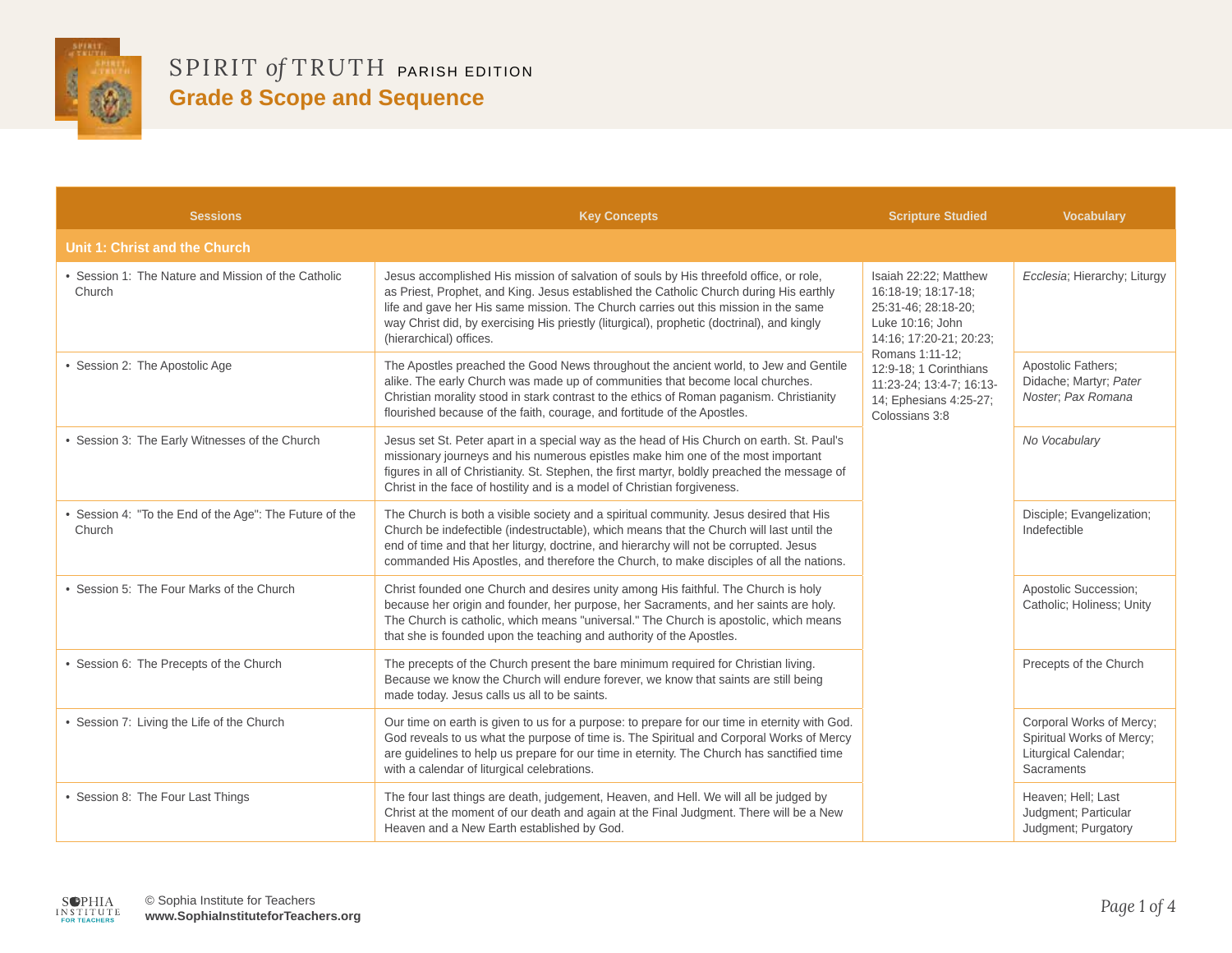# SPIRIT *of* TRUTH PARISH EDITION

## Grade 8 Scope and Sequence

| Sessions | Key Concepts | Scripture Studied | Vocabulary |
|---|---|---|---|
| **Unit 1: Christ and the Church** | | | |
| • Session 1: The Nature and Mission of the Catholic Church | Jesus accomplished His mission of salvation of souls by His threefold office, or role, as Priest, Prophet, and King. Jesus established the Catholic Church during His earthly life and gave her His same mission. The Church carries out this mission in the same way Christ did, by exercising His priestly (liturgical), prophetic (doctrinal), and kingly (hierarchical) offices. | Isaiah 22:22; Matthew 16:18-19; 18:17-18; 25:31-46; 28:18-20; Luke 10:16; John 14:16; 17:20-21; 20:23; Romans 1:11-12; 12:9-18; 1 Corinthians 11:23-24; 13:4-7; 16:13-14; Ephesians 4:25-27; Colossians 3:8 | *Ecclesia*; Hierarchy; Liturgy |
| • Session 2: The Apostolic Age | The Apostles preached the Good News throughout the ancient world, to Jew and Gentile alike. The early Church was made up of communities that become local churches. Christian morality stood in stark contrast to the ethics of Roman paganism. Christianity flourished because of the faith, courage, and fortitude of the Apostles. | | Apostolic Fathers; Didache; Martyr; *Pater Noster*; *Pax Romana* |
| • Session 3: The Early Witnesses of the Church | Jesus set St. Peter apart in a special way as the head of His Church on earth. St. Paul's missionary journeys and his numerous epistles make him one of the most important figures in all of Christianity. St. Stephen, the first martyr, boldly preached the message of Christ in the face of hostility and is a model of Christian forgiveness. | | *No Vocabulary* |
| • Session 4: "To the End of the Age": The Future of the Church | The Church is both a visible society and a spiritual community. Jesus desired that His Church be indefectible (indestructable), which means that the Church will last until the end of time and that her liturgy, doctrine, and hierarchy will not be corrupted. Jesus commanded His Apostles, and therefore the Church, to make disciples of all the nations. | | Disciple; Evangelization; Indefectible |
| • Session 5: The Four Marks of the Church | Christ founded one Church and desires unity among His faithful. The Church is holy because her origin and founder, her purpose, her Sacraments, and her saints are holy. The Church is catholic, which means "universal." The Church is apostolic, which means that she is founded upon the teaching and authority of the Apostles. | | Apostolic Succession; Catholic; Holiness; Unity |
| • Session 6: The Precepts of the Church | The precepts of the Church present the bare minimum required for Christian living. Because we know the Church will endure forever, we know that saints are still being made today. Jesus calls us all to be saints. | | Precepts of the Church |
| • Session 7: Living the Life of the Church | Our time on earth is given to us for a purpose: to prepare for our time in eternity with God. God reveals to us what the purpose of time is. The Spiritual and Corporal Works of Mercy are guidelines to help us prepare for our time in eternity. The Church has sanctified time with a calendar of liturgical celebrations. | | Corporal Works of Mercy; Spiritual Works of Mercy; Liturgical Calendar; Sacraments |
| • Session 8: The Four Last Things | The four last things are death, judgement, Heaven, and Hell. We will all be judged by Christ at the moment of our death and again at the Final Judgment. There will be a New Heaven and a New Earth established by God. | | Heaven; Hell; Last Judgment; Particular Judgment; Purgatory |

© Sophia Institute for Teachers
**www.SophiaInstituteforTeachers.org**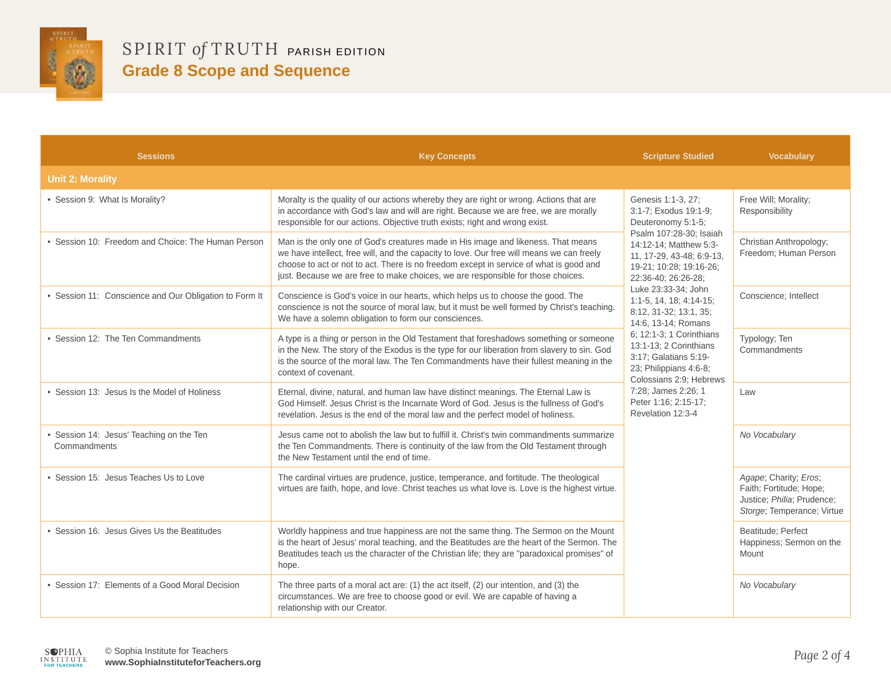# SPIRIT *of* TRUTH PARISH EDITION

## Grade 8 Scope and Sequence

| Sessions | Key Concepts | Scripture Studied | Vocabulary |
|---|---|---|---|
| **Unit 2: Morality** | | | |
| • Session 9: What Is Morality? | Moralty is the quality of our actions whereby they are right or wrong. Actions that are in accordance with God's law and will are right. Because we are free, we are morally responsible for our actions. Objective truth exists; right and wrong exist. | Genesis 1:1-3, 27; 3:1-7; Exodus 19:1-9; Deuteronomy 5:1-5; Psalm 107:28-30; Isaiah 14:12-14; Matthew 5:3-11, 17-29, 43-48; 6:9-13, 19-21; 10:28; 19:16-26; 22:36-40; 26:26-28; Luke 23:33-34; John 1:1-5, 14, 18; 4:14-15; 8:12, 31-32; 13:1, 35; 14:6, 13-14; Romans 6; 12:1-3; 1 Corinthians 13:1-13; 2 Corinthians 3:17; Galatians 5:19-23; Philippians 4:6-8; Colossians 2:9; Hebrews 7:28; James 2:26; 1 Peter 1:16; 2:15-17; Revelation 12:3-4 | Free Will; Morality; Responsibility |
| • Session 10: Freedom and Choice: The Human Person | Man is the only one of God's creatures made in His image and likeness. That means we have intellect, free will, and the capacity to love. Our free will means we can freely choose to act or not to act. There is no freedom except in service of what is good and just. Because we are free to make choices, we are responsible for those choices. | | Christian Anthropology; Freedom; Human Person |
| • Session 11: Conscience and Our Obligation to Form It | Conscience is God's voice in our hearts, which helps us to choose the good. The conscience is not the source of moral law, but it must be well formed by Christ's teaching. We have a solemn obligation to form our consciences. | | Conscience; Intellect |
| • Session 12: The Ten Commandments | A type is a thing or person in the Old Testament that foreshadows something or someone in the New. The story of the Exodus is the type for our liberation from slavery to sin. God is the source of the moral law. The Ten Commandments have their fullest meaning in the context of covenant. | | Typology; Ten Commandments |
| • Session 13: Jesus Is the Model of Holiness | Eternal, divine, natural, and human law have distinct meanings. The Eternal Law is God Himself. Jesus Christ is the Incarnate Word of God. Jesus is the fullness of God's revelation. Jesus is the end of the moral law and the perfect model of holiness. | | Law |
| • Session 14: Jesus' Teaching on the Ten Commandments | Jesus came not to abolish the law but to fulfill it. Christ's twin commandments summarize the Ten Commandments. There is continuity of the law from the Old Testament through the New Testament until the end of time. | | *No Vocabulary* |
| • Session 15: Jesus Teaches Us to Love | The cardinal virtues are prudence, justice, temperance, and fortitude. The theological virtues are faith, hope, and love. Christ teaches us what love is. Love is the highest virtue. | | *Agape*; Charity; *Eros*; Faith; Fortitude; Hope; Justice; *Philia*; Prudence; *Storge*; Temperance; Virtue |
| • Session 16: Jesus Gives Us the Beatitudes | Worldly happiness and true happiness are not the same thing. The Sermon on the Mount is the heart of Jesus' moral teaching, and the Beatitudes are the heart of the Sermon. The Beatitudes teach us the character of the Christian life; they are "paradoxical promises" of hope. | | Beatitude; Perfect Happiness; Sermon on the Mount |
| • Session 17: Elements of a Good Moral Decision | The three parts of a moral act are: (1) the act itself, (2) our intention, and (3) the circumstances. We are free to choose good or evil. We are capable of having a relationship with our Creator. | | *No Vocabulary* |

© Sophia Institute for Teachers
**www.SophiaInstituteforTeachers.org**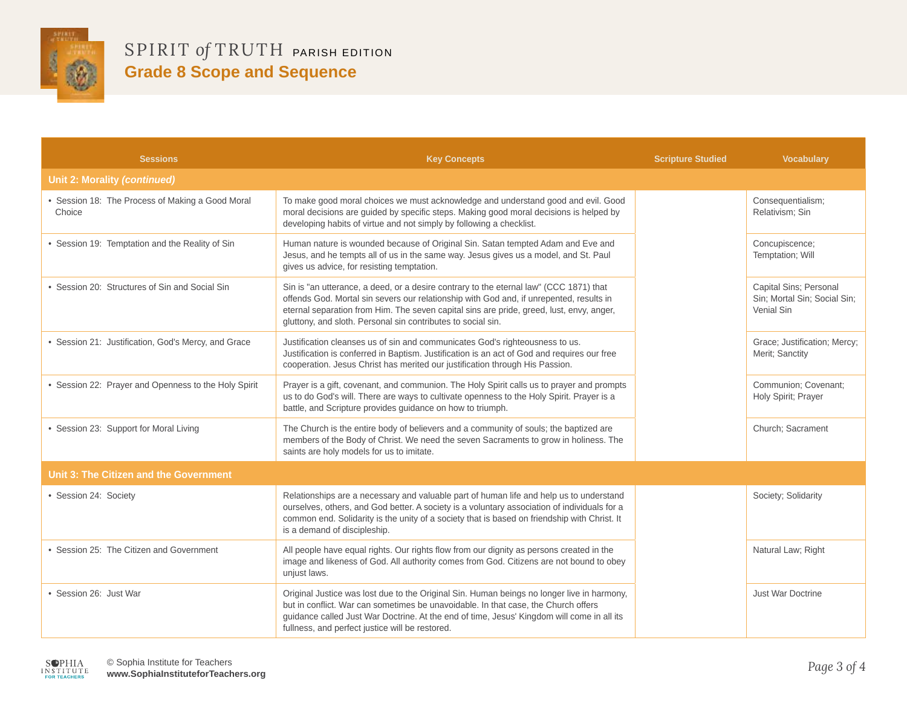# SPIRIT *of* TRUTH PARISH EDITION

## Grade 8 Scope and Sequence

| Sessions | Key Concepts | Scripture Studied | Vocabulary |
|---|---|---|---|
| **Unit 2: Morality *(continued)*** | | | |
| • Session 18: The Process of Making a Good Moral Choice | To make good moral choices we must acknowledge and understand good and evil. Good moral decisions are guided by specific steps. Making good moral decisions is helped by developing habits of virtue and not simply by following a checklist. | | Consequentialism; Relativism; Sin |
| • Session 19: Temptation and the Reality of Sin | Human nature is wounded because of Original Sin. Satan tempted Adam and Eve and Jesus, and he tempts all of us in the same way. Jesus gives us a model, and St. Paul gives us advice, for resisting temptation. | | Concupiscence; Temptation; Will |
| • Session 20: Structures of Sin and Social Sin | Sin is "an utterance, a deed, or a desire contrary to the eternal law" (CCC 1871) that offends God. Mortal sin severs our relationship with God and, if unrepented, results in eternal separation from Him. The seven capital sins are pride, greed, lust, envy, anger, gluttony, and sloth. Personal sin contributes to social sin. | | Capital Sins; Personal Sin; Mortal Sin; Social Sin; Venial Sin |
| • Session 21: Justification, God's Mercy, and Grace | Justification cleanses us of sin and communicates God's righteousness to us. Justification is conferred in Baptism. Justification is an act of God and requires our free cooperation. Jesus Christ has merited our justification through His Passion. | | Grace; Justification; Mercy; Merit; Sanctity |
| • Session 22: Prayer and Openness to the Holy Spirit | Prayer is a gift, covenant, and communion. The Holy Spirit calls us to prayer and prompts us to do God's will. There are ways to cultivate openness to the Holy Spirit. Prayer is a battle, and Scripture provides guidance on how to triumph. | | Communion; Covenant; Holy Spirit; Prayer |
| • Session 23: Support for Moral Living | The Church is the entire body of believers and a community of souls; the baptized are members of the Body of Christ. We need the seven Sacraments to grow in holiness. The saints are holy models for us to imitate. | | Church; Sacrament |
| **Unit 3: The Citizen and the Government** | | | |
| • Session 24: Society | Relationships are a necessary and valuable part of human life and help us to understand ourselves, others, and God better. A society is a voluntary association of individuals for a common end. Solidarity is the unity of a society that is based on friendship with Christ. It is a demand of discipleship. | | Society; Solidarity |
| • Session 25: The Citizen and Government | All people have equal rights. Our rights flow from our dignity as persons created in the image and likeness of God. All authority comes from God. Citizens are not bound to obey unjust laws. | | Natural Law; Right |
| • Session 26: Just War | Original Justice was lost due to the Original Sin. Human beings no longer live in harmony, but in conflict. War can sometimes be unavoidable. In that case, the Church offers guidance called Just War Doctrine. At the end of time, Jesus' Kingdom will come in all its fullness, and perfect justice will be restored. | | Just War Doctrine |

© Sophia Institute for Teachers
**www.SophiaInstituteforTeachers.org**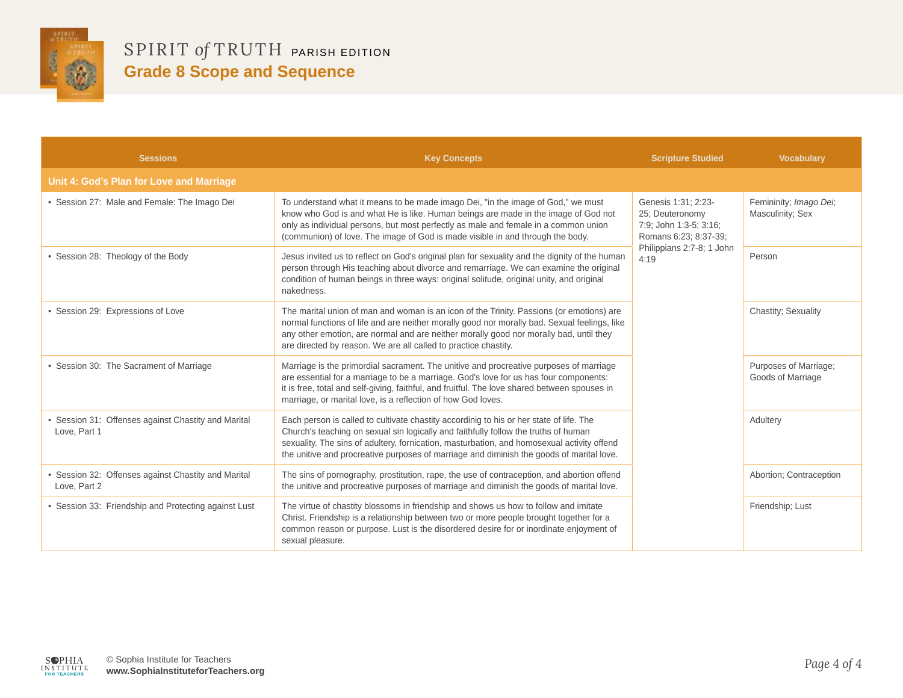# SPIRIT *of* TRUTH PARISH EDITION

## Grade 8 Scope and Sequence

| Sessions | Key Concepts | Scripture Studied | Vocabulary |
|---|---|---|---|
| **Unit 4: God's Plan for Love and Marriage** | | | |
| • Session 27: Male and Female: The Imago Dei | To understand what it means to be made imago Dei, "in the image of God," we must know who God is and what He is like. Human beings are made in the image of God not only as individual persons, but most perfectly as male and female in a common union (communion) of love. The image of God is made visible in and through the body. | Genesis 1:31; 2:23-25; Deuteronomy 7:9; John 1:3-5; 3:16; Romans 6:23; 8:37-39; Philippians 2:7-8; 1 John 4:19 | Femininity; *Imago Dei*; Masculinity; Sex |
| • Session 28: Theology of the Body | Jesus invited us to reflect on God's original plan for sexuality and the dignity of the human person through His teaching about divorce and remarriage. We can examine the original condition of human beings in three ways: original solitude, original unity, and original nakedness. | | Person |
| • Session 29: Expressions of Love | The marital union of man and woman is an icon of the Trinity. Passions (or emotions) are normal functions of life and are neither morally good nor morally bad. Sexual feelings, like any other emotion, are normal and are neither morally good nor morally bad, until they are directed by reason. We are all called to practice chastity. | | Chastity; Sexuality |
| • Session 30: The Sacrament of Marriage | Marriage is the primordial sacrament. The unitive and procreative purposes of marriage are essential for a marriage to be a marriage. God's love for us has four components: it is free, total and self-giving, faithful, and fruitful. The love shared between spouses in marriage, or marital love, is a reflection of how God loves. | | Purposes of Marriage; Goods of Marriage |
| • Session 31: Offenses against Chastity and Marital Love, Part 1 | Each person is called to cultivate chastity accordinig to his or her state of life. The Church's teaching on sexual sin logically and faithfully follow the truths of human sexuality. The sins of adultery, fornication, masturbation, and homosexual activity offend the unitive and procreative purposes of marriage and diminish the goods of marital love. | | Adultery |
| • Session 32: Offenses against Chastity and Marital Love, Part 2 | The sins of pornography, prostitution, rape, the use of contraception, and abortion offend the unitive and procreative purposes of marriage and diminish the goods of marital love. | | Abortion; Contraception |
| • Session 33: Friendship and Protecting against Lust | The virtue of chastity blossoms in friendship and shows us how to follow and imitate Christ. Friendship is a relationship between two or more people brought together for a common reason or purpose. Lust is the disordered desire for or inordinate enjoyment of sexual pleasure. | | Friendship; Lust |

© Sophia Institute for Teachers
**www.SophiaInstituteforTeachers.org**